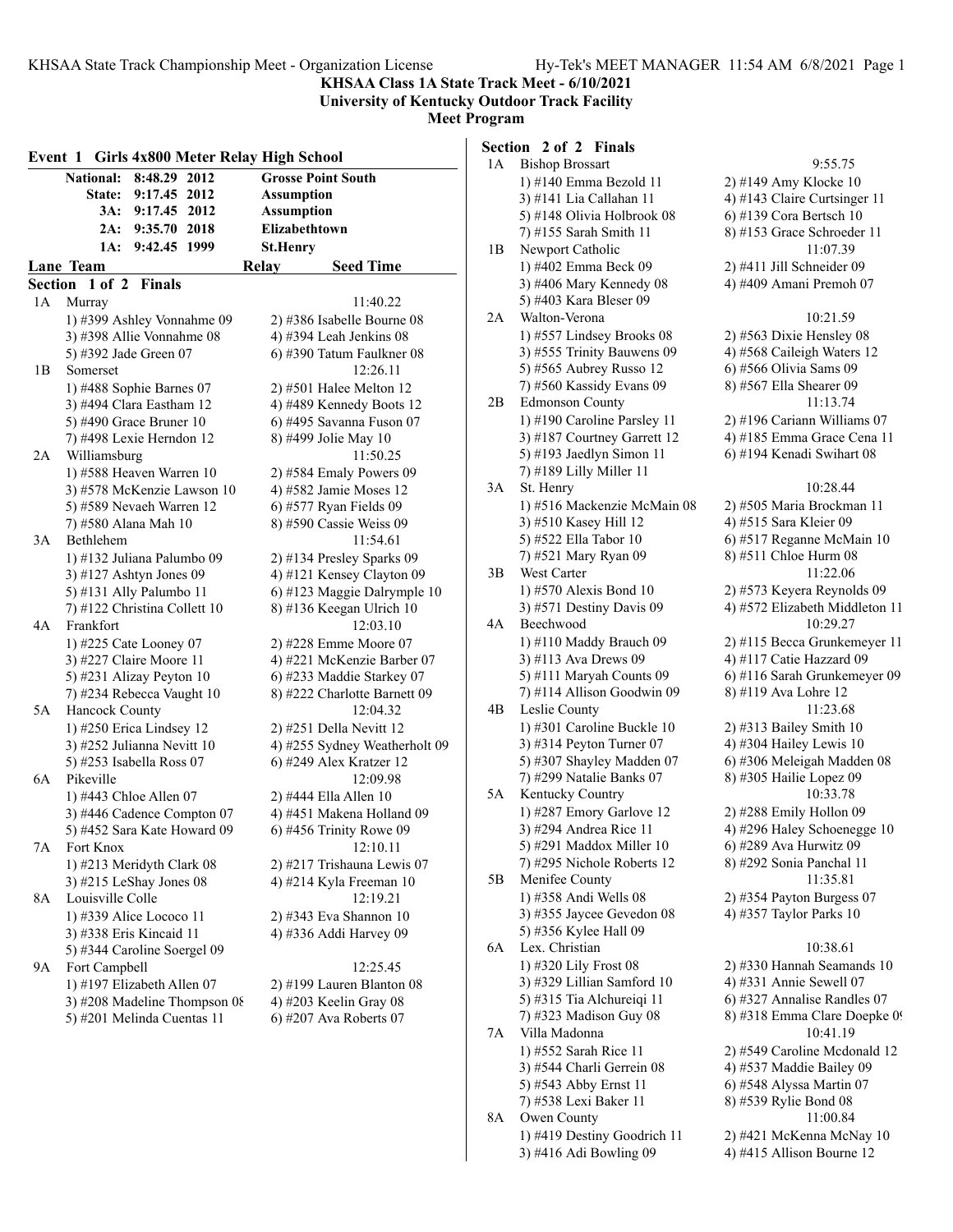KHSAA State Track Championship Meet - Organization License

**KHSAA Class 1A State Track Meet - 6/10/2021**
**University of Kentucky Outdoor Track Facility**
**Meet Program**

## Event 1 Girls 4x800 Meter Relay High School

| | | | |
|---|---|---|---|
| **National:** | **8:48.29** | **2012** | **Grosse Point South** |
| **State:** | **9:17.45** | **2012** | **Assumption** |
| **3A:** | **9:17.45** | **2012** | **Assumption** |
| **2A:** | **9:35.70** | **2018** | **Elizabethtown** |
| **1A:** | **9:42.45** | **1999** | **St.Henry** |

**Lane Team — Relay — Seed Time**

### Section 1 of 2 Finals

**1A Murray** — 11:40.22
1) #399 Ashley Vonnahme 09; 2) #386 Isabelle Bourne 08; 3) #398 Allie Vonnahme 08; 4) #394 Leah Jenkins 08; 5) #392 Jade Green 07; 6) #390 Tatum Faulkner 08

**1B Somerset** — 12:26.11
1) #488 Sophie Barnes 07; 2) #501 Halee Melton 12; 3) #494 Clara Eastham 12; 4) #489 Kennedy Boots 12; 5) #490 Grace Bruner 10; 6) #495 Savanna Fuson 07; 7) #498 Lexie Herndon 12; 8) #499 Jolie May 10

**2A Williamsburg** — 11:50.25
1) #588 Heaven Warren 10; 2) #584 Emaly Powers 09; 3) #578 McKenzie Lawson 10; 4) #582 Jamie Moses 12; 5) #589 Nevaeh Warren 12; 6) #577 Ryan Fields 09; 7) #580 Alana Mah 10; 8) #590 Cassie Weiss 09

**3A Bethlehem** — 11:54.61
1) #132 Juliana Palumbo 09; 2) #134 Presley Sparks 09; 3) #127 Ashtyn Jones 09; 4) #121 Kensey Clayton 09; 5) #131 Ally Palumbo 11; 6) #123 Maggie Dalrymple 10; 7) #122 Christina Collett 10; 8) #136 Keegan Ulrich 10

**4A Frankfort** — 12:03.10
1) #225 Cate Looney 07; 2) #228 Emme Moore 07; 3) #227 Claire Moore 11; 4) #221 McKenzie Barber 07; 5) #231 Alizay Peyton 10; 6) #233 Maddie Starkey 07; 7) #234 Rebecca Vaught 10; 8) #222 Charlotte Barnett 09

**5A Hancock County** — 12:04.32
1) #250 Erica Lindsey 12; 2) #251 Della Nevitt 12; 3) #252 Julianna Nevitt 10; 4) #255 Sydney Weatherholt 09; 5) #253 Isabella Ross 07; 6) #249 Alex Kratzer 12

**6A Pikeville** — 12:09.98
1) #443 Chloe Allen 07; 2) #444 Ella Allen 10; 3) #446 Cadence Compton 07; 4) #451 Makena Holland 09; 5) #452 Sara Kate Howard 09; 6) #456 Trinity Rowe 09

**7A Fort Knox** — 12:10.11
1) #213 Meridyth Clark 08; 2) #217 Trishauna Lewis 07; 3) #215 LeShay Jones 08; 4) #214 Kyla Freeman 10

**8A Louisville Colle** — 12:19.21
1) #339 Alice Lococo 11; 2) #343 Eva Shannon 10; 3) #338 Eris Kincaid 11; 4) #336 Addi Harvey 09; 5) #344 Caroline Soergel 09

**9A Fort Campbell** — 12:25.45
1) #197 Elizabeth Allen 07; 2) #199 Lauren Blanton 08; 3) #208 Madeline Thompson 08; 4) #203 Keelin Gray 08; 5) #201 Melinda Cuentas 11; 6) #207 Ava Roberts 07

### Section 2 of 2 Finals

**1A Bishop Brossart** — 9:55.75
1) #140 Emma Bezold 11; 2) #149 Amy Klocke 10; 3) #141 Lia Callahan 11; 4) #143 Claire Curtsinger 11; 5) #148 Olivia Holbrook 08; 6) #139 Cora Bertsch 10; 7) #155 Sarah Smith 11; 8) #153 Grace Schroeder 11

**1B Newport Catholic** — 11:07.39
1) #402 Emma Beck 09; 2) #411 Jill Schneider 09; 3) #406 Mary Kennedy 08; 4) #409 Amani Premoh 07; 5) #403 Kara Bleser 09

**2A Walton-Verona** — 10:21.59
1) #557 Lindsey Brooks 08; 2) #563 Dixie Hensley 08; 3) #555 Trinity Bauwens 09; 4) #568 Caileigh Waters 12; 5) #565 Aubrey Russo 12; 6) #566 Olivia Sams 09; 7) #560 Kassidy Evans 09; 8) #567 Ella Shearer 09

**2B Edmonson County** — 11:13.74
1) #190 Caroline Parsley 11; 2) #196 Cariann Williams 07; 3) #187 Courtney Garrett 12; 4) #185 Emma Grace Cena 11; 5) #193 Jaedlyn Simon 11; 6) #194 Kenadi Swihart 08; 7) #189 Lilly Miller 11

**3A St. Henry** — 10:28.44
1) #516 Mackenzie McMain 08; 2) #505 Maria Brockman 11; 3) #510 Kasey Hill 12; 4) #515 Sara Kleier 09; 5) #522 Ella Tabor 10; 6) #517 Reganne McMain 10; 7) #521 Mary Ryan 09; 8) #511 Chloe Hurm 08

**3B West Carter** — 11:22.06
1) #570 Alexis Bond 10; 2) #573 Keyera Reynolds 09; 3) #571 Destiny Davis 09; 4) #572 Elizabeth Middleton 11

**4A Beechwood** — 10:29.27
1) #110 Maddy Brauch 09; 2) #115 Becca Grunkemeyer 11; 3) #113 Ava Drews 09; 4) #117 Catie Hazzard 09; 5) #111 Maryah Counts 09; 6) #116 Sarah Grunkemeyer 09; 7) #114 Allison Goodwin 09; 8) #119 Ava Lohre 12

**4B Leslie County** — 11:23.68
1) #301 Caroline Buckle 10; 2) #313 Bailey Smith 10; 3) #314 Peyton Turner 07; 4) #304 Hailey Lewis 10; 5) #307 Shayley Madden 07; 6) #306 Meleigah Madden 08; 7) #299 Natalie Banks 07; 8) #305 Hailie Lopez 09

**5A Kentucky Country** — 10:33.78
1) #287 Emory Garlove 12; 2) #288 Emily Hollon 09; 3) #294 Andrea Rice 11; 4) #296 Haley Schoenegge 10; 5) #291 Maddox Miller 10; 6) #289 Ava Hurwitz 09; 7) #295 Nichole Roberts 12; 8) #292 Sonia Panchal 11

**5B Menifee County** — 11:35.81
1) #358 Andi Wells 08; 2) #354 Payton Burgess 07; 3) #355 Jaycee Gevedon 08; 4) #357 Taylor Parks 10; 5) #356 Kylee Hall 09

**6A Lex. Christian** — 10:38.61
1) #320 Lily Frost 08; 2) #330 Hannah Seamands 10; 3) #329 Lillian Samford 10; 4) #331 Annie Sewell 07; 5) #315 Tia Alchureiqi 11; 6) #327 Annalise Randles 07; 7) #323 Madison Guy 08; 8) #318 Emma Clare Doepke 09

**7A Villa Madonna** — 10:41.19
1) #552 Sarah Rice 11; 2) #549 Caroline Mcdonald 12; 3) #544 Charli Gerrein 08; 4) #537 Maddie Bailey 09; 5) #543 Abby Ernst 11; 6) #548 Alyssa Martin 07; 7) #538 Lexi Baker 11; 8) #539 Rylie Bond 08

**8A Owen County** — 11:00.84
1) #419 Destiny Goodrich 11; 2) #421 McKenna McNay 10; 3) #416 Adi Bowling 09; 4) #415 Allison Bourne 12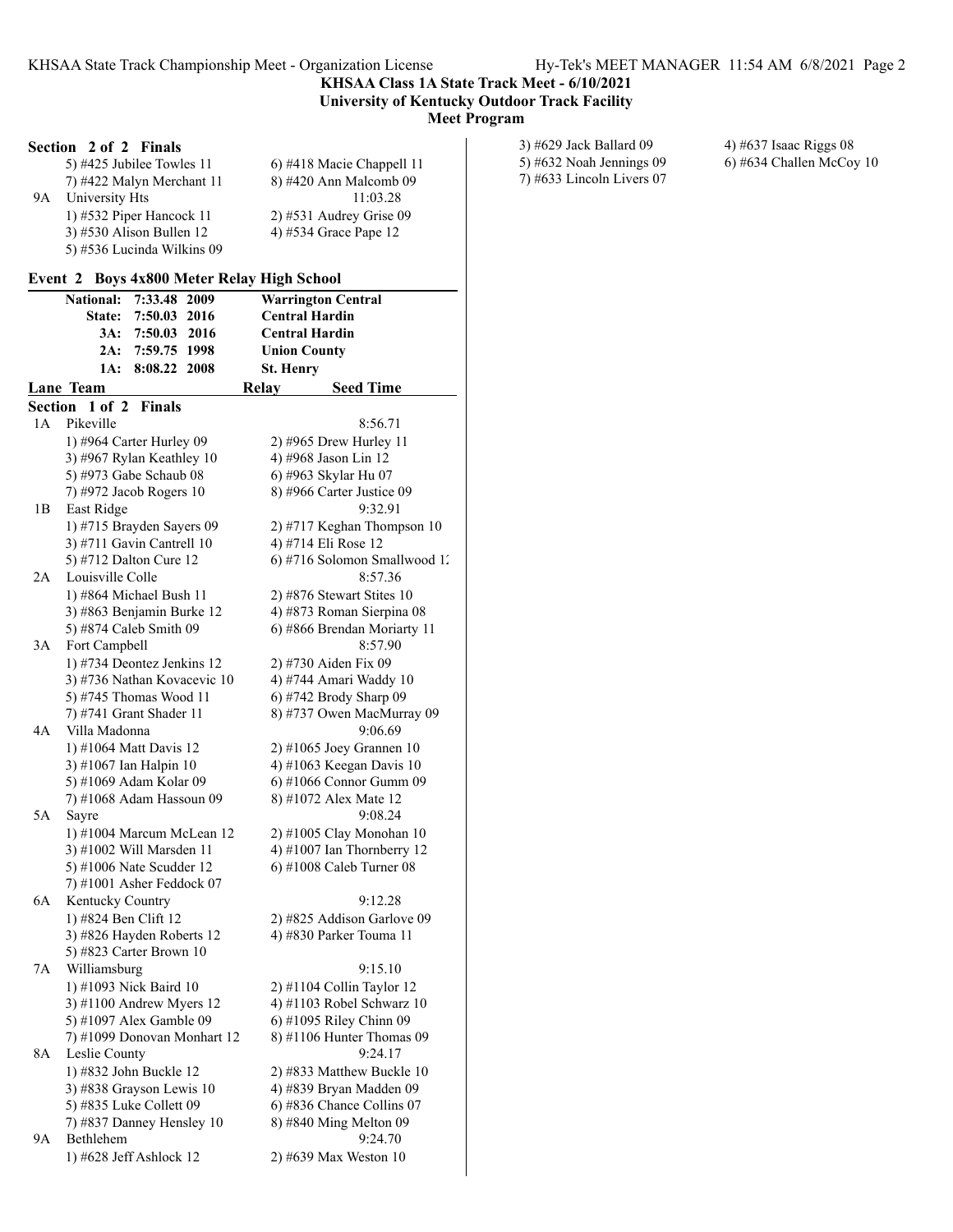KHSAA Class 1A State Track Meet - 6/10/2021
University of Kentucky Outdoor Track Facility
Meet Program

**Section 2 of 2 Finals**

5) #425 Jubilee Towles 11 — 6) #418 Macie Chappell 11
7) #422 Malyn Merchant 11 — 8) #420 Ann Malcomb 09

9A University Hts — 11:03.28
1) #532 Piper Hancock 11 — 2) #531 Audrey Grise 09
3) #530 Alison Bullen 12 — 4) #534 Grace Pape 12
5) #536 Lucinda Wilkins 09

## Event 2 Boys 4x800 Meter Relay High School

| | Time | Year | Team |
|---|---|---|---|
| National: | 7:33.48 | 2009 | Warrington Central |
| State: | 7:50.03 | 2016 | Central Hardin |
| 3A: | 7:50.03 | 2016 | Central Hardin |
| 2A: | 7:59.75 | 1998 | Union County |
| 1A: | 8:08.22 | 2008 | St. Henry |

**Lane Team — Relay — Seed Time**

**Section 1 of 2 Finals**

1A Pikeville — 8:56.71
1) #964 Carter Hurley 09 — 2) #965 Drew Hurley 11
3) #967 Rylan Keathley 10 — 4) #968 Jason Lin 12
5) #973 Gabe Schaub 08 — 6) #963 Skylar Hu 07
7) #972 Jacob Rogers 10 — 8) #966 Carter Justice 09

1B East Ridge — 9:32.91
1) #715 Brayden Sayers 09 — 2) #717 Keghan Thompson 10
3) #711 Gavin Cantrell 10 — 4) #714 Eli Rose 12
5) #712 Dalton Cure 12 — 6) #716 Solomon Smallwood 1:

2A Louisville Colle — 8:57.36
1) #864 Michael Bush 11 — 2) #876 Stewart Stites 10
3) #863 Benjamin Burke 12 — 4) #873 Roman Sierpina 08
5) #874 Caleb Smith 09 — 6) #866 Brendan Moriarty 11

3A Fort Campbell — 8:57.90
1) #734 Deontez Jenkins 12 — 2) #730 Aiden Fix 09
3) #736 Nathan Kovacevic 10 — 4) #744 Amari Waddy 10
5) #745 Thomas Wood 11 — 6) #742 Brody Sharp 09
7) #741 Grant Shader 11 — 8) #737 Owen MacMurray 09

4A Villa Madonna — 9:06.69
1) #1064 Matt Davis 12 — 2) #1065 Joey Grannen 10
3) #1067 Ian Halpin 10 — 4) #1063 Keegan Davis 10
5) #1069 Adam Kolar 09 — 6) #1066 Connor Gumm 09
7) #1068 Adam Hassoun 09 — 8) #1072 Alex Mate 12

5A Sayre — 9:08.24
1) #1004 Marcum McLean 12 — 2) #1005 Clay Monohan 10
3) #1002 Will Marsden 11 — 4) #1007 Ian Thornberry 12
5) #1006 Nate Scudder 12 — 6) #1008 Caleb Turner 08
7) #1001 Asher Feddock 07

6A Kentucky Country — 9:12.28
1) #824 Ben Clift 12 — 2) #825 Addison Garlove 09
3) #826 Hayden Roberts 12 — 4) #830 Parker Touma 11
5) #823 Carter Brown 10

7A Williamsburg — 9:15.10
1) #1093 Nick Baird 10 — 2) #1104 Collin Taylor 12
3) #1100 Andrew Myers 12 — 4) #1103 Robel Schwarz 10
5) #1097 Alex Gamble 09 — 6) #1095 Riley Chinn 09
7) #1099 Donovan Monhart 12 — 8) #1106 Hunter Thomas 09

8A Leslie County — 9:24.17
1) #832 John Buckle 12 — 2) #833 Matthew Buckle 10
3) #838 Grayson Lewis 10 — 4) #839 Bryan Madden 09
5) #835 Luke Collett 09 — 6) #836 Chance Collins 07
7) #837 Danney Hensley 10 — 8) #840 Ming Melton 09

9A Bethlehem — 9:24.70
1) #628 Jeff Ashlock 12 — 2) #639 Max Weston 10
3) #629 Jack Ballard 09 — 4) #637 Isaac Riggs 08
5) #632 Noah Jennings 09 — 6) #634 Challen McCoy 10
7) #633 Lincoln Livers 07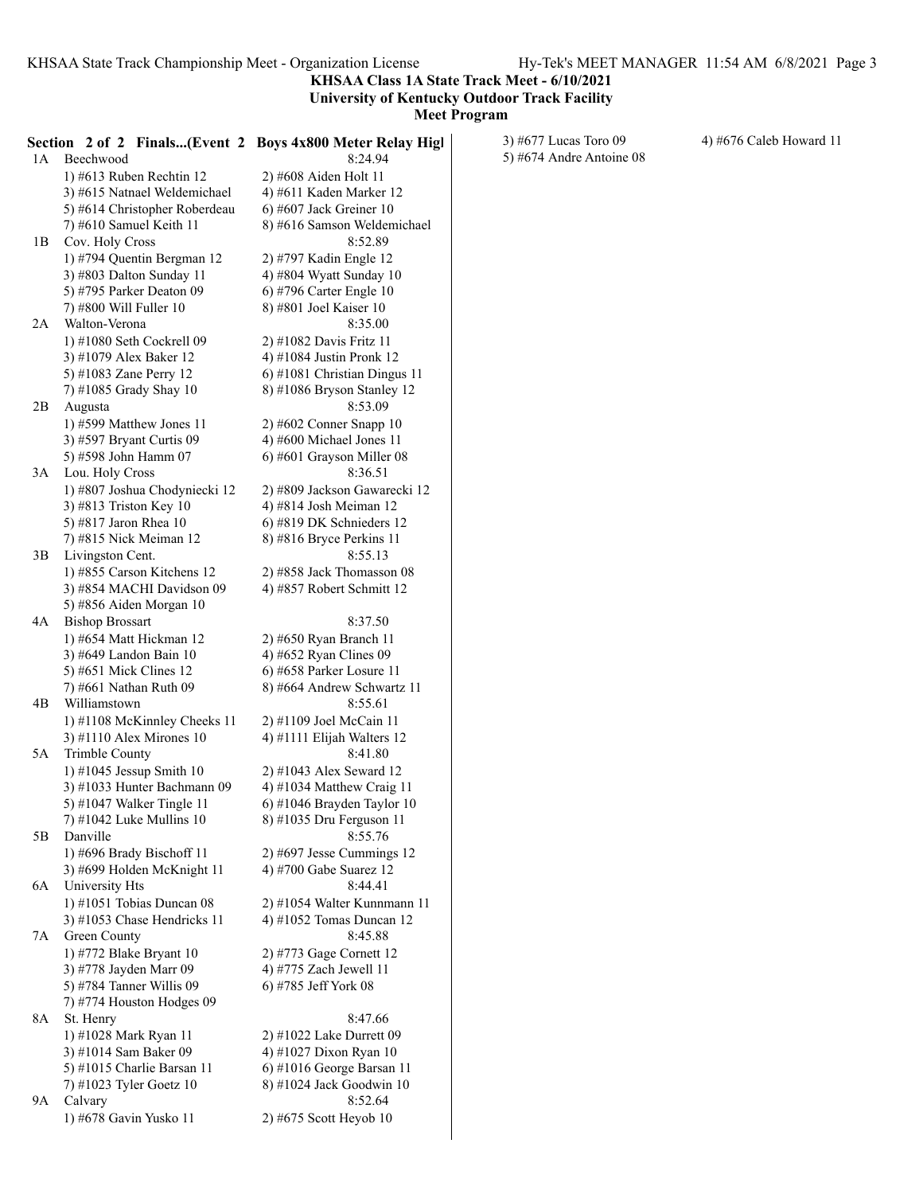**KHSAA Class 1A State Track Meet - 6/10/2021**
**University of Kentucky Outdoor Track Facility**
**Meet Program**

**Section 2 of 2 Finals...(Event 2 Boys 4x800 Meter Relay Higl**

1A Beechwood 8:24.94
1) #613 Ruben Rechtin 12 2) #608 Aiden Holt 11
3) #615 Natnael Weldemichael 4) #611 Kaden Marker 12
5) #614 Christopher Roberdeau 6) #607 Jack Greiner 10
7) #610 Samuel Keith 11 8) #616 Samson Weldemichael

1B Cov. Holy Cross 8:52.89
1) #794 Quentin Bergman 12 2) #797 Kadin Engle 12
3) #803 Dalton Sunday 11 4) #804 Wyatt Sunday 10
5) #795 Parker Deaton 09 6) #796 Carter Engle 10
7) #800 Will Fuller 10 8) #801 Joel Kaiser 10

2A Walton-Verona 8:35.00
1) #1080 Seth Cockrell 09 2) #1082 Davis Fritz 11
3) #1079 Alex Baker 12 4) #1084 Justin Pronk 12
5) #1083 Zane Perry 12 6) #1081 Christian Dingus 11
7) #1085 Grady Shay 10 8) #1086 Bryson Stanley 12

2B Augusta 8:53.09
1) #599 Matthew Jones 11 2) #602 Conner Snapp 10
3) #597 Bryant Curtis 09 4) #600 Michael Jones 11
5) #598 John Hamm 07 6) #601 Grayson Miller 08

3A Lou. Holy Cross 8:36.51
1) #807 Joshua Chodyniecki 12 2) #809 Jackson Gawarecki 12
3) #813 Triston Key 10 4) #814 Josh Meiman 12
5) #817 Jaron Rhea 10 6) #819 DK Schnieders 12
7) #815 Nick Meiman 12 8) #816 Bryce Perkins 11

3B Livingston Cent. 8:55.13
1) #855 Carson Kitchens 12 2) #858 Jack Thomasson 08
3) #854 MACHI Davidson 09 4) #857 Robert Schmitt 12
5) #856 Aiden Morgan 10

4A Bishop Brossart 8:37.50
1) #654 Matt Hickman 12 2) #650 Ryan Branch 11
3) #649 Landon Bain 10 4) #652 Ryan Clines 09
5) #651 Mick Clines 12 6) #658 Parker Losure 11
7) #661 Nathan Ruth 09 8) #664 Andrew Schwartz 11

4B Williamstown 8:55.61
1) #1108 McKinnley Cheeks 11 2) #1109 Joel McCain 11
3) #1110 Alex Mirones 10 4) #1111 Elijah Walters 12

5A Trimble County 8:41.80
1) #1045 Jessup Smith 10 2) #1043 Alex Seward 12
3) #1033 Hunter Bachmann 09 4) #1034 Matthew Craig 11
5) #1047 Walker Tingle 11 6) #1046 Brayden Taylor 10
7) #1042 Luke Mullins 10 8) #1035 Dru Ferguson 11

5B Danville 8:55.76
1) #696 Brady Bischoff 11 2) #697 Jesse Cummings 12
3) #699 Holden McKnight 11 4) #700 Gabe Suarez 12

6A University Hts 8:44.41
1) #1051 Tobias Duncan 08 2) #1054 Walter Kunnmann 11
3) #1053 Chase Hendricks 11 4) #1052 Tomas Duncan 12

7A Green County 8:45.88
1) #772 Blake Bryant 10 2) #773 Gage Cornett 12
3) #778 Jayden Marr 09 4) #775 Zach Jewell 11
5) #784 Tanner Willis 09 6) #785 Jeff York 08
7) #774 Houston Hodges 09

8A St. Henry 8:47.66
1) #1028 Mark Ryan 11 2) #1022 Lake Durrett 09
3) #1014 Sam Baker 09 4) #1027 Dixon Ryan 10
5) #1015 Charlie Barsan 11 6) #1016 George Barsan 11
7) #1023 Tyler Goetz 10 8) #1024 Jack Goodwin 10

9A Calvary 8:52.64
1) #678 Gavin Yusko 11 2) #675 Scott Heyob 10
3) #677 Lucas Toro 09 4) #676 Caleb Howard 11
5) #674 Andre Antoine 08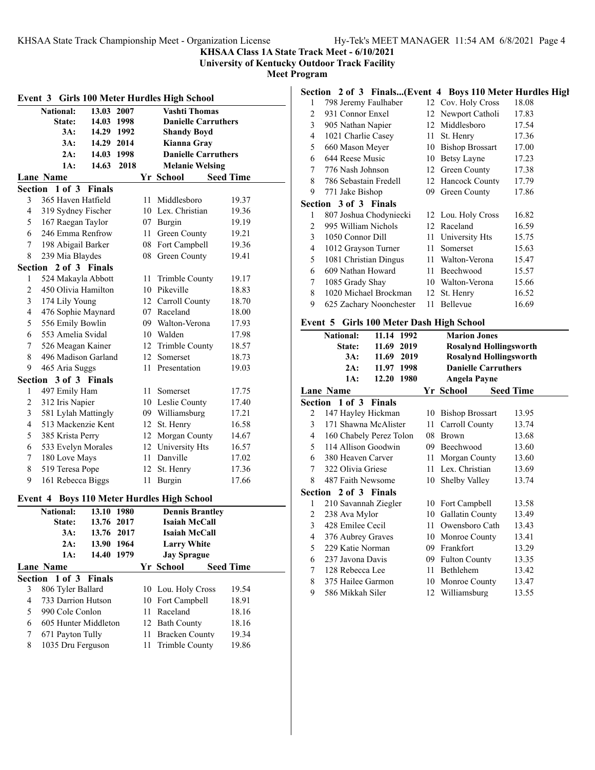**KHSAA Class 1A State Track Meet - 6/10/2021**
**University of Kentucky Outdoor Track Facility**
**Meet Program**

## Event 3 Girls 100 Meter Hurdles High School

| Record | Time | Year | Name |
|---|---|---|---|
| National: | 13.03 | 2007 | Vashti Thomas |
| State: | 14.03 | 1998 | Danielle Carruthers |
| 3A: | 14.29 | 1992 | Shandy Boyd |
| 3A: | 14.29 | 2014 | Kianna Gray |
| 2A: | 14.03 | 1998 | Danielle Carruthers |
| 1A: | 14.63 | 2018 | Melanie Welsing |

| Lane | Name | Yr | School | Seed Time |
|---|---|---|---|---|
| **Section 1 of 3 Finals** | | | | |
| 3 | 365 Haven Hatfield | 11 | Middlesboro | 19.37 |
| 4 | 319 Sydney Fischer | 10 | Lex. Christian | 19.36 |
| 5 | 167 Raegan Taylor | 07 | Burgin | 19.19 |
| 6 | 246 Emma Renfrow | 11 | Green County | 19.21 |
| 7 | 198 Abigail Barker | 08 | Fort Campbell | 19.36 |
| 8 | 239 Mia Blaydes | 08 | Green County | 19.41 |
| **Section 2 of 3 Finals** | | | | |
| 1 | 524 Makayla Abbott | 11 | Trimble County | 19.17 |
| 2 | 450 Olivia Hamilton | 10 | Pikeville | 18.83 |
| 3 | 174 Lily Young | 12 | Carroll County | 18.70 |
| 4 | 476 Sophie Maynard | 07 | Raceland | 18.00 |
| 5 | 556 Emily Bowlin | 09 | Walton-Verona | 17.93 |
| 6 | 553 Amelia Svidal | 10 | Walden | 17.98 |
| 7 | 526 Meagan Kainer | 12 | Trimble County | 18.57 |
| 8 | 496 Madison Garland | 12 | Somerset | 18.73 |
| 9 | 465 Aria Suggs | 11 | Presentation | 19.03 |
| **Section 3 of 3 Finals** | | | | |
| 1 | 497 Emily Ham | 11 | Somerset | 17.75 |
| 2 | 312 Iris Napier | 10 | Leslie County | 17.40 |
| 3 | 581 Lylah Mattingly | 09 | Williamsburg | 17.21 |
| 4 | 513 Mackenzie Kent | 12 | St. Henry | 16.58 |
| 5 | 385 Krista Perry | 12 | Morgan County | 14.67 |
| 6 | 533 Evelyn Morales | 12 | University Hts | 16.57 |
| 7 | 180 Love Mays | 11 | Danville | 17.02 |
| 8 | 519 Teresa Pope | 12 | St. Henry | 17.36 |
| 9 | 161 Rebecca Biggs | 11 | Burgin | 17.66 |

## Event 4 Boys 110 Meter Hurdles High School

| Record | Time | Year | Name |
|---|---|---|---|
| National: | 13.10 | 1980 | Dennis Brantley |
| State: | 13.76 | 2017 | Isaiah McCall |
| 3A: | 13.76 | 2017 | Isaiah McCall |
| 2A: | 13.90 | 1964 | Larry White |
| 1A: | 14.40 | 1979 | Jay Sprague |

| Lane | Name | Yr | School | Seed Time |
|---|---|---|---|---|
| **Section 1 of 3 Finals** | | | | |
| 3 | 806 Tyler Ballard | 10 | Lou. Holy Cross | 19.54 |
| 4 | 733 Darrion Hutson | 10 | Fort Campbell | 18.91 |
| 5 | 990 Cole Conlon | 11 | Raceland | 18.16 |
| 6 | 605 Hunter Middleton | 12 | Bath County | 18.16 |
| 7 | 671 Payton Tully | 11 | Bracken County | 19.34 |
| 8 | 1035 Dru Ferguson | 11 | Trimble County | 19.86 |
| **Section 2 of 3 Finals...(Event 4 Boys 110 Meter Hurdles High** | | | | |
| 1 | 798 Jeremy Faulhaber | 12 | Cov. Holy Cross | 18.08 |
| 2 | 931 Connor Enxel | 12 | Newport Catholi | 17.83 |
| 3 | 905 Nathan Napier | 12 | Middlesboro | 17.54 |
| 4 | 1021 Charlie Casey | 11 | St. Henry | 17.36 |
| 5 | 660 Mason Meyer | 10 | Bishop Brossart | 17.00 |
| 6 | 644 Reese Music | 10 | Betsy Layne | 17.23 |
| 7 | 776 Nash Johnson | 12 | Green County | 17.38 |
| 8 | 786 Sebastain Fredell | 12 | Hancock County | 17.79 |
| 9 | 771 Jake Bishop | 09 | Green County | 17.86 |
| **Section 3 of 3 Finals** | | | | |
| 1 | 807 Joshua Chodyniecki | 12 | Lou. Holy Cross | 16.82 |
| 2 | 995 William Nichols | 12 | Raceland | 16.59 |
| 3 | 1050 Connor Dill | 11 | University Hts | 15.75 |
| 4 | 1012 Grayson Turner | 11 | Somerset | 15.63 |
| 5 | 1081 Christian Dingus | 11 | Walton-Verona | 15.47 |
| 6 | 609 Nathan Howard | 11 | Beechwood | 15.57 |
| 7 | 1085 Grady Shay | 10 | Walton-Verona | 15.66 |
| 8 | 1020 Michael Brockman | 12 | St. Henry | 16.52 |
| 9 | 625 Zachary Noonchester | 11 | Bellevue | 16.69 |

## Event 5 Girls 100 Meter Dash High School

| Record | Time | Year | Name |
|---|---|---|---|
| National: | 11.14 | 1992 | Marion Jones |
| State: | 11.69 | 2019 | Rosalynd Hollingsworth |
| 3A: | 11.69 | 2019 | Rosalynd Hollingsworth |
| 2A: | 11.97 | 1998 | Danielle Carruthers |
| 1A: | 12.20 | 1980 | Angela Payne |

| Lane | Name | Yr | School | Seed Time |
|---|---|---|---|---|
| **Section 1 of 3 Finals** | | | | |
| 2 | 147 Hayley Hickman | 10 | Bishop Brossart | 13.95 |
| 3 | 171 Shawna McAlister | 11 | Carroll County | 13.74 |
| 4 | 160 Chabely Perez Tolon | 08 | Brown | 13.68 |
| 5 | 114 Allison Goodwin | 09 | Beechwood | 13.60 |
| 6 | 380 Heaven Carver | 11 | Morgan County | 13.60 |
| 7 | 322 Olivia Griese | 11 | Lex. Christian | 13.69 |
| 8 | 487 Faith Newsome | 10 | Shelby Valley | 13.74 |
| **Section 2 of 3 Finals** | | | | |
| 1 | 210 Savannah Ziegler | 10 | Fort Campbell | 13.58 |
| 2 | 238 Ava Mylor | 10 | Gallatin County | 13.49 |
| 3 | 428 Emilee Cecil | 11 | Owensboro Cath | 13.43 |
| 4 | 376 Aubrey Graves | 10 | Monroe County | 13.41 |
| 5 | 229 Katie Norman | 09 | Frankfort | 13.29 |
| 6 | 237 Javona Davis | 09 | Fulton County | 13.35 |
| 7 | 128 Rebecca Lee | 11 | Bethlehem | 13.42 |
| 8 | 375 Hailee Garmon | 10 | Monroe County | 13.47 |
| 9 | 586 Mikkah Siler | 12 | Williamsburg | 13.55 |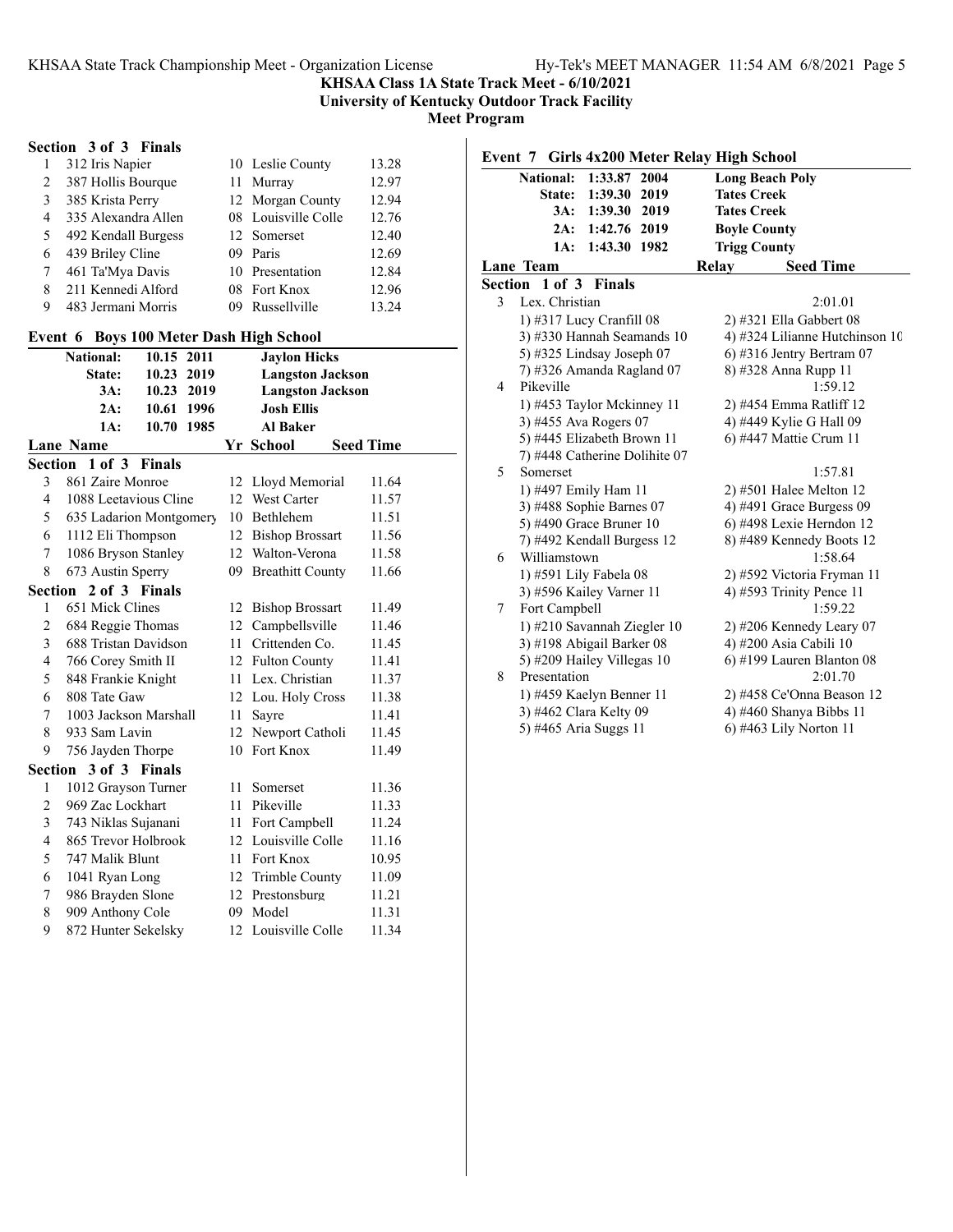KHSAA State Track Championship Meet - Organization License

**KHSAA Class 1A State Track Meet - 6/10/2021**
**University of Kentucky Outdoor Track Facility**
**Meet Program**

**Section 3 of 3 Finals**

| Lane | Name | Yr | School | Seed Time |
|---|---|---|---|---|
| 1 | 312 Iris Napier | 10 | Leslie County | 13.28 |
| 2 | 387 Hollis Bourque | 11 | Murray | 12.97 |
| 3 | 385 Krista Perry | 12 | Morgan County | 12.94 |
| 4 | 335 Alexandra Allen | 08 | Louisville Colle | 12.76 |
| 5 | 492 Kendall Burgess | 12 | Somerset | 12.40 |
| 6 | 439 Briley Cline | 09 | Paris | 12.69 |
| 7 | 461 Ta'Mya Davis | 10 | Presentation | 12.84 |
| 8 | 211 Kennedi Alford | 08 | Fort Knox | 12.96 |
| 9 | 483 Jermani Morris | 09 | Russellville | 13.24 |

## Event 6 Boys 100 Meter Dash High School

| | | | |
|---|---|---|---|
| **National:** | **10.15** | **2011** | **Jaylon Hicks** |
| **State:** | **10.23** | **2019** | **Langston Jackson** |
| **3A:** | **10.23** | **2019** | **Langston Jackson** |
| **2A:** | **10.61** | **1996** | **Josh Ellis** |
| **1A:** | **10.70** | **1985** | **Al Baker** |

| Lane | Name | Yr | School | Seed Time |
|---|---|---|---|---|
| **Section 1 of 3 Finals** | | | | |
| 3 | 861 Zaire Monroe | 12 | Lloyd Memorial | 11.64 |
| 4 | 1088 Leetavious Cline | 12 | West Carter | 11.57 |
| 5 | 635 Ladarion Montgomery | 10 | Bethlehem | 11.51 |
| 6 | 1112 Eli Thompson | 12 | Bishop Brossart | 11.56 |
| 7 | 1086 Bryson Stanley | 12 | Walton-Verona | 11.58 |
| 8 | 673 Austin Sperry | 09 | Breathitt County | 11.66 |
| **Section 2 of 3 Finals** | | | | |
| 1 | 651 Mick Clines | 12 | Bishop Brossart | 11.49 |
| 2 | 684 Reggie Thomas | 12 | Campbellsville | 11.46 |
| 3 | 688 Tristan Davidson | 11 | Crittenden Co. | 11.45 |
| 4 | 766 Corey Smith II | 12 | Fulton County | 11.41 |
| 5 | 848 Frankie Knight | 11 | Lex. Christian | 11.37 |
| 6 | 808 Tate Gaw | 12 | Lou. Holy Cross | 11.38 |
| 7 | 1003 Jackson Marshall | 11 | Sayre | 11.41 |
| 8 | 933 Sam Lavin | 12 | Newport Catholi | 11.45 |
| 9 | 756 Jayden Thorpe | 10 | Fort Knox | 11.49 |
| **Section 3 of 3 Finals** | | | | |
| 1 | 1012 Grayson Turner | 11 | Somerset | 11.36 |
| 2 | 969 Zac Lockhart | 11 | Pikeville | 11.33 |
| 3 | 743 Niklas Sujanani | 11 | Fort Campbell | 11.24 |
| 4 | 865 Trevor Holbrook | 12 | Louisville Colle | 11.16 |
| 5 | 747 Malik Blunt | 11 | Fort Knox | 10.95 |
| 6 | 1041 Ryan Long | 12 | Trimble County | 11.09 |
| 7 | 986 Brayden Slone | 12 | Prestonsburg | 11.21 |
| 8 | 909 Anthony Cole | 09 | Model | 11.31 |
| 9 | 872 Hunter Sekelsky | 12 | Louisville Colle | 11.34 |

## Event 7 Girls 4x200 Meter Relay High School

| | | | |
|---|---|---|---|
| **National:** | **1:33.87** | **2004** | **Long Beach Poly** |
| **State:** | **1:39.30** | **2019** | **Tates Creek** |
| **3A:** | **1:39.30** | **2019** | **Tates Creek** |
| **2A:** | **1:42.76** | **2019** | **Boyle County** |
| **1A:** | **1:43.30** | **1982** | **Trigg County** |

| Lane | Team | Relay | Seed Time |
|---|---|---|---|
| **Section 1 of 3 Finals** | | | |
| 3 | Lex. Christian | | 2:01.01 |
| | 1) #317 Lucy Cranfill 08 | 2) #321 Ella Gabbert 08 | |
| | 3) #330 Hannah Seamands 10 | 4) #324 Lilianne Hutchinson 10 | |
| | 5) #325 Lindsay Joseph 07 | 6) #316 Jentry Bertram 07 | |
| | 7) #326 Amanda Ragland 07 | 8) #328 Anna Rupp 11 | |
| 4 | Pikeville | | 1:59.12 |
| | 1) #453 Taylor Mckinney 11 | 2) #454 Emma Ratliff 12 | |
| | 3) #455 Ava Rogers 07 | 4) #449 Kylie G Hall 09 | |
| | 5) #445 Elizabeth Brown 11 | 6) #447 Mattie Crum 11 | |
| | 7) #448 Catherine Dolihite 07 | | |
| 5 | Somerset | | 1:57.81 |
| | 1) #497 Emily Ham 11 | 2) #501 Halee Melton 12 | |
| | 3) #488 Sophie Barnes 07 | 4) #491 Grace Burgess 09 | |
| | 5) #490 Grace Bruner 10 | 6) #498 Lexie Herndon 12 | |
| | 7) #492 Kendall Burgess 12 | 8) #489 Kennedy Boots 12 | |
| 6 | Williamstown | | 1:58.64 |
| | 1) #591 Lily Fabela 08 | 2) #592 Victoria Fryman 11 | |
| | 3) #596 Kailey Varner 11 | 4) #593 Trinity Pence 11 | |
| 7 | Fort Campbell | | 1:59.22 |
| | 1) #210 Savannah Ziegler 10 | 2) #206 Kennedy Leary 07 | |
| | 3) #198 Abigail Barker 08 | 4) #200 Asia Cabili 10 | |
| | 5) #209 Hailey Villegas 10 | 6) #199 Lauren Blanton 08 | |
| 8 | Presentation | | 2:01.70 |
| | 1) #459 Kaelyn Benner 11 | 2) #458 Ce'Onna Beason 12 | |
| | 3) #462 Clara Kelty 09 | 4) #460 Shanya Bibbs 11 | |
| | 5) #465 Aria Suggs 11 | 6) #463 Lily Norton 11 | |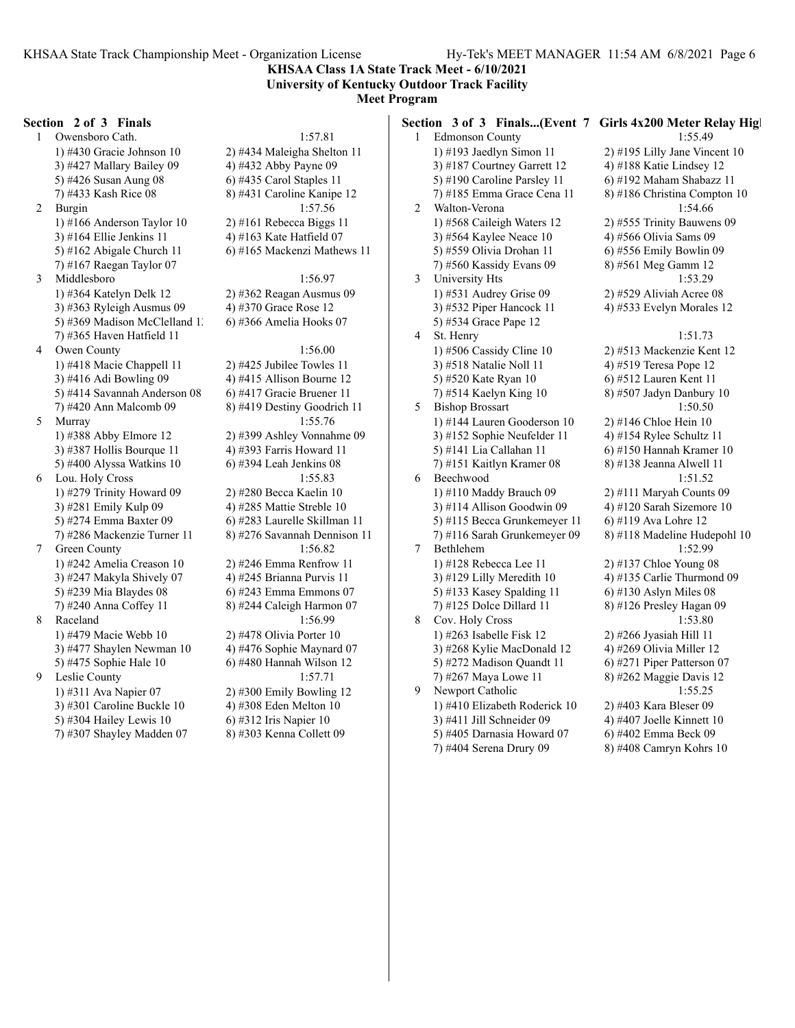**KHSAA Class 1A State Track Meet - 6/10/2021**
**University of Kentucky Outdoor Track Facility**
**Meet Program**

### Section 2 of 3 Finals

| | Team | | Seed |
|---|---|---|---|
| 1 | Owensboro Cath. | | 1:57.81 |
| | 1) #430 Gracie Johnson 10 | 2) #434 Maleigha Shelton 11 | |
| | 3) #427 Mallary Bailey 09 | 4) #432 Abby Payne 09 | |
| | 5) #426 Susan Aung 08 | 6) #435 Carol Staples 11 | |
| | 7) #433 Kash Rice 08 | 8) #431 Caroline Kanipe 12 | |
| 2 | Burgin | | 1:57.56 |
| | 1) #166 Anderson Taylor 10 | 2) #161 Rebecca Biggs 11 | |
| | 3) #164 Ellie Jenkins 11 | 4) #163 Kate Hatfield 07 | |
| | 5) #162 Abigale Church 11 | 6) #165 Mackenzi Mathews 11 | |
| | 7) #167 Raegan Taylor 07 | | |
| 3 | Middlesboro | | 1:56.97 |
| | 1) #364 Katelyn Delk 12 | 2) #362 Reagan Ausmus 09 | |
| | 3) #363 Ryleigh Ausmus 09 | 4) #370 Grace Rose 12 | |
| | 5) #369 Madison McClelland 1 | 6) #366 Amelia Hooks 07 | |
| | 7) #365 Haven Hatfield 11 | | |
| 4 | Owen County | | 1:56.00 |
| | 1) #418 Macie Chappell 11 | 2) #425 Jubilee Towles 11 | |
| | 3) #416 Adi Bowling 09 | 4) #415 Allison Bourne 12 | |
| | 5) #414 Savannah Anderson 08 | 6) #417 Gracie Bruener 11 | |
| | 7) #420 Ann Malcomb 09 | 8) #419 Destiny Goodrich 11 | |
| 5 | Murray | | 1:55.76 |
| | 1) #388 Abby Elmore 12 | 2) #399 Ashley Vonnahme 09 | |
| | 3) #387 Hollis Bourque 11 | 4) #393 Farris Howard 11 | |
| | 5) #400 Alyssa Watkins 10 | 6) #394 Leah Jenkins 08 | |
| 6 | Lou. Holy Cross | | 1:55.83 |
| | 1) #279 Trinity Howard 09 | 2) #280 Becca Kaelin 10 | |
| | 3) #281 Emily Kulp 09 | 4) #285 Mattie Streble 10 | |
| | 5) #274 Emma Baxter 09 | 6) #283 Laurelle Skillman 11 | |
| | 7) #286 Mackenzie Turner 11 | 8) #276 Savannah Dennison 11 | |
| 7 | Green County | | 1:56.82 |
| | 1) #242 Amelia Creason 10 | 2) #246 Emma Renfrow 11 | |
| | 3) #247 Makyla Shively 07 | 4) #245 Brianna Purvis 11 | |
| | 5) #239 Mia Blaydes 08 | 6) #243 Emma Emmons 07 | |
| | 7) #240 Anna Coffey 11 | 8) #244 Caleigh Harmon 07 | |
| 8 | Raceland | | 1:56.99 |
| | 1) #479 Macie Webb 10 | 2) #478 Olivia Porter 10 | |
| | 3) #477 Shaylen Newman 10 | 4) #476 Sophie Maynard 07 | |
| | 5) #475 Sophie Hale 10 | 6) #480 Hannah Wilson 12 | |
| 9 | Leslie County | | 1:57.71 |
| | 1) #311 Ava Napier 07 | 2) #300 Emily Bowling 12 | |
| | 3) #301 Caroline Buckle 10 | 4) #308 Eden Melton 10 | |
| | 5) #304 Hailey Lewis 10 | 6) #312 Iris Napier 10 | |
| | 7) #307 Shayley Madden 07 | 8) #303 Kenna Collett 09 | |

### Section 3 of 3 Finals...(Event 7 Girls 4x200 Meter Relay Hig

| | Team | | Seed |
|---|---|---|---|
| 1 | Edmonson County | | 1:55.49 |
| | 1) #193 Jaedlyn Simon 11 | 2) #195 Lilly Jane Vincent 10 | |
| | 3) #187 Courtney Garrett 12 | 4) #188 Katie Lindsey 12 | |
| | 5) #190 Caroline Parsley 11 | 6) #192 Maham Shabazz 11 | |
| | 7) #185 Emma Grace Cena 11 | 8) #186 Christina Compton 10 | |
| 2 | Walton-Verona | | 1:54.66 |
| | 1) #568 Caileigh Waters 12 | 2) #555 Trinity Bauwens 09 | |
| | 3) #564 Kaylee Neace 10 | 4) #566 Olivia Sams 09 | |
| | 5) #559 Olivia Drohan 11 | 6) #556 Emily Bowlin 09 | |
| | 7) #560 Kassidy Evans 09 | 8) #561 Meg Gamm 12 | |
| 3 | University Hts | | 1:53.29 |
| | 1) #531 Audrey Grise 09 | 2) #529 Aliviah Acree 08 | |
| | 3) #532 Piper Hancock 11 | 4) #533 Evelyn Morales 12 | |
| | 5) #534 Grace Pape 12 | | |
| 4 | St. Henry | | 1:51.73 |
| | 1) #506 Cassidy Cline 10 | 2) #513 Mackenzie Kent 12 | |
| | 3) #518 Natalie Noll 11 | 4) #519 Teresa Pope 12 | |
| | 5) #520 Kate Ryan 10 | 6) #512 Lauren Kent 11 | |
| | 7) #514 Kaelyn King 10 | 8) #507 Jadyn Danbury 10 | |
| 5 | Bishop Brossart | | 1:50.50 |
| | 1) #144 Lauren Gooderson 10 | 2) #146 Chloe Hein 10 | |
| | 3) #152 Sophie Neufelder 11 | 4) #154 Rylee Schultz 11 | |
| | 5) #141 Lia Callahan 11 | 6) #150 Hannah Kramer 10 | |
| | 7) #151 Kaitlyn Kramer 08 | 8) #138 Jeanna Alwell 11 | |
| 6 | Beechwood | | 1:51.52 |
| | 1) #110 Maddy Brauch 09 | 2) #111 Maryah Counts 09 | |
| | 3) #114 Allison Goodwin 09 | 4) #120 Sarah Sizemore 10 | |
| | 5) #115 Becca Grunkemeyer 11 | 6) #119 Ava Lohre 12 | |
| | 7) #116 Sarah Grunkemeyer 09 | 8) #118 Madeline Hudepohl 10 | |
| 7 | Bethlehem | | 1:52.99 |
| | 1) #128 Rebecca Lee 11 | 2) #137 Chloe Young 08 | |
| | 3) #129 Lilly Meredith 10 | 4) #135 Carlie Thurmond 09 | |
| | 5) #133 Kasey Spalding 11 | 6) #130 Aslyn Miles 08 | |
| | 7) #125 Dolce Dillard 11 | 8) #126 Presley Hagan 09 | |
| 8 | Cov. Holy Cross | | 1:53.80 |
| | 1) #263 Isabelle Fisk 12 | 2) #266 Jyasiah Hill 11 | |
| | 3) #268 Kylie MacDonald 12 | 4) #269 Olivia Miller 12 | |
| | 5) #272 Madison Quandt 11 | 6) #271 Piper Patterson 07 | |
| | 7) #267 Maya Lowe 11 | 8) #262 Maggie Davis 12 | |
| 9 | Newport Catholic | | 1:55.25 |
| | 1) #410 Elizabeth Roderick 10 | 2) #403 Kara Bleser 09 | |
| | 3) #411 Jill Schneider 09 | 4) #407 Joelle Kinnett 10 | |
| | 5) #405 Darnasia Howard 07 | 6) #402 Emma Beck 09 | |
| | 7) #404 Serena Drury 09 | 8) #408 Camryn Kohrs 10 | |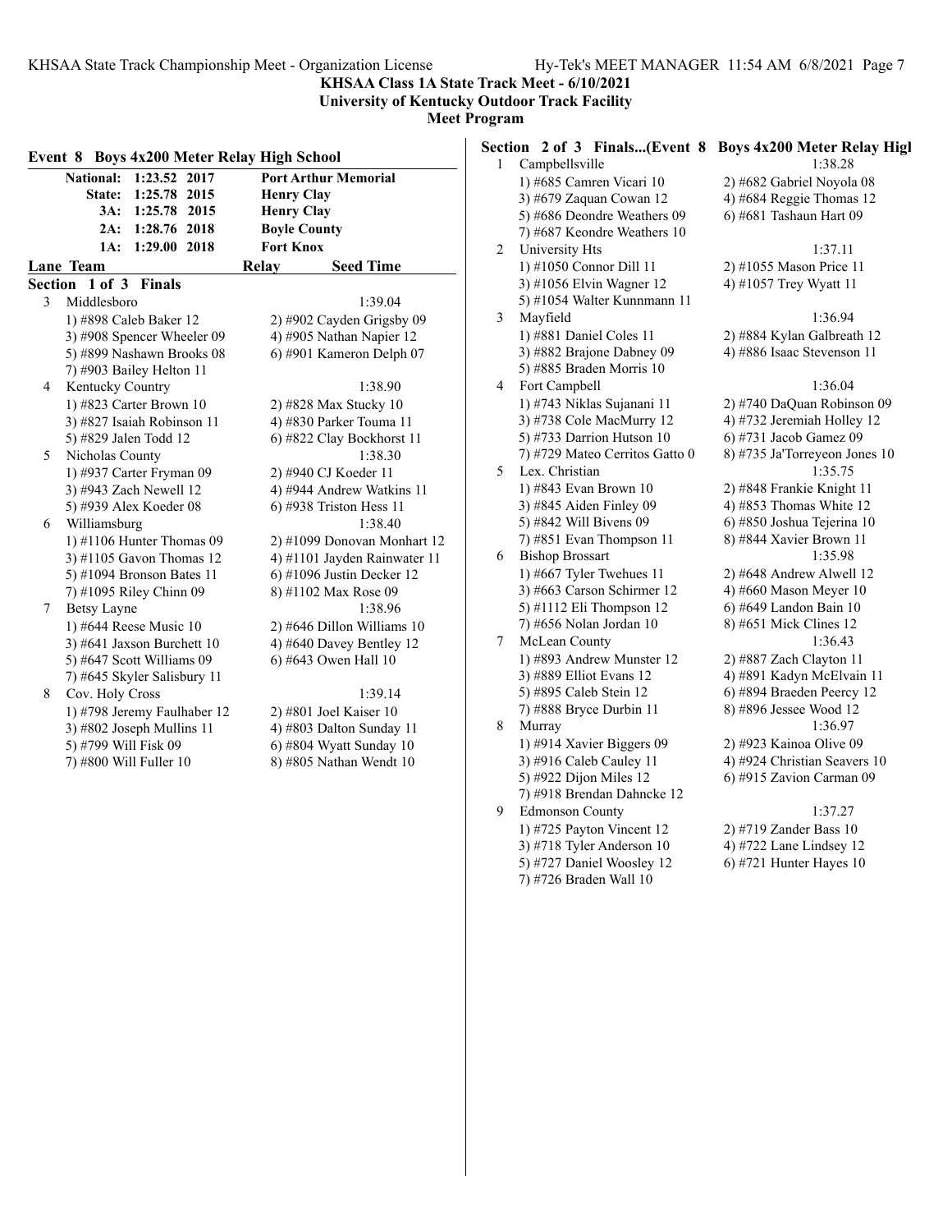**KHSAA Class 1A State Track Meet - 6/10/2021**
**University of Kentucky Outdoor Track Facility**
**Meet Program**

## Event 8 Boys 4x200 Meter Relay High School

| | | | |
|---|---|---|---|
| National: | 1:23.52 | 2017 | Port Arthur Memorial |
| State: | 1:25.78 | 2015 | Henry Clay |
| 3A: | 1:25.78 | 2015 | Henry Clay |
| 2A: | 1:28.76 | 2018 | Boyle County |
| 1A: | 1:29.00 | 2018 | Fort Knox |

**Lane Team — Relay — Seed Time**

### Section 1 of 3 Finals

3 Middlesboro — 1:39.04
- 1) #898 Caleb Baker 12 — 2) #902 Cayden Grigsby 09
- 3) #908 Spencer Wheeler 09 — 4) #905 Nathan Napier 12
- 5) #899 Nashawn Brooks 08 — 6) #901 Kameron Delph 07
- 7) #903 Bailey Helton 11

4 Kentucky Country — 1:38.90
- 1) #823 Carter Brown 10 — 2) #828 Max Stucky 10
- 3) #827 Isaiah Robinson 11 — 4) #830 Parker Touma 11
- 5) #829 Jalen Todd 12 — 6) #822 Clay Bockhorst 11

5 Nicholas County — 1:38.30
- 1) #937 Carter Fryman 09 — 2) #940 CJ Koeder 11
- 3) #943 Zach Newell 12 — 4) #944 Andrew Watkins 11
- 5) #939 Alex Koeder 08 — 6) #938 Triston Hess 11

6 Williamsburg — 1:38.40
- 1) #1106 Hunter Thomas 09 — 2) #1099 Donovan Monhart 12
- 3) #1105 Gavon Thomas 12 — 4) #1101 Jayden Rainwater 11
- 5) #1094 Bronson Bates 11 — 6) #1096 Justin Decker 12
- 7) #1095 Riley Chinn 09 — 8) #1102 Max Rose 09

7 Betsy Layne — 1:38.96
- 1) #644 Reese Music 10 — 2) #646 Dillon Williams 10
- 3) #641 Jaxson Burchett 10 — 4) #640 Davey Bentley 12
- 5) #647 Scott Williams 09 — 6) #643 Owen Hall 10
- 7) #645 Skyler Salisbury 11

8 Cov. Holy Cross — 1:39.14
- 1) #798 Jeremy Faulhaber 12 — 2) #801 Joel Kaiser 10
- 3) #802 Joseph Mullins 11 — 4) #803 Dalton Sunday 11
- 5) #799 Will Fisk 09 — 6) #804 Wyatt Sunday 10
- 7) #800 Will Fuller 10 — 8) #805 Nathan Wendt 10

### Section 2 of 3 Finals...(Event 8 Boys 4x200 Meter Relay High

1 Campbellsville — 1:38.28
- 1) #685 Camren Vicari 10 — 2) #682 Gabriel Noyola 08
- 3) #679 Zaquan Cowan 12 — 4) #684 Reggie Thomas 12
- 5) #686 Deondre Weathers 09 — 6) #681 Tashaun Hart 09
- 7) #687 Keondre Weathers 10

2 University Hts — 1:37.11
- 1) #1050 Connor Dill 11 — 2) #1055 Mason Price 11
- 3) #1056 Elvin Wagner 12 — 4) #1057 Trey Wyatt 11
- 5) #1054 Walter Kunnmann 11

3 Mayfield — 1:36.94
- 1) #881 Daniel Coles 11 — 2) #884 Kylan Galbreath 12
- 3) #882 Brajone Dabney 09 — 4) #886 Isaac Stevenson 11
- 5) #885 Braden Morris 10

4 Fort Campbell — 1:36.04
- 1) #743 Niklas Sujanani 11 — 2) #740 DaQuan Robinson 09
- 3) #738 Cole MacMurry 12 — 4) #732 Jeremiah Holley 12
- 5) #733 Darrion Hutson 10 — 6) #731 Jacob Gamez 09
- 7) #729 Mateo Cerritos Gatto 0 — 8) #735 Ja'Torreyeon Jones 10

5 Lex. Christian — 1:35.75
- 1) #843 Evan Brown 10 — 2) #848 Frankie Knight 11
- 3) #845 Aiden Finley 09 — 4) #853 Thomas White 12
- 5) #842 Will Bivens 09 — 6) #850 Joshua Tejerina 10
- 7) #851 Evan Thompson 11 — 8) #844 Xavier Brown 11

6 Bishop Brossart — 1:35.98
- 1) #667 Tyler Twehues 11 — 2) #648 Andrew Alwell 12
- 3) #663 Carson Schirmer 12 — 4) #660 Mason Meyer 10
- 5) #1112 Eli Thompson 12 — 6) #649 Landon Bain 10
- 7) #656 Nolan Jordan 10 — 8) #651 Mick Clines 12

7 McLean County — 1:36.43
- 1) #893 Andrew Munster 12 — 2) #887 Zach Clayton 11
- 3) #889 Elliot Evans 12 — 4) #891 Kadyn McElvain 11
- 5) #895 Caleb Stein 12 — 6) #894 Braeden Peercy 12
- 7) #888 Bryce Durbin 11 — 8) #896 Jessee Wood 12

8 Murray — 1:36.97
- 1) #914 Xavier Biggers 09 — 2) #923 Kainoa Olive 09
- 3) #916 Caleb Cauley 11 — 4) #924 Christian Seavers 10
- 5) #922 Dijon Miles 12 — 6) #915 Zavion Carman 09
- 7) #918 Brendan Dahncke 12

9 Edmonson County — 1:37.27
- 1) #725 Payton Vincent 12 — 2) #719 Zander Bass 10
- 3) #718 Tyler Anderson 10 — 4) #722 Lane Lindsey 12
- 5) #727 Daniel Woosley 12 — 6) #721 Hunter Hayes 10
- 7) #726 Braden Wall 10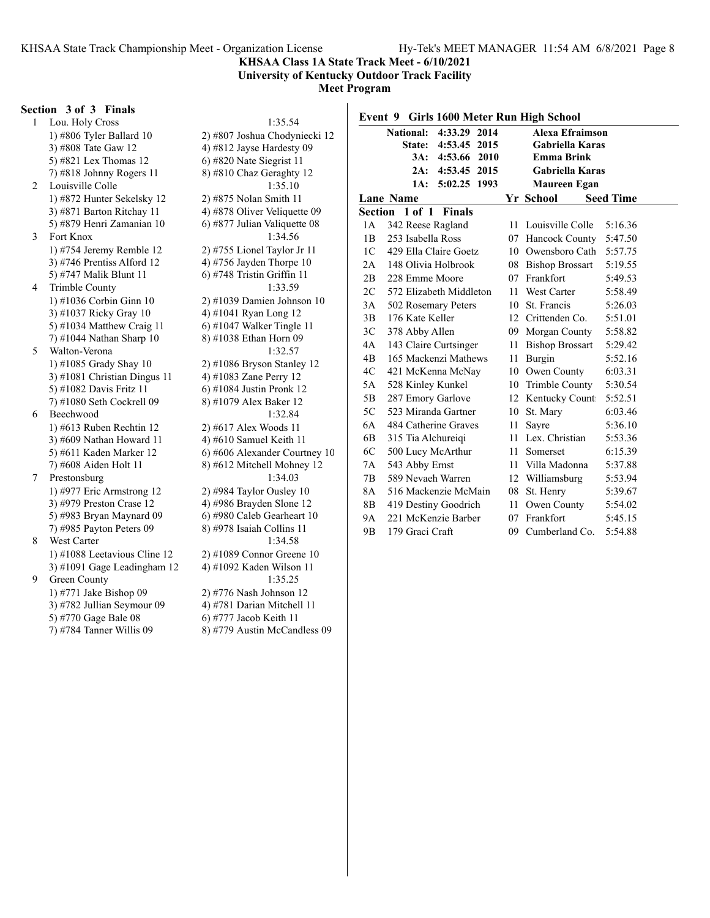**KHSAA Class 1A State Track Meet - 6/10/2021**
**University of Kentucky Outdoor Track Facility**
**Meet Program**

### Section 3 of 3 Finals

| | Team | | Seed Time |
|---|---|---|---|
| 1 | Lou. Holy Cross | | 1:35.54 |
| | 1) #806 Tyler Ballard 10 | 2) #807 Joshua Chodyniecki 12 | |
| | 3) #808 Tate Gaw 12 | 4) #812 Jayse Hardesty 09 | |
| | 5) #821 Lex Thomas 12 | 6) #820 Nate Siegrist 11 | |
| | 7) #818 Johnny Rogers 11 | 8) #810 Chaz Geraghty 12 | |
| 2 | Louisville Colle | | 1:35.10 |
| | 1) #872 Hunter Sekelsky 12 | 2) #875 Nolan Smith 11 | |
| | 3) #871 Barton Ritchay 11 | 4) #878 Oliver Veliquette 09 | |
| | 5) #879 Henri Zamanian 10 | 6) #877 Julian Valiquette 08 | |
| 3 | Fort Knox | | 1:34.56 |
| | 1) #754 Jeremy Remble 12 | 2) #755 Lionel Taylor Jr 11 | |
| | 3) #746 Prentiss Alford 12 | 4) #756 Jayden Thorpe 10 | |
| | 5) #747 Malik Blunt 11 | 6) #748 Tristin Griffin 11 | |
| 4 | Trimble County | | 1:33.59 |
| | 1) #1036 Corbin Ginn 10 | 2) #1039 Damien Johnson 10 | |
| | 3) #1037 Ricky Gray 10 | 4) #1041 Ryan Long 12 | |
| | 5) #1034 Matthew Craig 11 | 6) #1047 Walker Tingle 11 | |
| | 7) #1044 Nathan Sharp 10 | 8) #1038 Ethan Horn 09 | |
| 5 | Walton-Verona | | 1:32.57 |
| | 1) #1085 Grady Shay 10 | 2) #1086 Bryson Stanley 12 | |
| | 3) #1081 Christian Dingus 11 | 4) #1083 Zane Perry 12 | |
| | 5) #1082 Davis Fritz 11 | 6) #1084 Justin Pronk 12 | |
| | 7) #1080 Seth Cockrell 09 | 8) #1079 Alex Baker 12 | |
| 6 | Beechwood | | 1:32.84 |
| | 1) #613 Ruben Rechtin 12 | 2) #617 Alex Woods 11 | |
| | 3) #609 Nathan Howard 11 | 4) #610 Samuel Keith 11 | |
| | 5) #611 Kaden Marker 12 | 6) #606 Alexander Courtney 10 | |
| | 7) #608 Aiden Holt 11 | 8) #612 Mitchell Mohney 12 | |
| 7 | Prestonsburg | | 1:34.03 |
| | 1) #977 Eric Armstrong 12 | 2) #984 Taylor Ousley 10 | |
| | 3) #979 Preston Crase 12 | 4) #986 Brayden Slone 12 | |
| | 5) #983 Bryan Maynard 09 | 6) #980 Caleb Gearheart 10 | |
| | 7) #985 Payton Peters 09 | 8) #978 Isaiah Collins 11 | |
| 8 | West Carter | | 1:34.58 |
| | 1) #1088 Leetavious Cline 12 | 2) #1089 Connor Greene 10 | |
| | 3) #1091 Gage Leadingham 12 | 4) #1092 Kaden Wilson 11 | |
| 9 | Green County | | 1:35.25 |
| | 1) #771 Jake Bishop 09 | 2) #776 Nash Johnson 12 | |
| | 3) #782 Jullian Seymour 09 | 4) #781 Darian Mitchell 11 | |
| | 5) #770 Gage Bale 08 | 6) #777 Jacob Keith 11 | |
| | 7) #784 Tanner Willis 09 | 8) #779 Austin McCandless 09 | |

## Event 9 Girls 1600 Meter Run High School

| | | | |
|---|---|---|---|
| **National:** | **4:33.29** | **2014** | **Alexa Efraimson** |
| **State:** | **4:53.45** | **2015** | **Gabriella Karas** |
| **3A:** | **4:53.66** | **2010** | **Emma Brink** |
| **2A:** | **4:53.45** | **2015** | **Gabriella Karas** |
| **1A:** | **5:02.25** | **1993** | **Maureen Egan** |

### Section 1 of 1 Finals

| Lane | Name | Yr | School | Seed Time |
|---|---|---|---|---|
| 1A | 342 Reese Ragland | 11 | Louisville Colle | 5:16.36 |
| 1B | 253 Isabella Ross | 07 | Hancock County | 5:47.50 |
| 1C | 429 Ella Claire Goetz | 10 | Owensboro Cath | 5:57.75 |
| 2A | 148 Olivia Holbrook | 08 | Bishop Brossart | 5:19.55 |
| 2B | 228 Emme Moore | 07 | Frankfort | 5:49.53 |
| 2C | 572 Elizabeth Middleton | 11 | West Carter | 5:58.49 |
| 3A | 502 Rosemary Peters | 10 | St. Francis | 5:26.03 |
| 3B | 176 Kate Keller | 12 | Crittenden Co. | 5:51.01 |
| 3C | 378 Abby Allen | 09 | Morgan County | 5:58.82 |
| 4A | 143 Claire Curtsinger | 11 | Bishop Brossart | 5:29.42 |
| 4B | 165 Mackenzi Mathews | 11 | Burgin | 5:52.16 |
| 4C | 421 McKenna McNay | 10 | Owen County | 6:03.31 |
| 5A | 528 Kinley Kunkel | 10 | Trimble County | 5:30.54 |
| 5B | 287 Emory Garlove | 12 | Kentucky Count | 5:52.51 |
| 5C | 523 Miranda Gartner | 10 | St. Mary | 6:03.46 |
| 6A | 484 Catherine Graves | 11 | Sayre | 5:36.10 |
| 6B | 315 Tia Alchureiqi | 11 | Lex. Christian | 5:53.36 |
| 6C | 500 Lucy McArthur | 11 | Somerset | 6:15.39 |
| 7A | 543 Abby Ernst | 11 | Villa Madonna | 5:37.88 |
| 7B | 589 Nevaeh Warren | 12 | Williamsburg | 5:53.94 |
| 8A | 516 Mackenzie McMain | 08 | St. Henry | 5:39.67 |
| 8B | 419 Destiny Goodrich | 11 | Owen County | 5:54.02 |
| 9A | 221 McKenzie Barber | 07 | Frankfort | 5:45.15 |
| 9B | 179 Graci Craft | 09 | Cumberland Co. | 5:54.88 |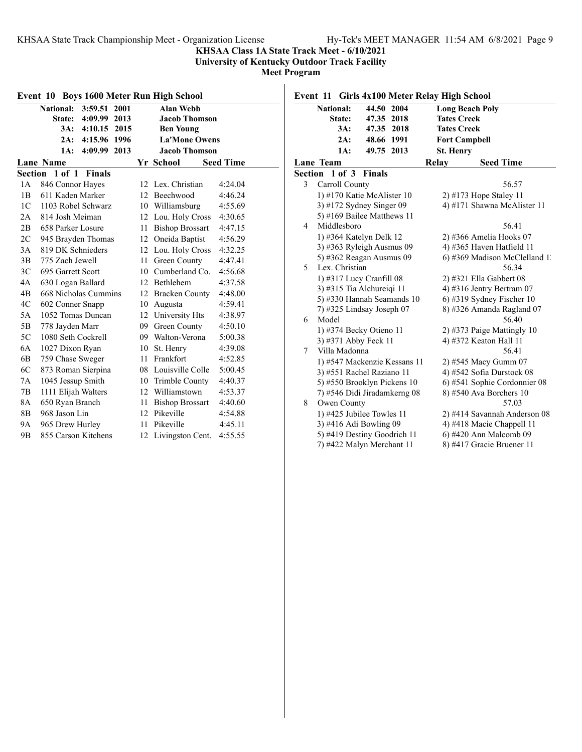## KHSAA Class 1A State Track Meet - 6/10/2021
**University of Kentucky Outdoor Track Facility**
**Meet Program**

### Event 10 Boys 1600 Meter Run High School

| | | | |
|---|---|---|---|
| National: | 3:59.51 | 2001 | Alan Webb |
| State: | 4:09.99 | 2013 | Jacob Thomson |
| 3A: | 4:10.15 | 2015 | Ben Young |
| 2A: | 4:15.96 | 1996 | La'Mone Owens |
| 1A: | 4:09.99 | 2013 | Jacob Thomson |

**Section 1 of 1 Finals**

| Lane | Name | Yr | School | Seed Time |
|---|---|---|---|---|
| 1A | 846 Connor Hayes | 12 | Lex. Christian | 4:24.04 |
| 1B | 611 Kaden Marker | 12 | Beechwood | 4:46.24 |
| 1C | 1103 Robel Schwarz | 10 | Williamsburg | 4:55.69 |
| 2A | 814 Josh Meiman | 12 | Lou. Holy Cross | 4:30.65 |
| 2B | 658 Parker Losure | 11 | Bishop Brossart | 4:47.15 |
| 2C | 945 Brayden Thomas | 12 | Oneida Baptist | 4:56.29 |
| 3A | 819 DK Schnieders | 12 | Lou. Holy Cross | 4:32.25 |
| 3B | 775 Zach Jewell | 11 | Green County | 4:47.41 |
| 3C | 695 Garrett Scott | 10 | Cumberland Co. | 4:56.68 |
| 4A | 630 Logan Ballard | 12 | Bethlehem | 4:37.58 |
| 4B | 668 Nicholas Cummins | 12 | Bracken County | 4:48.00 |
| 4C | 602 Conner Snapp | 10 | Augusta | 4:59.41 |
| 5A | 1052 Tomas Duncan | 12 | University Hts | 4:38.97 |
| 5B | 778 Jayden Marr | 09 | Green County | 4:50.10 |
| 5C | 1080 Seth Cockrell | 09 | Walton-Verona | 5:00.38 |
| 6A | 1027 Dixon Ryan | 10 | St. Henry | 4:39.08 |
| 6B | 759 Chase Sweger | 11 | Frankfort | 4:52.85 |
| 6C | 873 Roman Sierpina | 08 | Louisville Colle | 5:00.45 |
| 7A | 1045 Jessup Smith | 10 | Trimble County | 4:40.37 |
| 7B | 1111 Elijah Walters | 12 | Williamstown | 4:53.37 |
| 8A | 650 Ryan Branch | 11 | Bishop Brossart | 4:40.60 |
| 8B | 968 Jason Lin | 12 | Pikeville | 4:54.88 |
| 9A | 965 Drew Hurley | 11 | Pikeville | 4:45.11 |
| 9B | 855 Carson Kitchens | 12 | Livingston Cent. | 4:55.55 |

### Event 11 Girls 4x100 Meter Relay High School

| | | | |
|---|---|---|---|
| National: | 44.50 | 2004 | Long Beach Poly |
| State: | 47.35 | 2018 | Tates Creek |
| 3A: | 47.35 | 2018 | Tates Creek |
| 2A: | 48.66 | 1991 | Fort Campbell |
| 1A: | 49.75 | 2013 | St. Henry |

**Section 1 of 3 Finals**

| Lane | Team | Relay | Seed Time |
|---|---|---|---|
| 3 | Carroll County | | 56.57 |
| | 1) #170 Katie McAlister 10 | 2) #173 Hope Staley 11 | |
| | 3) #172 Sydney Singer 09 | 4) #171 Shawna McAlister 11 | |
| | 5) #169 Bailee Matthews 11 | | |
| 4 | Middlesboro | | 56.41 |
| | 1) #364 Katelyn Delk 12 | 2) #366 Amelia Hooks 07 | |
| | 3) #363 Ryleigh Ausmus 09 | 4) #365 Haven Hatfield 11 | |
| | 5) #362 Reagan Ausmus 09 | 6) #369 Madison McClelland 1 | |
| 5 | Lex. Christian | | 56.34 |
| | 1) #317 Lucy Cranfill 08 | 2) #321 Ella Gabbert 08 | |
| | 3) #315 Tia Alchureiqi 11 | 4) #316 Jentry Bertram 07 | |
| | 5) #330 Hannah Seamands 10 | 6) #319 Sydney Fischer 10 | |
| | 7) #325 Lindsay Joseph 07 | 8) #326 Amanda Ragland 07 | |
| 6 | Model | | 56.40 |
| | 1) #374 Becky Otieno 11 | 2) #373 Paige Mattingly 10 | |
| | 3) #371 Abby Feck 11 | 4) #372 Keaton Hall 11 | |
| 7 | Villa Madonna | | 56.41 |
| | 1) #547 Mackenzie Kessans 11 | 2) #545 Macy Gumm 07 | |
| | 3) #551 Rachel Raziano 11 | 4) #542 Sofia Durstock 08 | |
| | 5) #550 Brooklyn Pickens 10 | 6) #541 Sophie Cordonnier 08 | |
| | 7) #546 Didi Jiradamkerng 08 | 8) #540 Ava Borchers 10 | |
| 8 | Owen County | | 57.03 |
| | 1) #425 Jubilee Towles 11 | 2) #414 Savannah Anderson 08 | |
| | 3) #416 Adi Bowling 09 | 4) #418 Macie Chappell 11 | |
| | 5) #419 Destiny Goodrich 11 | 6) #420 Ann Malcomb 09 | |
| | 7) #422 Malyn Merchant 11 | 8) #417 Gracie Bruener 11 | |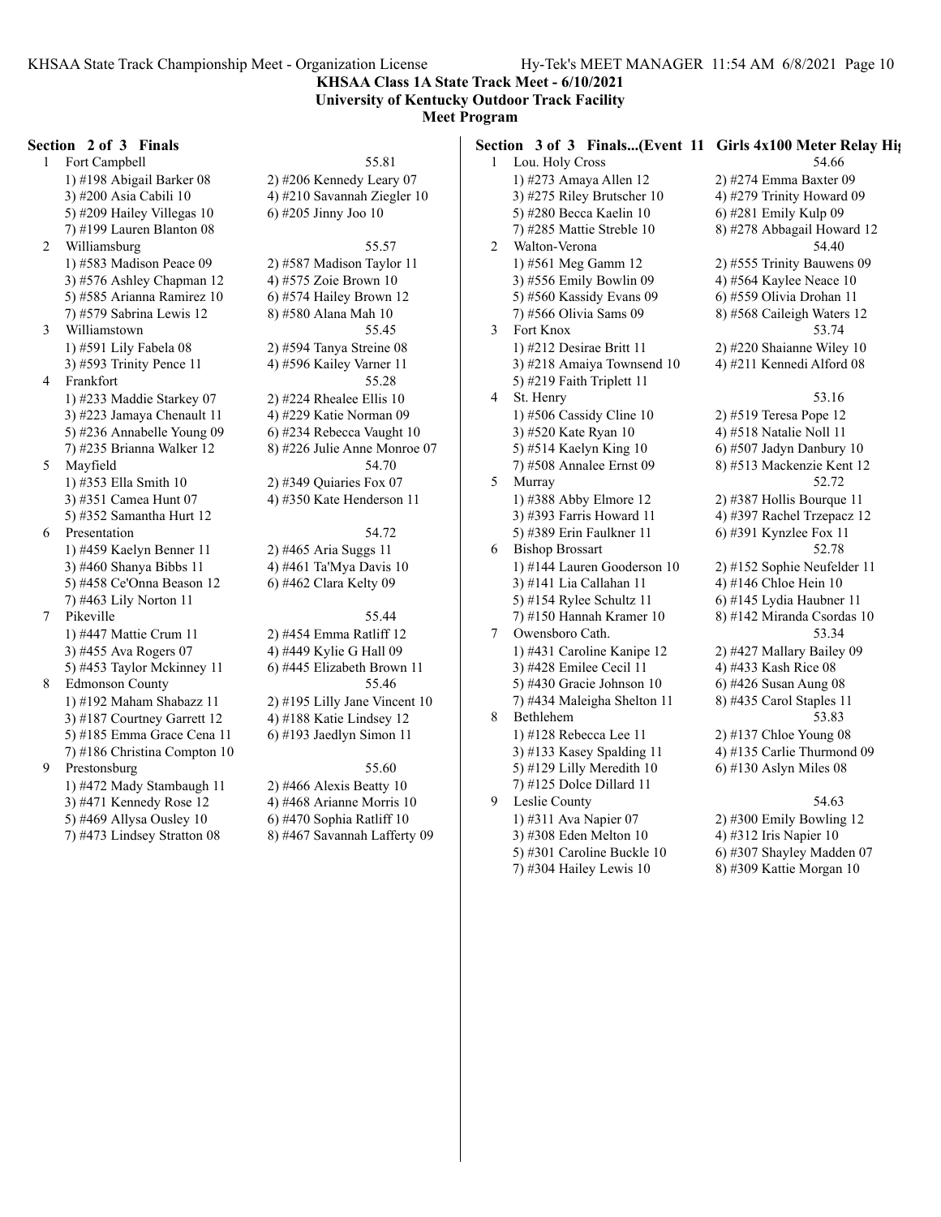**KHSAA Class 1A State Track Meet - 6/10/2021**
**University of Kentucky Outdoor Track Facility**
**Meet Program**

### Section 2 of 3 Finals

1 Fort Campbell — 55.81
1) #198 Abigail Barker 08 2) #206 Kennedy Leary 07
3) #200 Asia Cabili 10 4) #210 Savannah Ziegler 10
5) #209 Hailey Villegas 10 6) #205 Jinny Joo 10
7) #199 Lauren Blanton 08

2 Williamsburg — 55.57
1) #583 Madison Peace 09 2) #587 Madison Taylor 11
3) #576 Ashley Chapman 12 4) #575 Zoie Brown 10
5) #585 Arianna Ramirez 10 6) #574 Hailey Brown 12
7) #579 Sabrina Lewis 12 8) #580 Alana Mah 10

3 Williamstown — 55.45
1) #591 Lily Fabela 08 2) #594 Tanya Streine 08
3) #593 Trinity Pence 11 4) #596 Kailey Varner 11

4 Frankfort — 55.28
1) #233 Maddie Starkey 07 2) #224 Rhealee Ellis 10
3) #223 Jamaya Chenault 11 4) #229 Katie Norman 09
5) #236 Annabelle Young 09 6) #234 Rebecca Vaught 10
7) #235 Brianna Walker 12 8) #226 Julie Anne Monroe 07

5 Mayfield — 54.70
1) #353 Ella Smith 10 2) #349 Quiaries Fox 07
3) #351 Camea Hunt 07 4) #350 Kate Henderson 11
5) #352 Samantha Hurt 12

6 Presentation — 54.72
1) #459 Kaelyn Benner 11 2) #465 Aria Suggs 11
3) #460 Shanya Bibbs 11 4) #461 Ta'Mya Davis 10
5) #458 Ce'Onna Beason 12 6) #462 Clara Kelty 09
7) #463 Lily Norton 11

7 Pikeville — 55.44
1) #447 Mattie Crum 11 2) #454 Emma Ratliff 12
3) #455 Ava Rogers 07 4) #449 Kylie G Hall 09
5) #453 Taylor Mckinney 11 6) #445 Elizabeth Brown 11

8 Edmonson County — 55.46
1) #192 Maham Shabazz 11 2) #195 Lilly Jane Vincent 10
3) #187 Courtney Garrett 12 4) #188 Katie Lindsey 12
5) #185 Emma Grace Cena 11 6) #193 Jaedlyn Simon 11
7) #186 Christina Compton 10

9 Prestonsburg — 55.60
1) #472 Mady Stambaugh 11 2) #466 Alexis Beatty 10
3) #471 Kennedy Rose 12 4) #468 Arianne Morris 10
5) #469 Allysa Ousley 10 6) #470 Sophia Ratliff 10
7) #473 Lindsey Stratton 08 8) #467 Savannah Lafferty 09

### Section 3 of 3 Finals...(Event 11 Girls 4x100 Meter Relay Hig

1 Lou. Holy Cross — 54.66
1) #273 Amaya Allen 12 2) #274 Emma Baxter 09
3) #275 Riley Brutscher 10 4) #279 Trinity Howard 09
5) #280 Becca Kaelin 10 6) #281 Emily Kulp 09
7) #285 Mattie Streble 10 8) #278 Abbagail Howard 12

2 Walton-Verona — 54.40
1) #561 Meg Gamm 12 2) #555 Trinity Bauwens 09
3) #556 Emily Bowlin 09 4) #564 Kaylee Neace 10
5) #560 Kassidy Evans 09 6) #559 Olivia Drohan 11
7) #566 Olivia Sams 09 8) #568 Caileigh Waters 12

3 Fort Knox — 53.74
1) #212 Desirae Britt 11 2) #220 Shaianne Wiley 10
3) #218 Amaiya Townsend 10 4) #211 Kennedi Alford 08
5) #219 Faith Triplett 11

4 St. Henry — 53.16
1) #506 Cassidy Cline 10 2) #519 Teresa Pope 12
3) #520 Kate Ryan 10 4) #518 Natalie Noll 11
5) #514 Kaelyn King 10 6) #507 Jadyn Danbury 10
7) #508 Annalee Ernst 09 8) #513 Mackenzie Kent 12

5 Murray — 52.72
1) #388 Abby Elmore 12 2) #387 Hollis Bourque 11
3) #393 Farris Howard 11 4) #397 Rachel Trzepacz 12
5) #389 Erin Faulkner 11 6) #391 Kynzlee Fox 11

6 Bishop Brossart — 52.78
1) #144 Lauren Gooderson 10 2) #152 Sophie Neufelder 11
3) #141 Lia Callahan 11 4) #146 Chloe Hein 10
5) #154 Rylee Schultz 11 6) #145 Lydia Haubner 11
7) #150 Hannah Kramer 10 8) #142 Miranda Csordas 10

7 Owensboro Cath. — 53.34
1) #431 Caroline Kanipe 12 2) #427 Mallary Bailey 09
3) #428 Emilee Cecil 11 4) #433 Kash Rice 08
5) #430 Gracie Johnson 10 6) #426 Susan Aung 08
7) #434 Maleigha Shelton 11 8) #435 Carol Staples 11

8 Bethlehem — 53.83
1) #128 Rebecca Lee 11 2) #137 Chloe Young 08
3) #133 Kasey Spalding 11 4) #135 Carlie Thurmond 09
5) #129 Lilly Meredith 10 6) #130 Aslyn Miles 08
7) #125 Dolce Dillard 11

9 Leslie County — 54.63
1) #311 Ava Napier 07 2) #300 Emily Bowling 12
3) #308 Eden Melton 10 4) #312 Iris Napier 10
5) #301 Caroline Buckle 10 6) #307 Shayley Madden 07
7) #304 Hailey Lewis 10 8) #309 Kattie Morgan 10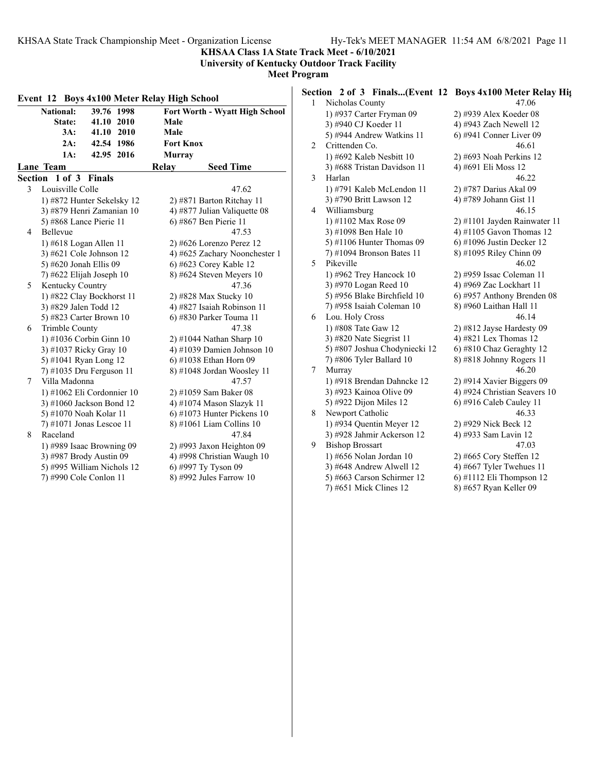**KHSAA Class 1A State Track Meet - 6/10/2021**
**University of Kentucky Outdoor Track Facility**
**Meet Program**

## Event 12 Boys 4x100 Meter Relay High School

| | | | |
|---|---|---|---|
| **National:** | **39.76** | **1998** | **Fort Worth - Wyatt High School** |
| **State:** | **41.10** | **2010** | **Male** |
| **3A:** | **41.10** | **2010** | **Male** |
| **2A:** | **42.54** | **1986** | **Fort Knox** |
| **1A:** | **42.95** | **2016** | **Murray** |

**Lane Team — Relay — Seed Time**

### Section 1 of 3 Finals

| Lane | Team | Relay | Seed Time |
|---|---|---|---|
| 3 | Louisville Colle | | 47.62 |
| | 1) #872 Hunter Sekelsky 12 | 2) #871 Barton Ritchay 11 | |
| | 3) #879 Henri Zamanian 10 | 4) #877 Julian Valiquette 08 | |
| | 5) #868 Lance Pierie 11 | 6) #867 Ben Pierie 11 | |
| 4 | Bellevue | | 47.53 |
| | 1) #618 Logan Allen 11 | 2) #626 Lorenzo Perez 12 | |
| | 3) #621 Cole Johnson 12 | 4) #625 Zachary Noonchester 1 | |
| | 5) #620 Jonah Ellis 09 | 6) #623 Corey Kable 12 | |
| | 7) #622 Elijah Joseph 10 | 8) #624 Steven Meyers 10 | |
| 5 | Kentucky Country | | 47.36 |
| | 1) #822 Clay Bockhorst 11 | 2) #828 Max Stucky 10 | |
| | 3) #829 Jalen Todd 12 | 4) #827 Isaiah Robinson 11 | |
| | 5) #823 Carter Brown 10 | 6) #830 Parker Touma 11 | |
| 6 | Trimble County | | 47.38 |
| | 1) #1036 Corbin Ginn 10 | 2) #1044 Nathan Sharp 10 | |
| | 3) #1037 Ricky Gray 10 | 4) #1039 Damien Johnson 10 | |
| | 5) #1041 Ryan Long 12 | 6) #1038 Ethan Horn 09 | |
| | 7) #1035 Dru Ferguson 11 | 8) #1048 Jordan Woosley 11 | |
| 7 | Villa Madonna | | 47.57 |
| | 1) #1062 Eli Cordonnier 10 | 2) #1059 Sam Baker 08 | |
| | 3) #1060 Jackson Bond 12 | 4) #1074 Mason Slazyk 11 | |
| | 5) #1070 Noah Kolar 11 | 6) #1073 Hunter Pickens 10 | |
| | 7) #1071 Jonas Lescoe 11 | 8) #1061 Liam Collins 10 | |
| 8 | Raceland | | 47.84 |
| | 1) #989 Isaac Browning 09 | 2) #993 Jaxon Heighton 09 | |
| | 3) #987 Brody Austin 09 | 4) #998 Christian Waugh 10 | |
| | 5) #995 William Nichols 12 | 6) #997 Ty Tyson 09 | |
| | 7) #990 Cole Conlon 11 | 8) #992 Jules Farrow 10 | |

### Section 2 of 3 Finals...(Event 12 Boys 4x100 Meter Relay Hig

| Lane | Team | Relay | Seed Time |
|---|---|---|---|
| 1 | Nicholas County | | 47.06 |
| | 1) #937 Carter Fryman 09 | 2) #939 Alex Koeder 08 | |
| | 3) #940 CJ Koeder 11 | 4) #943 Zach Newell 12 | |
| | 5) #944 Andrew Watkins 11 | 6) #941 Conner Liver 09 | |
| 2 | Crittenden Co. | | 46.61 |
| | 1) #692 Kaleb Nesbitt 10 | 2) #693 Noah Perkins 12 | |
| | 3) #688 Tristan Davidson 11 | 4) #691 Eli Moss 12 | |
| 3 | Harlan | | 46.22 |
| | 1) #791 Kaleb McLendon 11 | 2) #787 Darius Akal 09 | |
| | 3) #790 Britt Lawson 12 | 4) #789 Johann Gist 11 | |
| 4 | Williamsburg | | 46.15 |
| | 1) #1102 Max Rose 09 | 2) #1101 Jayden Rainwater 11 | |
| | 3) #1098 Ben Hale 10 | 4) #1105 Gavon Thomas 12 | |
| | 5) #1106 Hunter Thomas 09 | 6) #1096 Justin Decker 12 | |
| | 7) #1094 Bronson Bates 11 | 8) #1095 Riley Chinn 09 | |
| 5 | Pikeville | | 46.02 |
| | 1) #962 Trey Hancock 10 | 2) #959 Issac Coleman 11 | |
| | 3) #970 Logan Reed 10 | 4) #969 Zac Lockhart 11 | |
| | 5) #956 Blake Birchfield 10 | 6) #957 Anthony Brenden 08 | |
| | 7) #958 Isaiah Coleman 10 | 8) #960 Laithan Hall 11 | |
| 6 | Lou. Holy Cross | | 46.14 |
| | 1) #808 Tate Gaw 12 | 2) #812 Jayse Hardesty 09 | |
| | 3) #820 Nate Siegrist 11 | 4) #821 Lex Thomas 12 | |
| | 5) #807 Joshua Chodyniecki 12 | 6) #810 Chaz Geraghty 12 | |
| | 7) #806 Tyler Ballard 10 | 8) #818 Johnny Rogers 11 | |
| 7 | Murray | | 46.20 |
| | 1) #918 Brendan Dahncke 12 | 2) #914 Xavier Biggers 09 | |
| | 3) #923 Kainoa Olive 09 | 4) #924 Christian Seavers 10 | |
| | 5) #922 Dijon Miles 12 | 6) #916 Caleb Cauley 11 | |
| 8 | Newport Catholic | | 46.33 |
| | 1) #934 Quentin Meyer 12 | 2) #929 Nick Beck 12 | |
| | 3) #928 Jahmir Ackerson 12 | 4) #933 Sam Lavin 12 | |
| 9 | Bishop Brossart | | 47.03 |
| | 1) #656 Nolan Jordan 10 | 2) #665 Cory Steffen 12 | |
| | 3) #648 Andrew Alwell 12 | 4) #667 Tyler Twehues 11 | |
| | 5) #663 Carson Schirmer 12 | 6) #1112 Eli Thompson 12 | |
| | 7) #651 Mick Clines 12 | 8) #657 Ryan Keller 09 | |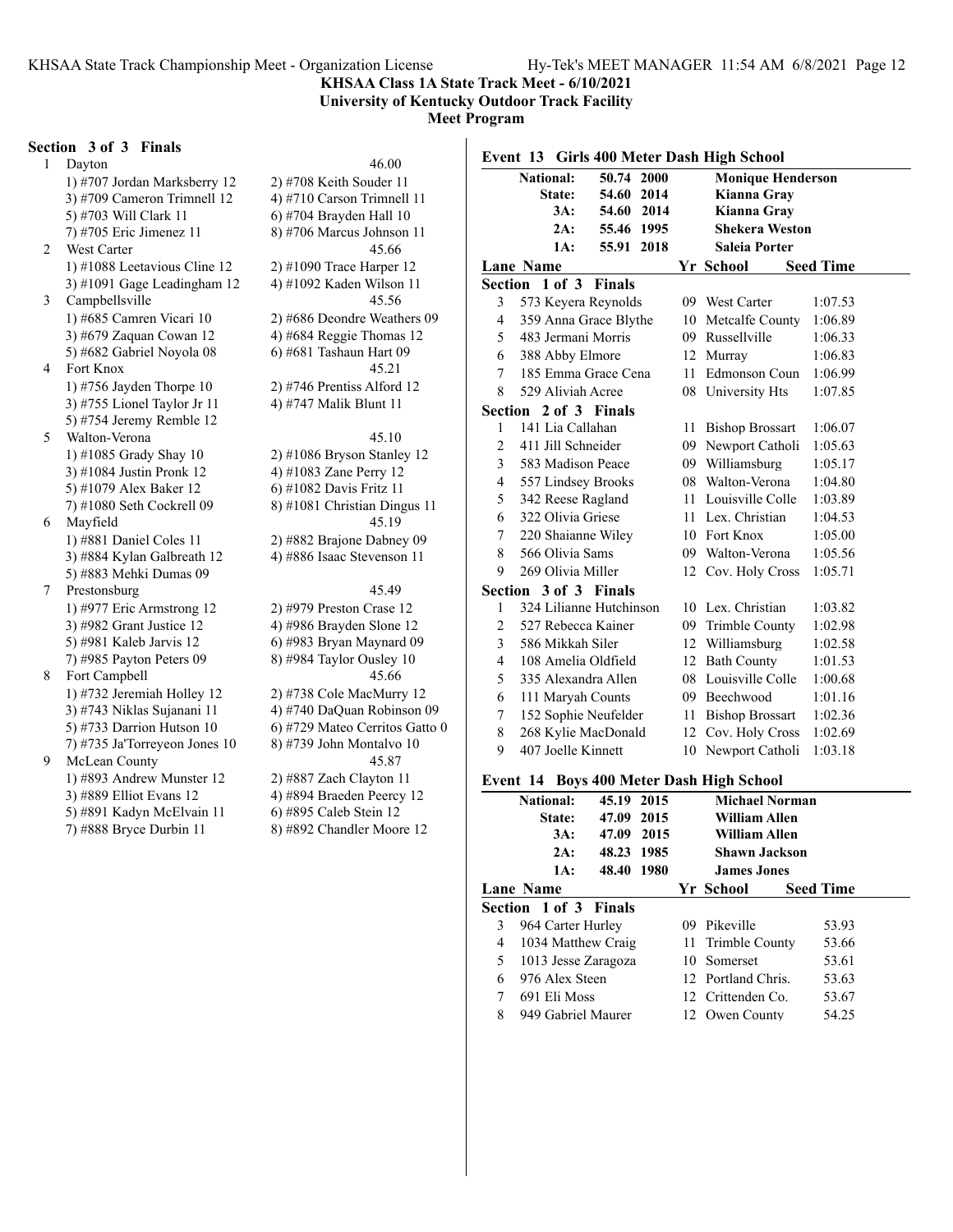**KHSAA Class 1A State Track Meet - 6/10/2021**
**University of Kentucky Outdoor Track Facility**
**Meet Program**

### Section 3 of 3 Finals

1 Dayton — 46.00
- 1) #707 Jordan Marksberry 12
- 2) #708 Keith Souder 11
- 3) #709 Cameron Trimnell 12
- 4) #710 Carson Trimnell 11
- 5) #703 Will Clark 11
- 6) #704 Brayden Hall 10
- 7) #705 Eric Jimenez 11
- 8) #706 Marcus Johnson 11

2 West Carter — 45.66
- 1) #1088 Leetavious Cline 12
- 2) #1090 Trace Harper 12
- 3) #1091 Gage Leadingham 12
- 4) #1092 Kaden Wilson 11

3 Campbellsville — 45.56
- 1) #685 Camren Vicari 10
- 2) #686 Deondre Weathers 09
- 3) #679 Zaquan Cowan 12
- 4) #684 Reggie Thomas 12
- 5) #682 Gabriel Noyola 08
- 6) #681 Tashaun Hart 09

4 Fort Knox — 45.21
- 1) #756 Jayden Thorpe 10
- 2) #746 Prentiss Alford 12
- 3) #755 Lionel Taylor Jr 11
- 4) #747 Malik Blunt 11
- 5) #754 Jeremy Remble 12

5 Walton-Verona — 45.10
- 1) #1085 Grady Shay 10
- 2) #1086 Bryson Stanley 12
- 3) #1084 Justin Pronk 12
- 4) #1083 Zane Perry 12
- 5) #1079 Alex Baker 12
- 6) #1082 Davis Fritz 11
- 7) #1080 Seth Cockrell 09
- 8) #1081 Christian Dingus 11

6 Mayfield — 45.19
- 1) #881 Daniel Coles 11
- 2) #882 Brajone Dabney 09
- 3) #884 Kylan Galbreath 12
- 4) #886 Isaac Stevenson 11
- 5) #883 Mehki Dumas 09

7 Prestonsburg — 45.49
- 1) #977 Eric Armstrong 12
- 2) #979 Preston Crase 12
- 3) #982 Grant Justice 12
- 4) #986 Brayden Slone 12
- 5) #981 Kaleb Jarvis 12
- 6) #983 Bryan Maynard 09
- 7) #985 Payton Peters 09
- 8) #984 Taylor Ousley 10

8 Fort Campbell — 45.66
- 1) #732 Jeremiah Holley 12
- 2) #738 Cole MacMurry 12
- 3) #743 Niklas Sujanani 11
- 4) #740 DaQuan Robinson 09
- 5) #733 Darrion Hutson 10
- 6) #729 Mateo Cerritos Gatto 0
- 7) #735 Ja'Torreyeon Jones 10
- 8) #739 John Montalvo 10

9 McLean County — 45.87
- 1) #893 Andrew Munster 12
- 2) #887 Zach Clayton 11
- 3) #889 Elliot Evans 12
- 4) #894 Braeden Peercy 12
- 5) #891 Kadyn McElvain 11
- 6) #895 Caleb Stein 12
- 7) #888 Bryce Durbin 11
- 8) #892 Chandler Moore 12

## Event 13 Girls 400 Meter Dash High School

| | | | |
|---|---|---|---|
| National: | 50.74 | 2000 | Monique Henderson |
| State: | 54.60 | 2014 | Kianna Gray |
| 3A: | 54.60 | 2014 | Kianna Gray |
| 2A: | 55.46 | 1995 | Shekera Weston |
| 1A: | 55.91 | 2018 | Saleia Porter |

| Lane | Name | Yr | School | Seed Time |
|---|---|---|---|---|
| **Section 1 of 3 Finals** | | | | |
| 3 | 573 Keyera Reynolds | 09 | West Carter | 1:07.53 |
| 4 | 359 Anna Grace Blythe | 10 | Metcalfe County | 1:06.89 |
| 5 | 483 Jermani Morris | 09 | Russellville | 1:06.33 |
| 6 | 388 Abby Elmore | 12 | Murray | 1:06.83 |
| 7 | 185 Emma Grace Cena | 11 | Edmonson Coun | 1:06.99 |
| 8 | 529 Aliviah Acree | 08 | University Hts | 1:07.85 |
| **Section 2 of 3 Finals** | | | | |
| 1 | 141 Lia Callahan | 11 | Bishop Brossart | 1:06.07 |
| 2 | 411 Jill Schneider | 09 | Newport Catholi | 1:05.63 |
| 3 | 583 Madison Peace | 09 | Williamsburg | 1:05.17 |
| 4 | 557 Lindsey Brooks | 08 | Walton-Verona | 1:04.80 |
| 5 | 342 Reese Ragland | 11 | Louisville Colle | 1:03.89 |
| 6 | 322 Olivia Griese | 11 | Lex. Christian | 1:04.53 |
| 7 | 220 Shaianne Wiley | 10 | Fort Knox | 1:05.00 |
| 8 | 566 Olivia Sams | 09 | Walton-Verona | 1:05.56 |
| 9 | 269 Olivia Miller | 12 | Cov. Holy Cross | 1:05.71 |
| **Section 3 of 3 Finals** | | | | |
| 1 | 324 Lilianne Hutchinson | 10 | Lex. Christian | 1:03.82 |
| 2 | 527 Rebecca Kainer | 09 | Trimble County | 1:02.98 |
| 3 | 586 Mikkah Siler | 12 | Williamsburg | 1:02.58 |
| 4 | 108 Amelia Oldfield | 12 | Bath County | 1:01.53 |
| 5 | 335 Alexandra Allen | 08 | Louisville Colle | 1:00.68 |
| 6 | 111 Maryah Counts | 09 | Beechwood | 1:01.16 |
| 7 | 152 Sophie Neufelder | 11 | Bishop Brossart | 1:02.36 |
| 8 | 268 Kylie MacDonald | 12 | Cov. Holy Cross | 1:02.69 |
| 9 | 407 Joelle Kinnett | 10 | Newport Catholi | 1:03.18 |

## Event 14 Boys 400 Meter Dash High School

| | | | |
|---|---|---|---|
| National: | 45.19 | 2015 | Michael Norman |
| State: | 47.09 | 2015 | William Allen |
| 3A: | 47.09 | 2015 | William Allen |
| 2A: | 48.23 | 1985 | Shawn Jackson |
| 1A: | 48.40 | 1980 | James Jones |

| Lane | Name | Yr | School | Seed Time |
|---|---|---|---|---|
| **Section 1 of 3 Finals** | | | | |
| 3 | 964 Carter Hurley | 09 | Pikeville | 53.93 |
| 4 | 1034 Matthew Craig | 11 | Trimble County | 53.66 |
| 5 | 1013 Jesse Zaragoza | 10 | Somerset | 53.61 |
| 6 | 976 Alex Steen | 12 | Portland Chris. | 53.63 |
| 7 | 691 Eli Moss | 12 | Crittenden Co. | 53.67 |
| 8 | 949 Gabriel Maurer | 12 | Owen County | 54.25 |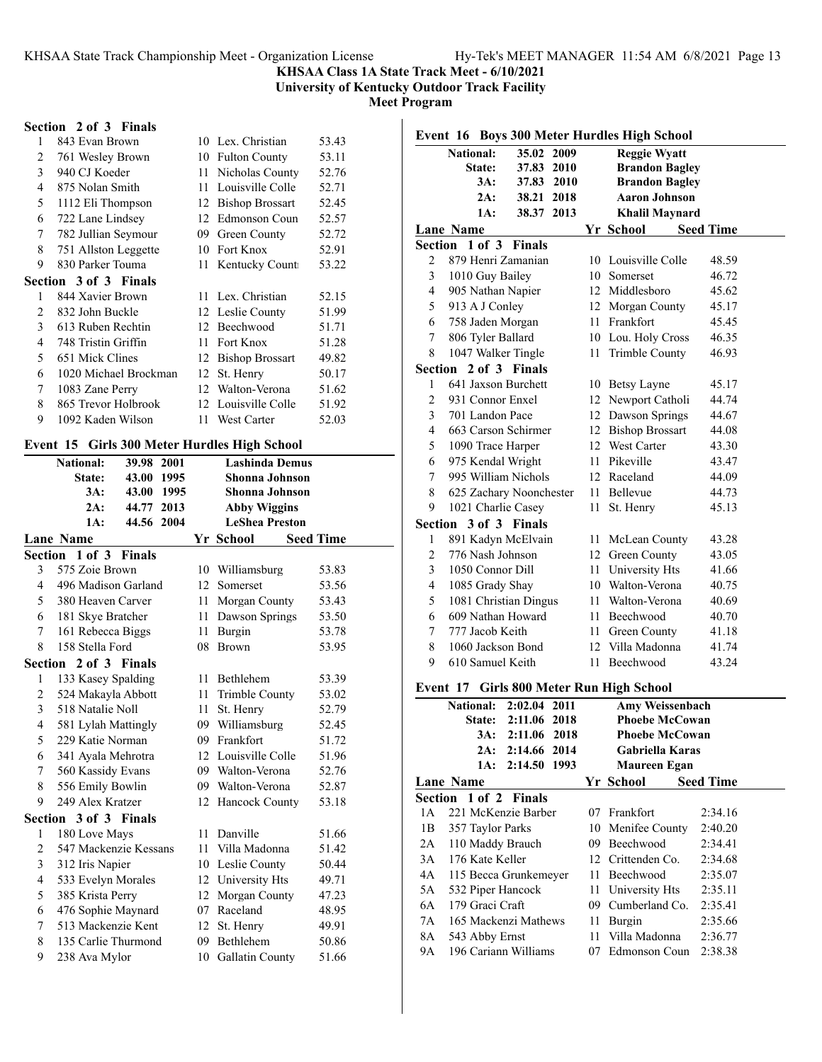**KHSAA Class 1A State Track Meet - 6/10/2021**
**University of Kentucky Outdoor Track Facility**
**Meet Program**

**Section 2 of 3 Finals**

| Lane | Name | Yr | School | Seed Time |
|---|---|---|---|---|
| 1 | 843 Evan Brown | 10 | Lex. Christian | 53.43 |
| 2 | 761 Wesley Brown | 10 | Fulton County | 53.11 |
| 3 | 940 CJ Koeder | 11 | Nicholas County | 52.76 |
| 4 | 875 Nolan Smith | 11 | Louisville Colle | 52.71 |
| 5 | 1112 Eli Thompson | 12 | Bishop Brossart | 52.45 |
| 6 | 722 Lane Lindsey | 12 | Edmonson Coun | 52.57 |
| 7 | 782 Jullian Seymour | 09 | Green County | 52.72 |
| 8 | 751 Allston Leggette | 10 | Fort Knox | 52.91 |
| 9 | 830 Parker Touma | 11 | Kentucky Count | 53.22 |

**Section 3 of 3 Finals**

| Lane | Name | Yr | School | Seed Time |
|---|---|---|---|---|
| 1 | 844 Xavier Brown | 11 | Lex. Christian | 52.15 |
| 2 | 832 John Buckle | 12 | Leslie County | 51.99 |
| 3 | 613 Ruben Rechtin | 12 | Beechwood | 51.71 |
| 4 | 748 Tristin Griffin | 11 | Fort Knox | 51.28 |
| 5 | 651 Mick Clines | 12 | Bishop Brossart | 49.82 |
| 6 | 1020 Michael Brockman | 12 | St. Henry | 50.17 |
| 7 | 1083 Zane Perry | 12 | Walton-Verona | 51.62 |
| 8 | 865 Trevor Holbrook | 12 | Louisville Colle | 51.92 |
| 9 | 1092 Kaden Wilson | 11 | West Carter | 52.03 |

## Event 15 Girls 300 Meter Hurdles High School

| Record | Time | Year | Holder |
|---|---|---|---|
| National: | 39.98 | 2001 | Lashinda Demus |
| State: | 43.00 | 1995 | Shonna Johnson |
| 3A: | 43.00 | 1995 | Shonna Johnson |
| 2A: | 44.77 | 2013 | Abby Wiggins |
| 1A: | 44.56 | 2004 | LeShea Preston |

**Section 1 of 3 Finals**

| Lane | Name | Yr | School | Seed Time |
|---|---|---|---|---|
| 3 | 575 Zoie Brown | 10 | Williamsburg | 53.83 |
| 4 | 496 Madison Garland | 12 | Somerset | 53.56 |
| 5 | 380 Heaven Carver | 11 | Morgan County | 53.43 |
| 6 | 181 Skye Bratcher | 11 | Dawson Springs | 53.50 |
| 7 | 161 Rebecca Biggs | 11 | Burgin | 53.78 |
| 8 | 158 Stella Ford | 08 | Brown | 53.95 |

**Section 2 of 3 Finals**

| Lane | Name | Yr | School | Seed Time |
|---|---|---|---|---|
| 1 | 133 Kasey Spalding | 11 | Bethlehem | 53.39 |
| 2 | 524 Makayla Abbott | 11 | Trimble County | 53.02 |
| 3 | 518 Natalie Noll | 11 | St. Henry | 52.79 |
| 4 | 581 Lylah Mattingly | 09 | Williamsburg | 52.45 |
| 5 | 229 Katie Norman | 09 | Frankfort | 51.72 |
| 6 | 341 Ayala Mehrotra | 12 | Louisville Colle | 51.96 |
| 7 | 560 Kassidy Evans | 09 | Walton-Verona | 52.76 |
| 8 | 556 Emily Bowlin | 09 | Walton-Verona | 52.87 |
| 9 | 249 Alex Kratzer | 12 | Hancock County | 53.18 |

**Section 3 of 3 Finals**

| Lane | Name | Yr | School | Seed Time |
|---|---|---|---|---|
| 1 | 180 Love Mays | 11 | Danville | 51.66 |
| 2 | 547 Mackenzie Kessans | 11 | Villa Madonna | 51.42 |
| 3 | 312 Iris Napier | 10 | Leslie County | 50.44 |
| 4 | 533 Evelyn Morales | 12 | University Hts | 49.71 |
| 5 | 385 Krista Perry | 12 | Morgan County | 47.23 |
| 6 | 476 Sophie Maynard | 07 | Raceland | 48.95 |
| 7 | 513 Mackenzie Kent | 12 | St. Henry | 49.91 |
| 8 | 135 Carlie Thurmond | 09 | Bethlehem | 50.86 |
| 9 | 238 Ava Mylor | 10 | Gallatin County | 51.66 |

## Event 16 Boys 300 Meter Hurdles High School

| Record | Time | Year | Holder |
|---|---|---|---|
| National: | 35.02 | 2009 | Reggie Wyatt |
| State: | 37.83 | 2010 | Brandon Bagley |
| 3A: | 37.83 | 2010 | Brandon Bagley |
| 2A: | 38.21 | 2018 | Aaron Johnson |
| 1A: | 38.37 | 2013 | Khalil Maynard |

**Section 1 of 3 Finals**

| Lane | Name | Yr | School | Seed Time |
|---|---|---|---|---|
| 2 | 879 Henri Zamanian | 10 | Louisville Colle | 48.59 |
| 3 | 1010 Guy Bailey | 10 | Somerset | 46.72 |
| 4 | 905 Nathan Napier | 12 | Middlesboro | 45.62 |
| 5 | 913 A J Conley | 12 | Morgan County | 45.17 |
| 6 | 758 Jaden Morgan | 11 | Frankfort | 45.45 |
| 7 | 806 Tyler Ballard | 10 | Lou. Holy Cross | 46.35 |
| 8 | 1047 Walker Tingle | 11 | Trimble County | 46.93 |

**Section 2 of 3 Finals**

| Lane | Name | Yr | School | Seed Time |
|---|---|---|---|---|
| 1 | 641 Jaxson Burchett | 10 | Betsy Layne | 45.17 |
| 2 | 931 Connor Enxel | 12 | Newport Catholi | 44.74 |
| 3 | 701 Landon Pace | 12 | Dawson Springs | 44.67 |
| 4 | 663 Carson Schirmer | 12 | Bishop Brossart | 44.08 |
| 5 | 1090 Trace Harper | 12 | West Carter | 43.30 |
| 6 | 975 Kendal Wright | 11 | Pikeville | 43.47 |
| 7 | 995 William Nichols | 12 | Raceland | 44.09 |
| 8 | 625 Zachary Noonchester | 11 | Bellevue | 44.73 |
| 9 | 1021 Charlie Casey | 11 | St. Henry | 45.13 |

**Section 3 of 3 Finals**

| Lane | Name | Yr | School | Seed Time |
|---|---|---|---|---|
| 1 | 891 Kadyn McElvain | 11 | McLean County | 43.28 |
| 2 | 776 Nash Johnson | 12 | Green County | 43.05 |
| 3 | 1050 Connor Dill | 11 | University Hts | 41.66 |
| 4 | 1085 Grady Shay | 10 | Walton-Verona | 40.75 |
| 5 | 1081 Christian Dingus | 11 | Walton-Verona | 40.69 |
| 6 | 609 Nathan Howard | 11 | Beechwood | 40.70 |
| 7 | 777 Jacob Keith | 11 | Green County | 41.18 |
| 8 | 1060 Jackson Bond | 12 | Villa Madonna | 41.74 |
| 9 | 610 Samuel Keith | 11 | Beechwood | 43.24 |

## Event 17 Girls 800 Meter Run High School

| Record | Time | Year | Holder |
|---|---|---|---|
| National: | 2:02.04 | 2011 | Amy Weissenbach |
| State: | 2:11.06 | 2018 | Phoebe McCowan |
| 3A: | 2:11.06 | 2018 | Phoebe McCowan |
| 2A: | 2:14.66 | 2014 | Gabriella Karas |
| 1A: | 2:14.50 | 1993 | Maureen Egan |

**Section 1 of 2 Finals**

| Lane | Name | Yr | School | Seed Time |
|---|---|---|---|---|
| 1A | 221 McKenzie Barber | 07 | Frankfort | 2:34.16 |
| 1B | 357 Taylor Parks | 10 | Menifee County | 2:40.20 |
| 2A | 110 Maddy Brauch | 09 | Beechwood | 2:34.41 |
| 3A | 176 Kate Keller | 12 | Crittenden Co. | 2:34.68 |
| 4A | 115 Becca Grunkemeyer | 11 | Beechwood | 2:35.07 |
| 5A | 532 Piper Hancock | 11 | University Hts | 2:35.11 |
| 6A | 179 Graci Craft | 09 | Cumberland Co. | 2:35.41 |
| 7A | 165 Mackenzi Mathews | 11 | Burgin | 2:35.66 |
| 8A | 543 Abby Ernst | 11 | Villa Madonna | 2:36.77 |
| 9A | 196 Cariann Williams | 07 | Edmonson Coun | 2:38.38 |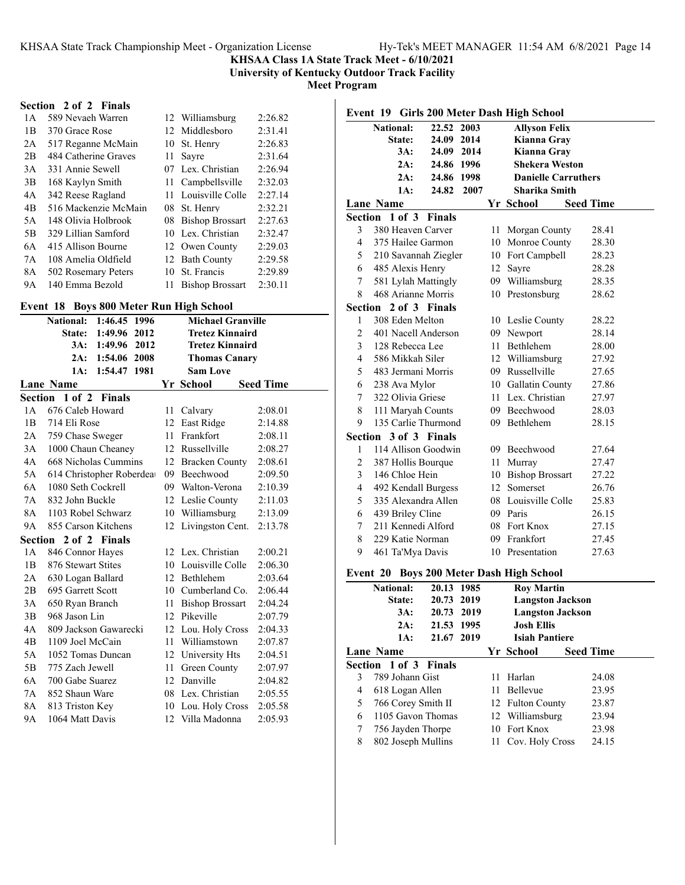**KHSAA Class 1A State Track Meet - 6/10/2021**
**University of Kentucky Outdoor Track Facility**
**Meet Program**

**Section 2 of 2 Finals**

| Lane | Name | Yr | School | Seed Time |
|---|---|---|---|---|
| 1A | 589 Nevaeh Warren | 12 | Williamsburg | 2:26.82 |
| 1B | 370 Grace Rose | 12 | Middlesboro | 2:31.41 |
| 2A | 517 Reganne McMain | 10 | St. Henry | 2:26.83 |
| 2B | 484 Catherine Graves | 11 | Sayre | 2:31.64 |
| 3A | 331 Annie Sewell | 07 | Lex. Christian | 2:26.94 |
| 3B | 168 Kaylyn Smith | 11 | Campbellsville | 2:32.03 |
| 4A | 342 Reese Ragland | 11 | Louisville Colle | 2:27.14 |
| 4B | 516 Mackenzie McMain | 08 | St. Henry | 2:32.21 |
| 5A | 148 Olivia Holbrook | 08 | Bishop Brossart | 2:27.63 |
| 5B | 329 Lillian Samford | 10 | Lex. Christian | 2:32.47 |
| 6A | 415 Allison Bourne | 12 | Owen County | 2:29.03 |
| 7A | 108 Amelia Oldfield | 12 | Bath County | 2:29.58 |
| 8A | 502 Rosemary Peters | 10 | St. Francis | 2:29.89 |
| 9A | 140 Emma Bezold | 11 | Bishop Brossart | 2:30.11 |

## Event 18 Boys 800 Meter Run High School

| | | | |
|---|---|---|---|
| National: | 1:46.45 | 1996 | Michael Granville |
| State: | 1:49.96 | 2012 | Tretez Kinnaird |
| 3A: | 1:49.96 | 2012 | Tretez Kinnaird |
| 2A: | 1:54.06 | 2008 | Thomas Canary |
| 1A: | 1:54.47 | 1981 | Sam Love |

**Section 1 of 2 Finals**

| Lane | Name | Yr | School | Seed Time |
|---|---|---|---|---|
| 1A | 676 Caleb Howard | 11 | Calvary | 2:08.01 |
| 1B | 714 Eli Rose | 12 | East Ridge | 2:14.88 |
| 2A | 759 Chase Sweger | 11 | Frankfort | 2:08.11 |
| 3A | 1000 Chaun Cheaney | 12 | Russellville | 2:08.27 |
| 4A | 668 Nicholas Cummins | 12 | Bracken County | 2:08.61 |
| 5A | 614 Christopher Roberdeau | 09 | Beechwood | 2:09.50 |
| 6A | 1080 Seth Cockrell | 09 | Walton-Verona | 2:10.39 |
| 7A | 832 John Buckle | 12 | Leslie County | 2:11.03 |
| 8A | 1103 Robel Schwarz | 10 | Williamsburg | 2:13.09 |
| 9A | 855 Carson Kitchens | 12 | Livingston Cent. | 2:13.78 |

**Section 2 of 2 Finals**

| Lane | Name | Yr | School | Seed Time |
|---|---|---|---|---|
| 1A | 846 Connor Hayes | 12 | Lex. Christian | 2:00.21 |
| 1B | 876 Stewart Stites | 10 | Louisville Colle | 2:06.30 |
| 2A | 630 Logan Ballard | 12 | Bethlehem | 2:03.64 |
| 2B | 695 Garrett Scott | 10 | Cumberland Co. | 2:06.44 |
| 3A | 650 Ryan Branch | 11 | Bishop Brossart | 2:04.24 |
| 3B | 968 Jason Lin | 12 | Pikeville | 2:07.79 |
| 4A | 809 Jackson Gawarecki | 12 | Lou. Holy Cross | 2:04.33 |
| 4B | 1109 Joel McCain | 11 | Williamstown | 2:07.87 |
| 5A | 1052 Tomas Duncan | 12 | University Hts | 2:04.51 |
| 5B | 775 Zach Jewell | 11 | Green County | 2:07.97 |
| 6A | 700 Gabe Suarez | 12 | Danville | 2:04.82 |
| 7A | 852 Shaun Ware | 08 | Lex. Christian | 2:05.55 |
| 8A | 813 Triston Key | 10 | Lou. Holy Cross | 2:05.58 |
| 9A | 1064 Matt Davis | 12 | Villa Madonna | 2:05.93 |

## Event 19 Girls 200 Meter Dash High School

| | | | |
|---|---|---|---|
| National: | 22.52 | 2003 | Allyson Felix |
| State: | 24.09 | 2014 | Kianna Gray |
| 3A: | 24.09 | 2014 | Kianna Gray |
| 2A: | 24.86 | 1996 | Shekera Weston |
| 2A: | 24.86 | 1998 | Danielle Carruthers |
| 1A: | 24.82 | 2007 | Sharika Smith |

**Section 1 of 3 Finals**

| Lane | Name | Yr | School | Seed Time |
|---|---|---|---|---|
| 3 | 380 Heaven Carver | 11 | Morgan County | 28.41 |
| 4 | 375 Hailee Garmon | 10 | Monroe County | 28.30 |
| 5 | 210 Savannah Ziegler | 10 | Fort Campbell | 28.23 |
| 6 | 485 Alexis Henry | 12 | Sayre | 28.28 |
| 7 | 581 Lylah Mattingly | 09 | Williamsburg | 28.35 |
| 8 | 468 Arianne Morris | 10 | Prestonsburg | 28.62 |

**Section 2 of 3 Finals**

| Lane | Name | Yr | School | Seed Time |
|---|---|---|---|---|
| 1 | 308 Eden Melton | 10 | Leslie County | 28.22 |
| 2 | 401 Nacell Anderson | 09 | Newport | 28.14 |
| 3 | 128 Rebecca Lee | 11 | Bethlehem | 28.00 |
| 4 | 586 Mikkah Siler | 12 | Williamsburg | 27.92 |
| 5 | 483 Jermani Morris | 09 | Russellville | 27.65 |
| 6 | 238 Ava Mylor | 10 | Gallatin County | 27.86 |
| 7 | 322 Olivia Griese | 11 | Lex. Christian | 27.97 |
| 8 | 111 Maryah Counts | 09 | Beechwood | 28.03 |
| 9 | 135 Carlie Thurmond | 09 | Bethlehem | 28.15 |

**Section 3 of 3 Finals**

| Lane | Name | Yr | School | Seed Time |
|---|---|---|---|---|
| 1 | 114 Allison Goodwin | 09 | Beechwood | 27.64 |
| 2 | 387 Hollis Bourque | 11 | Murray | 27.47 |
| 3 | 146 Chloe Hein | 10 | Bishop Brossart | 27.22 |
| 4 | 492 Kendall Burgess | 12 | Somerset | 26.76 |
| 5 | 335 Alexandra Allen | 08 | Louisville Colle | 25.83 |
| 6 | 439 Briley Cline | 09 | Paris | 26.15 |
| 7 | 211 Kennedi Alford | 08 | Fort Knox | 27.15 |
| 8 | 229 Katie Norman | 09 | Frankfort | 27.45 |
| 9 | 461 Ta'Mya Davis | 10 | Presentation | 27.63 |

## Event 20 Boys 200 Meter Dash High School

| | | | |
|---|---|---|---|
| National: | 20.13 | 1985 | Roy Martin |
| State: | 20.73 | 2019 | Langston Jackson |
| 3A: | 20.73 | 2019 | Langston Jackson |
| 2A: | 21.53 | 1995 | Josh Ellis |
| 1A: | 21.67 | 2019 | Isiah Pantiere |

**Section 1 of 3 Finals**

| Lane | Name | Yr | School | Seed Time |
|---|---|---|---|---|
| 3 | 789 Johann Gist | 11 | Harlan | 24.08 |
| 4 | 618 Logan Allen | 11 | Bellevue | 23.95 |
| 5 | 766 Corey Smith II | 12 | Fulton County | 23.87 |
| 6 | 1105 Gavon Thomas | 12 | Williamsburg | 23.94 |
| 7 | 756 Jayden Thorpe | 10 | Fort Knox | 23.98 |
| 8 | 802 Joseph Mullins | 11 | Cov. Holy Cross | 24.15 |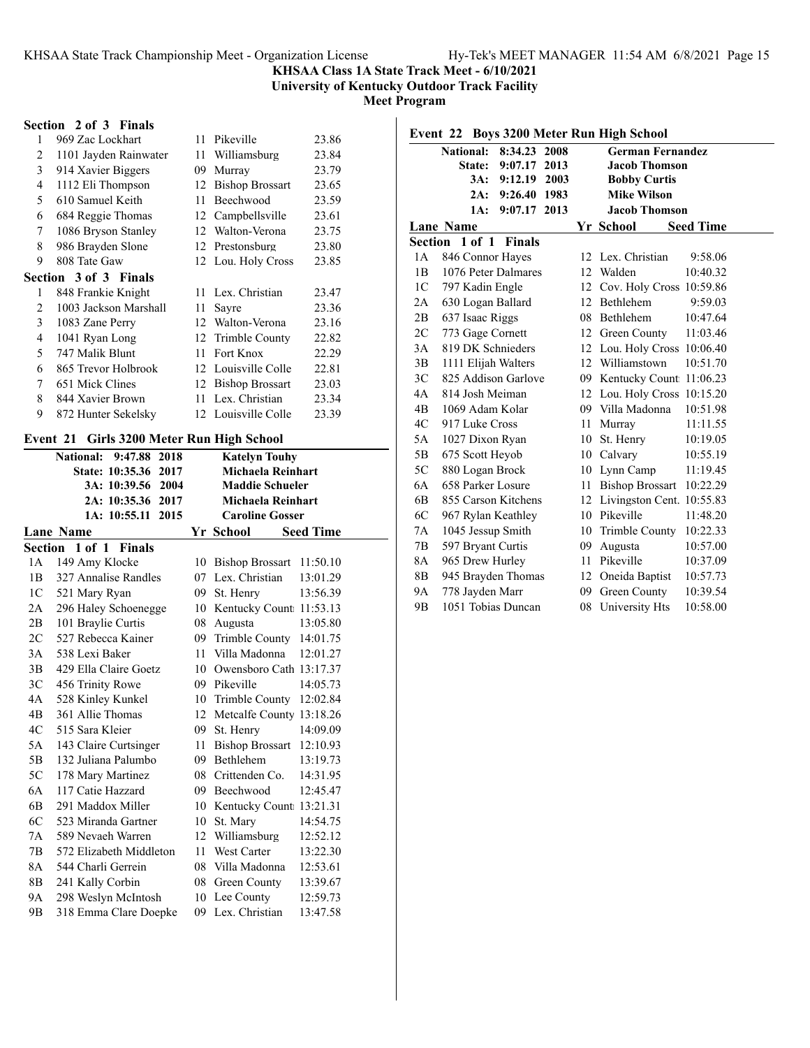## KHSAA Class 1A State Track Meet - 6/10/2021
### University of Kentucky Outdoor Track Facility
### Meet Program

**Section 2 of 3 Finals**

| Lane | Name | Yr | School | Seed Time |
|---|---|---|---|---|
| 1 | 969 Zac Lockhart | 11 | Pikeville | 23.86 |
| 2 | 1101 Jayden Rainwater | 11 | Williamsburg | 23.84 |
| 3 | 914 Xavier Biggers | 09 | Murray | 23.79 |
| 4 | 1112 Eli Thompson | 12 | Bishop Brossart | 23.65 |
| 5 | 610 Samuel Keith | 11 | Beechwood | 23.59 |
| 6 | 684 Reggie Thomas | 12 | Campbellsville | 23.61 |
| 7 | 1086 Bryson Stanley | 12 | Walton-Verona | 23.75 |
| 8 | 986 Brayden Slone | 12 | Prestonsburg | 23.80 |
| 9 | 808 Tate Gaw | 12 | Lou. Holy Cross | 23.85 |

**Section 3 of 3 Finals**

| Lane | Name | Yr | School | Seed Time |
|---|---|---|---|---|
| 1 | 848 Frankie Knight | 11 | Lex. Christian | 23.47 |
| 2 | 1003 Jackson Marshall | 11 | Sayre | 23.36 |
| 3 | 1083 Zane Perry | 12 | Walton-Verona | 23.16 |
| 4 | 1041 Ryan Long | 12 | Trimble County | 22.82 |
| 5 | 747 Malik Blunt | 11 | Fort Knox | 22.29 |
| 6 | 865 Trevor Holbrook | 12 | Louisville Colle | 22.81 |
| 7 | 651 Mick Clines | 12 | Bishop Brossart | 23.03 |
| 8 | 844 Xavier Brown | 11 | Lex. Christian | 23.34 |
| 9 | 872 Hunter Sekelsky | 12 | Louisville Colle | 23.39 |

### Event 21 Girls 3200 Meter Run High School

| Record | Time | Year | Name |
|---|---|---|---|
| National: | 9:47.88 | 2018 | Katelyn Touhy |
| State: | 10:35.36 | 2017 | Michaela Reinhart |
| 3A: | 10:39.56 | 2004 | Maddie Schueler |
| 2A: | 10:35.36 | 2017 | Michaela Reinhart |
| 1A: | 10:55.11 | 2015 | Caroline Gosser |

**Section 1 of 1 Finals**

| Lane | Name | Yr | School | Seed Time |
|---|---|---|---|---|
| 1A | 149 Amy Klocke | 10 | Bishop Brossart | 11:50.10 |
| 1B | 327 Annalise Randles | 07 | Lex. Christian | 13:01.29 |
| 1C | 521 Mary Ryan | 09 | St. Henry | 13:56.39 |
| 2A | 296 Haley Schoenegge | 10 | Kentucky Count | 11:53.13 |
| 2B | 101 Braylie Curtis | 08 | Augusta | 13:05.80 |
| 2C | 527 Rebecca Kainer | 09 | Trimble County | 14:01.75 |
| 3A | 538 Lexi Baker | 11 | Villa Madonna | 12:01.27 |
| 3B | 429 Ella Claire Goetz | 10 | Owensboro Cath | 13:17.37 |
| 3C | 456 Trinity Rowe | 09 | Pikeville | 14:05.73 |
| 4A | 528 Kinley Kunkel | 10 | Trimble County | 12:02.84 |
| 4B | 361 Allie Thomas | 12 | Metcalfe County | 13:18.26 |
| 4C | 515 Sara Kleier | 09 | St. Henry | 14:09.09 |
| 5A | 143 Claire Curtsinger | 11 | Bishop Brossart | 12:10.93 |
| 5B | 132 Juliana Palumbo | 09 | Bethlehem | 13:19.73 |
| 5C | 178 Mary Martinez | 08 | Crittenden Co. | 14:31.95 |
| 6A | 117 Catie Hazzard | 09 | Beechwood | 12:45.47 |
| 6B | 291 Maddox Miller | 10 | Kentucky Count | 13:21.31 |
| 6C | 523 Miranda Gartner | 10 | St. Mary | 14:54.75 |
| 7A | 589 Nevaeh Warren | 12 | Williamsburg | 12:52.12 |
| 7B | 572 Elizabeth Middleton | 11 | West Carter | 13:22.30 |
| 8A | 544 Charli Gerrein | 08 | Villa Madonna | 12:53.61 |
| 8B | 241 Kally Corbin | 08 | Green County | 13:39.67 |
| 9A | 298 Weslyn McIntosh | 10 | Lee County | 12:59.73 |
| 9B | 318 Emma Clare Doepke | 09 | Lex. Christian | 13:47.58 |

### Event 22 Boys 3200 Meter Run High School

| Record | Time | Year | Name |
|---|---|---|---|
| National: | 8:34.23 | 2008 | German Fernandez |
| State: | 9:07.17 | 2013 | Jacob Thomson |
| 3A: | 9:12.19 | 2003 | Bobby Curtis |
| 2A: | 9:26.40 | 1983 | Mike Wilson |
| 1A: | 9:07.17 | 2013 | Jacob Thomson |

**Section 1 of 1 Finals**

| Lane | Name | Yr | School | Seed Time |
|---|---|---|---|---|
| 1A | 846 Connor Hayes | 12 | Lex. Christian | 9:58.06 |
| 1B | 1076 Peter Dalmares | 12 | Walden | 10:40.32 |
| 1C | 797 Kadin Engle | 12 | Cov. Holy Cross | 10:59.86 |
| 2A | 630 Logan Ballard | 12 | Bethlehem | 9:59.03 |
| 2B | 637 Isaac Riggs | 08 | Bethlehem | 10:47.64 |
| 2C | 773 Gage Cornett | 12 | Green County | 11:03.46 |
| 3A | 819 DK Schnieders | 12 | Lou. Holy Cross | 10:06.40 |
| 3B | 1111 Elijah Walters | 12 | Williamstown | 10:51.70 |
| 3C | 825 Addison Garlove | 09 | Kentucky Count | 11:06.23 |
| 4A | 814 Josh Meiman | 12 | Lou. Holy Cross | 10:15.20 |
| 4B | 1069 Adam Kolar | 09 | Villa Madonna | 10:51.98 |
| 4C | 917 Luke Cross | 11 | Murray | 11:11.55 |
| 5A | 1027 Dixon Ryan | 10 | St. Henry | 10:19.05 |
| 5B | 675 Scott Heyob | 10 | Calvary | 10:55.19 |
| 5C | 880 Logan Brock | 10 | Lynn Camp | 11:19.45 |
| 6A | 658 Parker Losure | 11 | Bishop Brossart | 10:22.29 |
| 6B | 855 Carson Kitchens | 12 | Livingston Cent. | 10:55.83 |
| 6C | 967 Rylan Keathley | 10 | Pikeville | 11:48.20 |
| 7A | 1045 Jessup Smith | 10 | Trimble County | 10:22.33 |
| 7B | 597 Bryant Curtis | 09 | Augusta | 10:57.00 |
| 8A | 965 Drew Hurley | 11 | Pikeville | 10:37.09 |
| 8B | 945 Brayden Thomas | 12 | Oneida Baptist | 10:57.73 |
| 9A | 778 Jayden Marr | 09 | Green County | 10:39.54 |
| 9B | 1051 Tobias Duncan | 08 | University Hts | 10:58.00 |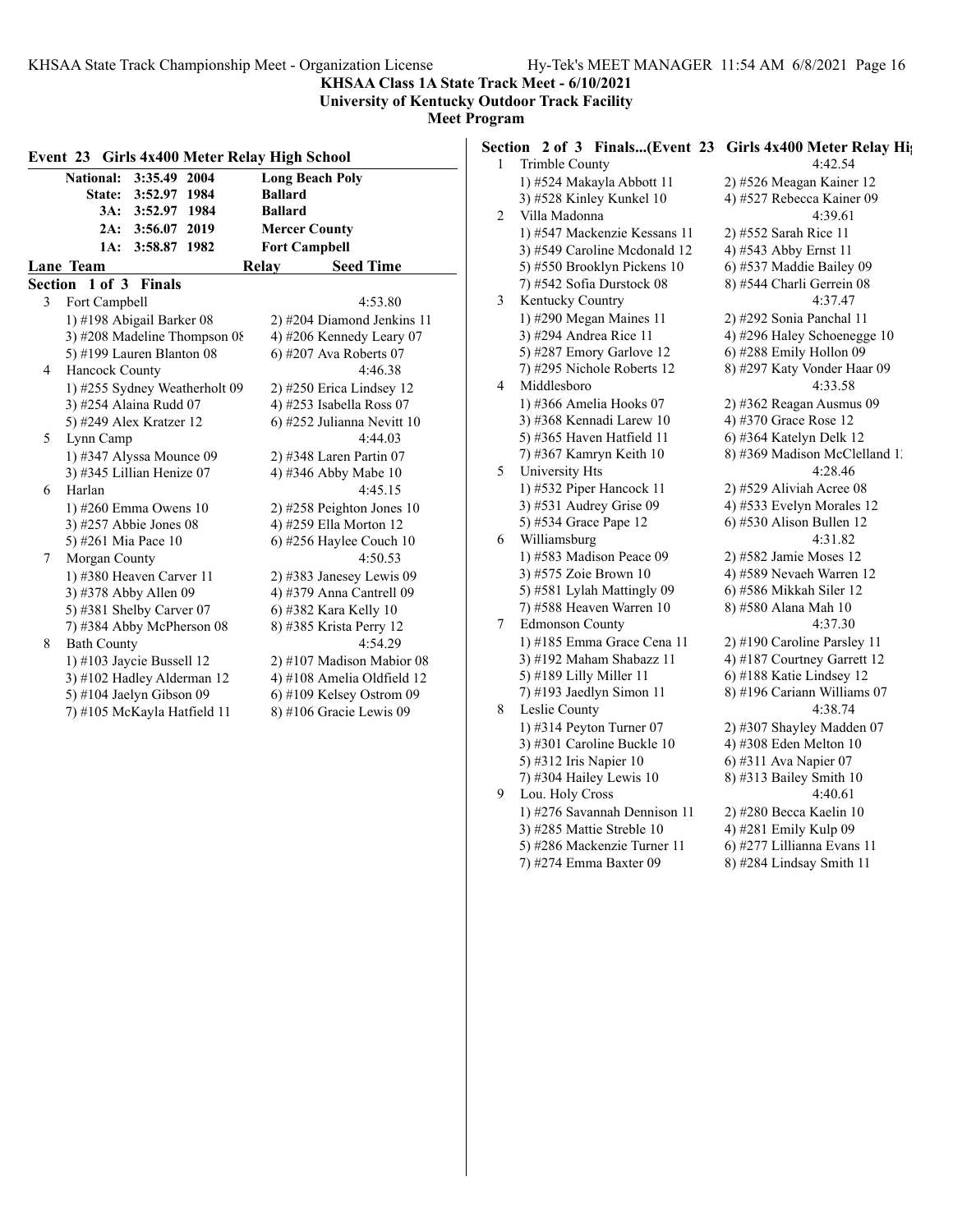**KHSAA Class 1A State Track Meet - 6/10/2021**
**University of Kentucky Outdoor Track Facility**
**Meet Program**

### Event 23 Girls 4x400 Meter Relay High School

| | | | |
|---|---|---|---|
| National: | 3:35.49 | 2004 | Long Beach Poly |
| State: | 3:52.97 | 1984 | Ballard |
| 3A: | 3:52.97 | 1984 | Ballard |
| 2A: | 3:56.07 | 2019 | Mercer County |
| 1A: | 3:58.87 | 1982 | Fort Campbell |

**Lane Team — Relay — Seed Time**

**Section 1 of 3 Finals**

3 Fort Campbell — 4:53.80
1) #198 Abigail Barker 08; 2) #204 Diamond Jenkins 11; 3) #208 Madeline Thompson 08; 4) #206 Kennedy Leary 07; 5) #199 Lauren Blanton 08; 6) #207 Ava Roberts 07

4 Hancock County — 4:46.38
1) #255 Sydney Weatherholt 09; 2) #250 Erica Lindsey 12; 3) #254 Alaina Rudd 07; 4) #253 Isabella Ross 07; 5) #249 Alex Kratzer 12; 6) #252 Julianna Nevitt 10

5 Lynn Camp — 4:44.03
1) #347 Alyssa Mounce 09; 2) #348 Laren Partin 07; 3) #345 Lillian Henize 07; 4) #346 Abby Mabe 10

6 Harlan — 4:45.15
1) #260 Emma Owens 10; 2) #258 Peighton Jones 10; 3) #257 Abbie Jones 08; 4) #259 Ella Morton 12; 5) #261 Mia Pace 10; 6) #256 Haylee Couch 10

7 Morgan County — 4:50.53
1) #380 Heaven Carver 11; 2) #383 Janesey Lewis 09; 3) #378 Abby Allen 09; 4) #379 Anna Cantrell 09; 5) #381 Shelby Carver 07; 6) #382 Kara Kelly 10; 7) #384 Abby McPherson 08; 8) #385 Krista Perry 12

8 Bath County — 4:54.29
1) #103 Jaycie Bussell 12; 2) #107 Madison Mabior 08; 3) #102 Hadley Alderman 12; 4) #108 Amelia Oldfield 12; 5) #104 Jaelyn Gibson 09; 6) #109 Kelsey Ostrom 09; 7) #105 McKayla Hatfield 11; 8) #106 Gracie Lewis 09

**Section 2 of 3 Finals...(Event 23 Girls 4x400 Meter Relay High School)**

1 Trimble County — 4:42.54
1) #524 Makayla Abbott 11; 2) #526 Meagan Kainer 12; 3) #528 Kinley Kunkel 10; 4) #527 Rebecca Kainer 09

2 Villa Madonna — 4:39.61
1) #547 Mackenzie Kessans 11; 2) #552 Sarah Rice 11; 3) #549 Caroline Mcdonald 12; 4) #543 Abby Ernst 11; 5) #550 Brooklyn Pickens 10; 6) #537 Maddie Bailey 09; 7) #542 Sofia Durstock 08; 8) #544 Charli Gerrein 08

3 Kentucky Country — 4:37.47
1) #290 Megan Maines 11; 2) #292 Sonia Panchal 11; 3) #294 Andrea Rice 11; 4) #296 Haley Schoenegge 10; 5) #287 Emory Garlove 12; 6) #288 Emily Hollon 09; 7) #295 Nichole Roberts 12; 8) #297 Katy Vonder Haar 09

4 Middlesboro — 4:33.58
1) #366 Amelia Hooks 07; 2) #362 Reagan Ausmus 09; 3) #368 Kennadi Larew 10; 4) #370 Grace Rose 12; 5) #365 Haven Hatfield 11; 6) #364 Katelyn Delk 12; 7) #367 Kamryn Keith 10; 8) #369 Madison McClelland 12

5 University Hts — 4:28.46
1) #532 Piper Hancock 11; 2) #529 Aliviah Acree 08; 3) #531 Audrey Grise 09; 4) #533 Evelyn Morales 12; 5) #534 Grace Pape 12; 6) #530 Alison Bullen 12

6 Williamsburg — 4:31.82
1) #583 Madison Peace 09; 2) #582 Jamie Moses 12; 3) #575 Zoie Brown 10; 4) #589 Nevaeh Warren 12; 5) #581 Lylah Mattingly 09; 6) #586 Mikkah Siler 12; 7) #588 Heaven Warren 10; 8) #580 Alana Mah 10

7 Edmonson County — 4:37.30
1) #185 Emma Grace Cena 11; 2) #190 Caroline Parsley 11; 3) #192 Maham Shabazz 11; 4) #187 Courtney Garrett 12; 5) #189 Lilly Miller 11; 6) #188 Katie Lindsey 12; 7) #193 Jaedlyn Simon 11; 8) #196 Cariann Williams 07

8 Leslie County — 4:38.74
1) #314 Peyton Turner 07; 2) #307 Shayley Madden 07; 3) #301 Caroline Buckle 10; 4) #308 Eden Melton 10; 5) #312 Iris Napier 10; 6) #311 Ava Napier 07; 7) #304 Hailey Lewis 10; 8) #313 Bailey Smith 10

9 Lou. Holy Cross — 4:40.61
1) #276 Savannah Dennison 11; 2) #280 Becca Kaelin 10; 3) #285 Mattie Streble 10; 4) #281 Emily Kulp 09; 5) #286 Mackenzie Turner 11; 6) #277 Lillianna Evans 11; 7) #274 Emma Baxter 09; 8) #284 Lindsay Smith 11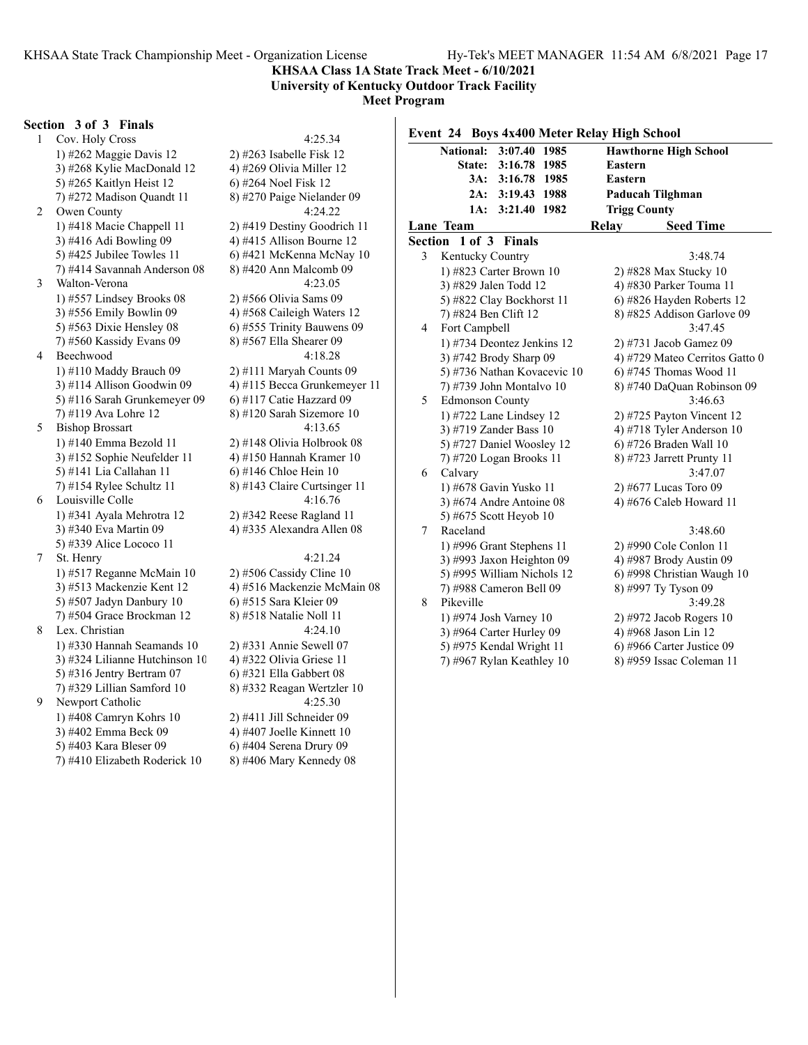**KHSAA Class 1A State Track Meet - 6/10/2021**
**University of Kentucky Outdoor Track Facility**
**Meet Program**

### Section 3 of 3 Finals

1 Cov. Holy Cross — 4:25.34
- 1) #262 Maggie Davis 12
- 2) #263 Isabelle Fisk 12
- 3) #268 Kylie MacDonald 12
- 4) #269 Olivia Miller 12
- 5) #265 Kaitlyn Heist 12
- 6) #264 Noel Fisk 12
- 7) #272 Madison Quandt 11
- 8) #270 Paige Nielander 09

2 Owen County — 4:24.22
- 1) #418 Macie Chappell 11
- 2) #419 Destiny Goodrich 11
- 3) #416 Adi Bowling 09
- 4) #415 Allison Bourne 12
- 5) #425 Jubilee Towles 11
- 6) #421 McKenna McNay 10
- 7) #414 Savannah Anderson 08
- 8) #420 Ann Malcomb 09

3 Walton-Verona — 4:23.05
- 1) #557 Lindsey Brooks 08
- 2) #566 Olivia Sams 09
- 3) #556 Emily Bowlin 09
- 4) #568 Caileigh Waters 12
- 5) #563 Dixie Hensley 08
- 6) #555 Trinity Bauwens 09
- 7) #560 Kassidy Evans 09
- 8) #567 Ella Shearer 09

4 Beechwood — 4:18.28
- 1) #110 Maddy Brauch 09
- 2) #111 Maryah Counts 09
- 3) #114 Allison Goodwin 09
- 4) #115 Becca Grunkemeyer 11
- 5) #116 Sarah Grunkemeyer 09
- 6) #117 Catie Hazzard 09
- 7) #119 Ava Lohre 12
- 8) #120 Sarah Sizemore 10

5 Bishop Brossart — 4:13.65
- 1) #140 Emma Bezold 11
- 2) #148 Olivia Holbrook 08
- 3) #152 Sophie Neufelder 11
- 4) #150 Hannah Kramer 10
- 5) #141 Lia Callahan 11
- 6) #146 Chloe Hein 10
- 7) #154 Rylee Schultz 11
- 8) #143 Claire Curtsinger 11

6 Louisville Colle — 4:16.76
- 1) #341 Ayala Mehrotra 12
- 2) #342 Reese Ragland 11
- 3) #340 Eva Martin 09
- 4) #335 Alexandra Allen 08
- 5) #339 Alice Lococo 11

7 St. Henry — 4:21.24
- 1) #517 Reganne McMain 10
- 2) #506 Cassidy Cline 10
- 3) #513 Mackenzie Kent 12
- 4) #516 Mackenzie McMain 08
- 5) #507 Jadyn Danbury 10
- 6) #515 Sara Kleier 09
- 7) #504 Grace Brockman 12
- 8) #518 Natalie Noll 11

8 Lex. Christian — 4:24.10
- 1) #330 Hannah Seamands 10
- 2) #331 Annie Sewell 07
- 3) #324 Lilianne Hutchinson 10
- 4) #322 Olivia Griese 11
- 5) #316 Jentry Bertram 07
- 6) #321 Ella Gabbert 08
- 7) #329 Lillian Samford 10
- 8) #332 Reagan Wertzler 10

9 Newport Catholic — 4:25.30
- 1) #408 Camryn Kohrs 10
- 2) #411 Jill Schneider 09
- 3) #402 Emma Beck 09
- 4) #407 Joelle Kinnett 10
- 5) #403 Kara Bleser 09
- 6) #404 Serena Drury 09
- 7) #410 Elizabeth Roderick 10
- 8) #406 Mary Kennedy 08

## Event 24 Boys 4x400 Meter Relay High School

| | | | |
|---|---|---|---|
| National: | 3:07.40 | 1985 | Hawthorne High School |
| State: | 3:16.78 | 1985 | Eastern |
| 3A: | 3:16.78 | 1985 | Eastern |
| 2A: | 3:19.43 | 1988 | Paducah Tilghman |
| 1A: | 3:21.40 | 1982 | Trigg County |

**Lane Team — Relay — Seed Time**

### Section 1 of 3 Finals

3 Kentucky Country — 3:48.74
- 1) #823 Carter Brown 10
- 2) #828 Max Stucky 10
- 3) #829 Jalen Todd 12
- 4) #830 Parker Touma 11
- 5) #822 Clay Bockhorst 11
- 6) #826 Hayden Roberts 12
- 7) #824 Ben Clift 12
- 8) #825 Addison Garlove 09

4 Fort Campbell — 3:47.45
- 1) #734 Deontez Jenkins 12
- 2) #731 Jacob Gamez 09
- 3) #742 Brody Sharp 09
- 4) #729 Mateo Cerritos Gatto 0
- 5) #736 Nathan Kovacevic 10
- 6) #745 Thomas Wood 11
- 7) #739 John Montalvo 10
- 8) #740 DaQuan Robinson 09

5 Edmonson County — 3:46.63
- 1) #722 Lane Lindsey 12
- 2) #725 Payton Vincent 12
- 3) #719 Zander Bass 10
- 4) #718 Tyler Anderson 10
- 5) #727 Daniel Woosley 12
- 6) #726 Braden Wall 10
- 7) #720 Logan Brooks 11
- 8) #723 Jarrett Prunty 11

6 Calvary — 3:47.07
- 1) #678 Gavin Yusko 11
- 2) #677 Lucas Toro 09
- 3) #674 Andre Antoine 08
- 4) #676 Caleb Howard 11
- 5) #675 Scott Heyob 10

7 Raceland — 3:48.60
- 1) #996 Grant Stephens 11
- 2) #990 Cole Conlon 11
- 3) #993 Jaxon Heighton 09
- 4) #987 Brody Austin 09
- 5) #995 William Nichols 12
- 6) #998 Christian Waugh 10
- 7) #988 Cameron Bell 09
- 8) #997 Ty Tyson 09

8 Pikeville — 3:49.28
- 1) #974 Josh Varney 10
- 2) #972 Jacob Rogers 10
- 3) #964 Carter Hurley 09
- 4) #968 Jason Lin 12
- 5) #975 Kendal Wright 11
- 6) #966 Carter Justice 09
- 7) #967 Rylan Keathley 10
- 8) #959 Issac Coleman 11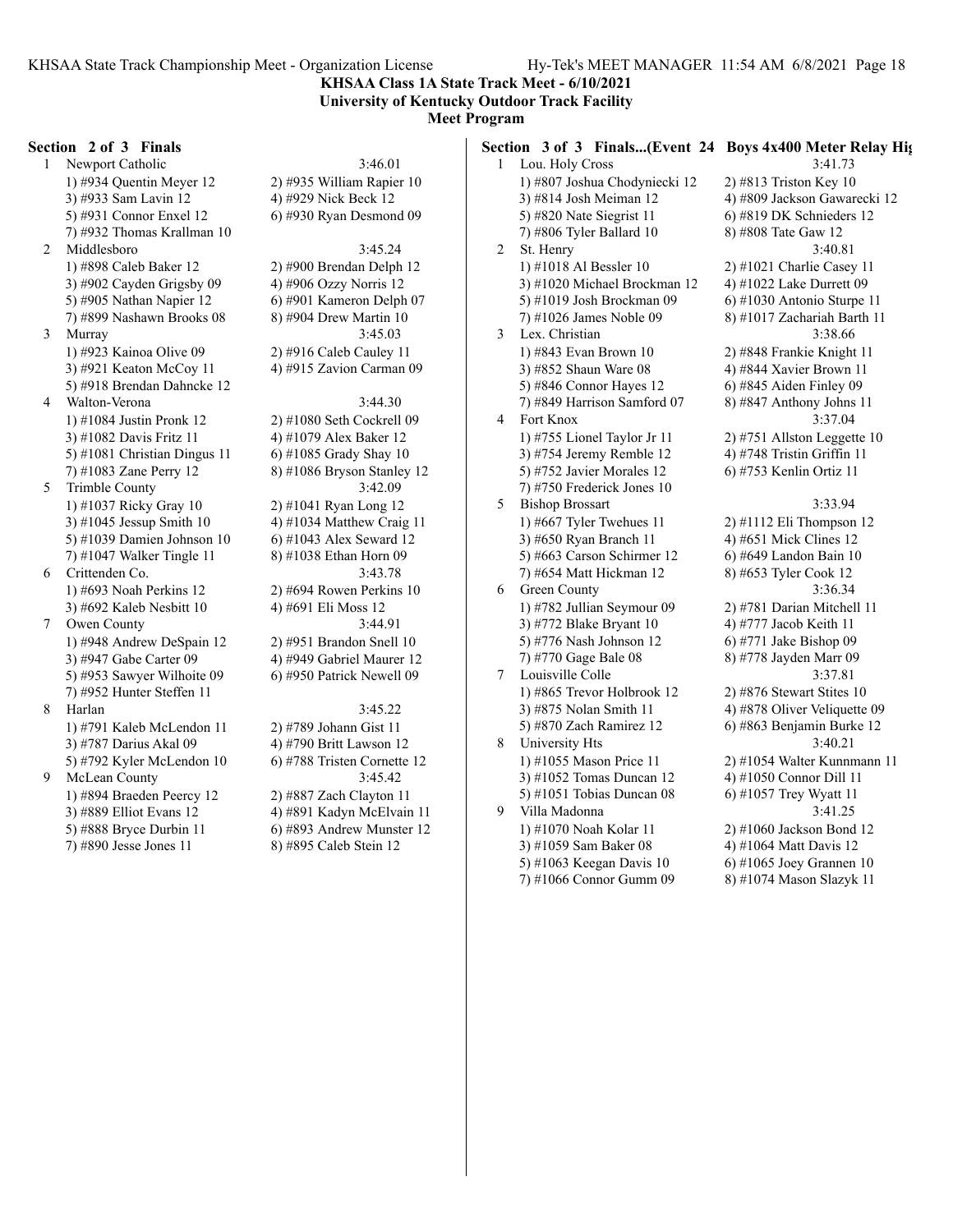**KHSAA Class 1A State Track Meet - 6/10/2021**
**University of Kentucky Outdoor Track Facility**
**Meet Program**

### Section 2 of 3 Finals

1 Newport Catholic — 3:46.01
- 1) #934 Quentin Meyer 12
- 2) #935 William Rapier 10
- 3) #933 Sam Lavin 12
- 4) #929 Nick Beck 12
- 5) #931 Connor Enxel 12
- 6) #930 Ryan Desmond 09
- 7) #932 Thomas Krallman 10

2 Middlesboro — 3:45.24
- 1) #898 Caleb Baker 12
- 2) #900 Brendan Delph 12
- 3) #902 Cayden Grigsby 09
- 4) #906 Ozzy Norris 12
- 5) #905 Nathan Napier 12
- 6) #901 Kameron Delph 07
- 7) #899 Nashawn Brooks 08
- 8) #904 Drew Martin 10

3 Murray — 3:45.03
- 1) #923 Kainoa Olive 09
- 2) #916 Caleb Cauley 11
- 3) #921 Keaton McCoy 11
- 4) #915 Zavion Carman 09
- 5) #918 Brendan Dahncke 12

4 Walton-Verona — 3:44.30
- 1) #1084 Justin Pronk 12
- 2) #1080 Seth Cockrell 09
- 3) #1082 Davis Fritz 11
- 4) #1079 Alex Baker 12
- 5) #1081 Christian Dingus 11
- 6) #1085 Grady Shay 10
- 7) #1083 Zane Perry 12
- 8) #1086 Bryson Stanley 12

5 Trimble County — 3:42.09
- 1) #1037 Ricky Gray 10
- 2) #1041 Ryan Long 12
- 3) #1045 Jessup Smith 10
- 4) #1034 Matthew Craig 11
- 5) #1039 Damien Johnson 10
- 6) #1043 Alex Seward 12
- 7) #1047 Walker Tingle 11
- 8) #1038 Ethan Horn 09

6 Crittenden Co. — 3:43.78
- 1) #693 Noah Perkins 12
- 2) #694 Rowen Perkins 10
- 3) #692 Kaleb Nesbitt 10
- 4) #691 Eli Moss 12

7 Owen County — 3:44.91
- 1) #948 Andrew DeSpain 12
- 2) #951 Brandon Snell 10
- 3) #947 Gabe Carter 09
- 4) #949 Gabriel Maurer 12
- 5) #953 Sawyer Wilhoite 09
- 6) #950 Patrick Newell 09
- 7) #952 Hunter Steffen 11

8 Harlan — 3:45.22
- 1) #791 Kaleb McLendon 11
- 2) #789 Johann Gist 11
- 3) #787 Darius Akal 09
- 4) #790 Britt Lawson 12
- 5) #792 Kyler McLendon 10
- 6) #788 Tristen Cornette 12

9 McLean County — 3:45.42
- 1) #894 Braeden Peercy 12
- 2) #887 Zach Clayton 11
- 3) #889 Elliot Evans 12
- 4) #891 Kadyn McElvain 11
- 5) #888 Bryce Durbin 11
- 6) #893 Andrew Munster 12
- 7) #890 Jesse Jones 11
- 8) #895 Caleb Stein 12

### Section 3 of 3 Finals...(Event 24 Boys 4x400 Meter Relay Hig

1 Lou. Holy Cross — 3:41.73
- 1) #807 Joshua Chodyniecki 12
- 2) #813 Triston Key 10
- 3) #814 Josh Meiman 12
- 4) #809 Jackson Gawarecki 12
- 5) #820 Nate Siegrist 11
- 6) #819 DK Schnieders 12
- 7) #806 Tyler Ballard 10
- 8) #808 Tate Gaw 12

2 St. Henry — 3:40.81
- 1) #1018 Al Bessler 10
- 2) #1021 Charlie Casey 11
- 3) #1020 Michael Brockman 12
- 4) #1022 Lake Durrett 09
- 5) #1019 Josh Brockman 09
- 6) #1030 Antonio Sturpe 11
- 7) #1026 James Noble 09
- 8) #1017 Zachariah Barth 11

3 Lex. Christian — 3:38.66
- 1) #843 Evan Brown 10
- 2) #848 Frankie Knight 11
- 3) #852 Shaun Ware 08
- 4) #844 Xavier Brown 11
- 5) #846 Connor Hayes 12
- 6) #845 Aiden Finley 09
- 7) #849 Harrison Samford 07
- 8) #847 Anthony Johns 11

4 Fort Knox — 3:37.04
- 1) #755 Lionel Taylor Jr 11
- 2) #751 Allston Leggette 10
- 3) #754 Jeremy Remble 12
- 4) #748 Tristin Griffin 11
- 5) #752 Javier Morales 12
- 6) #753 Kenlin Ortiz 11
- 7) #750 Frederick Jones 10

5 Bishop Brossart — 3:33.94
- 1) #667 Tyler Twehues 11
- 2) #1112 Eli Thompson 12
- 3) #650 Ryan Branch 11
- 4) #651 Mick Clines 12
- 5) #663 Carson Schirmer 12
- 6) #649 Landon Bain 10
- 7) #654 Matt Hickman 12
- 8) #653 Tyler Cook 12

6 Green County — 3:36.34
- 1) #782 Jullian Seymour 09
- 2) #781 Darian Mitchell 11
- 3) #772 Blake Bryant 10
- 4) #777 Jacob Keith 11
- 5) #776 Nash Johnson 12
- 6) #771 Jake Bishop 09
- 7) #770 Gage Bale 08
- 8) #778 Jayden Marr 09

7 Louisville Colle — 3:37.81
- 1) #865 Trevor Holbrook 12
- 2) #876 Stewart Stites 10
- 3) #875 Nolan Smith 11
- 4) #878 Oliver Veliquette 09
- 5) #870 Zach Ramirez 12
- 6) #863 Benjamin Burke 12

8 University Hts — 3:40.21
- 1) #1055 Mason Price 11
- 2) #1054 Walter Kunnmann 11
- 3) #1052 Tomas Duncan 12
- 4) #1050 Connor Dill 11
- 5) #1051 Tobias Duncan 08
- 6) #1057 Trey Wyatt 11

9 Villa Madonna — 3:41.25
- 1) #1070 Noah Kolar 11
- 2) #1060 Jackson Bond 12
- 3) #1059 Sam Baker 08
- 4) #1064 Matt Davis 12
- 5) #1063 Keegan Davis 10
- 6) #1065 Joey Grannen 10
- 7) #1066 Connor Gumm 09
- 8) #1074 Mason Slazyk 11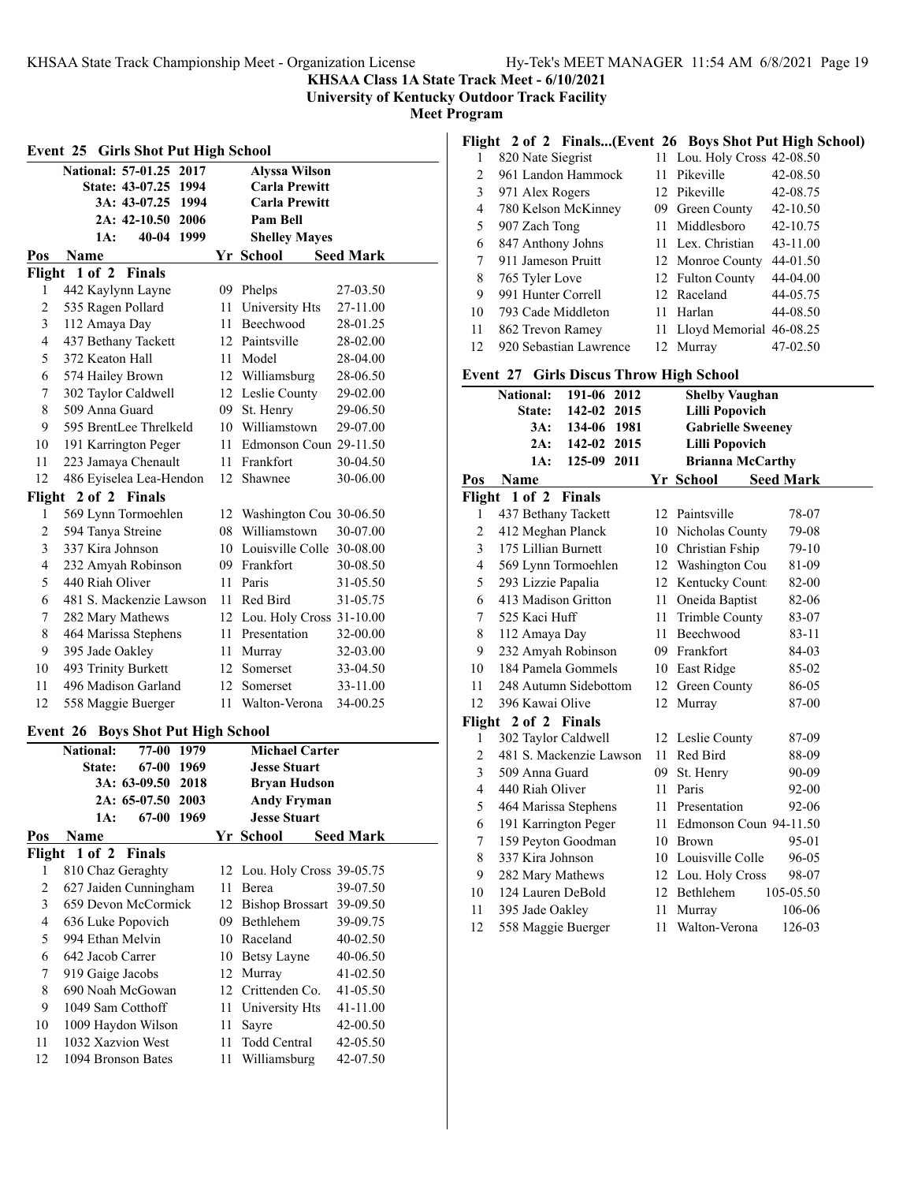**KHSAA Class 1A State Track Meet - 6/10/2021**
**University of Kentucky Outdoor Track Facility**
**Meet Program**

## Event 25 Girls Shot Put High School

| | | | |
|---|---|---|---|
| National: | 57-01.25 | 2017 | Alyssa Wilson |
| State: | 43-07.25 | 1994 | Carla Prewitt |
| 3A: | 43-07.25 | 1994 | Carla Prewitt |
| 2A: | 42-10.50 | 2006 | Pam Bell |
| 1A: | 40-04 | 1999 | Shelley Mayes |

| Pos | Name | Yr | School | Seed Mark |
|---|---|---|---|---|
| **Flight 1 of 2 Finals** | | | | |
| 1 | 442 Kaylynn Layne | 09 | Phelps | 27-03.50 |
| 2 | 535 Ragen Pollard | 11 | University Hts | 27-11.00 |
| 3 | 112 Amaya Day | 11 | Beechwood | 28-01.25 |
| 4 | 437 Bethany Tackett | 12 | Paintsville | 28-02.00 |
| 5 | 372 Keaton Hall | 11 | Model | 28-04.00 |
| 6 | 574 Hailey Brown | 12 | Williamsburg | 28-06.50 |
| 7 | 302 Taylor Caldwell | 12 | Leslie County | 29-02.00 |
| 8 | 509 Anna Guard | 09 | St. Henry | 29-06.50 |
| 9 | 595 BrentLee Threlkeld | 10 | Williamstown | 29-07.00 |
| 10 | 191 Karrington Peger | 11 | Edmonson Coun | 29-11.50 |
| 11 | 223 Jamaya Chenault | 11 | Frankfort | 30-04.50 |
| 12 | 486 Eyiselea Lea-Hendon | 12 | Shawnee | 30-06.00 |
| **Flight 2 of 2 Finals** | | | | |
| 1 | 569 Lynn Tormoehlen | 12 | Washington Cou | 30-06.50 |
| 2 | 594 Tanya Streine | 08 | Williamstown | 30-07.00 |
| 3 | 337 Kira Johnson | 10 | Louisville Colle | 30-08.00 |
| 4 | 232 Amyah Robinson | 09 | Frankfort | 30-08.50 |
| 5 | 440 Riah Oliver | 11 | Paris | 31-05.50 |
| 6 | 481 S. Mackenzie Lawson | 11 | Red Bird | 31-05.75 |
| 7 | 282 Mary Mathews | 12 | Lou. Holy Cross | 31-10.00 |
| 8 | 464 Marissa Stephens | 11 | Presentation | 32-00.00 |
| 9 | 395 Jade Oakley | 11 | Murray | 32-03.00 |
| 10 | 493 Trinity Burkett | 12 | Somerset | 33-04.50 |
| 11 | 496 Madison Garland | 12 | Somerset | 33-11.00 |
| 12 | 558 Maggie Buerger | 11 | Walton-Verona | 34-00.25 |

## Event 26 Boys Shot Put High School

| | | | |
|---|---|---|---|
| National: | 77-00 | 1979 | Michael Carter |
| State: | 67-00 | 1969 | Jesse Stuart |
| 3A: | 63-09.50 | 2018 | Bryan Hudson |
| 2A: | 65-07.50 | 2003 | Andy Fryman |
| 1A: | 67-00 | 1969 | Jesse Stuart |

| Pos | Name | Yr | School | Seed Mark |
|---|---|---|---|---|
| **Flight 1 of 2 Finals** | | | | |
| 1 | 810 Chaz Geraghty | 12 | Lou. Holy Cross | 39-05.75 |
| 2 | 627 Jaiden Cunningham | 11 | Berea | 39-07.50 |
| 3 | 659 Devon McCormick | 12 | Bishop Brossart | 39-09.50 |
| 4 | 636 Luke Popovich | 09 | Bethlehem | 39-09.75 |
| 5 | 994 Ethan Melvin | 10 | Raceland | 40-02.50 |
| 6 | 642 Jacob Carrer | 10 | Betsy Layne | 40-06.50 |
| 7 | 919 Gaige Jacobs | 12 | Murray | 41-02.50 |
| 8 | 690 Noah McGowan | 12 | Crittenden Co. | 41-05.50 |
| 9 | 1049 Sam Cotthoff | 11 | University Hts | 41-11.00 |
| 10 | 1009 Haydon Wilson | 11 | Sayre | 42-00.50 |
| 11 | 1032 Xazvion West | 11 | Todd Central | 42-05.50 |
| 12 | 1094 Bronson Bates | 11 | Williamsburg | 42-07.50 |
| **Flight 2 of 2 Finals...(Event 26 Boys Shot Put High School)** | | | | |
| 1 | 820 Nate Siegrist | 11 | Lou. Holy Cross | 42-08.50 |
| 2 | 961 Landon Hammock | 11 | Pikeville | 42-08.50 |
| 3 | 971 Alex Rogers | 12 | Pikeville | 42-08.75 |
| 4 | 780 Kelson McKinney | 09 | Green County | 42-10.50 |
| 5 | 907 Zach Tong | 11 | Middlesboro | 42-10.75 |
| 6 | 847 Anthony Johns | 11 | Lex. Christian | 43-11.00 |
| 7 | 911 Jameson Pruitt | 12 | Monroe County | 44-01.50 |
| 8 | 765 Tyler Love | 12 | Fulton County | 44-04.00 |
| 9 | 991 Hunter Correll | 12 | Raceland | 44-05.75 |
| 10 | 793 Cade Middleton | 11 | Harlan | 44-08.50 |
| 11 | 862 Trevon Ramey | 11 | Lloyd Memorial | 46-08.25 |
| 12 | 920 Sebastian Lawrence | 12 | Murray | 47-02.50 |

## Event 27 Girls Discus Throw High School

| | | | |
|---|---|---|---|
| National: | 191-06 | 2012 | Shelby Vaughan |
| State: | 142-02 | 2015 | Lilli Popovich |
| 3A: | 134-06 | 1981 | Gabrielle Sweeney |
| 2A: | 142-02 | 2015 | Lilli Popovich |
| 1A: | 125-09 | 2011 | Brianna McCarthy |

| Pos | Name | Yr | School | Seed Mark |
|---|---|---|---|---|
| **Flight 1 of 2 Finals** | | | | |
| 1 | 437 Bethany Tackett | 12 | Paintsville | 78-07 |
| 2 | 412 Meghan Planck | 10 | Nicholas County | 79-08 |
| 3 | 175 Lillian Burnett | 10 | Christian Fship | 79-10 |
| 4 | 569 Lynn Tormoehlen | 12 | Washington Cou | 81-09 |
| 5 | 293 Lizzie Papalia | 12 | Kentucky Count | 82-00 |
| 6 | 413 Madison Gritton | 11 | Oneida Baptist | 82-06 |
| 7 | 525 Kaci Huff | 11 | Trimble County | 83-07 |
| 8 | 112 Amaya Day | 11 | Beechwood | 83-11 |
| 9 | 232 Amyah Robinson | 09 | Frankfort | 84-03 |
| 10 | 184 Pamela Gommels | 10 | East Ridge | 85-02 |
| 11 | 248 Autumn Sidebottom | 12 | Green County | 86-05 |
| 12 | 396 Kawai Olive | 12 | Murray | 87-00 |
| **Flight 2 of 2 Finals** | | | | |
| 1 | 302 Taylor Caldwell | 12 | Leslie County | 87-09 |
| 2 | 481 S. Mackenzie Lawson | 11 | Red Bird | 88-09 |
| 3 | 509 Anna Guard | 09 | St. Henry | 90-09 |
| 4 | 440 Riah Oliver | 11 | Paris | 92-00 |
| 5 | 464 Marissa Stephens | 11 | Presentation | 92-06 |
| 6 | 191 Karrington Peger | 11 | Edmonson Coun | 94-11.50 |
| 7 | 159 Peyton Goodman | 10 | Brown | 95-01 |
| 8 | 337 Kira Johnson | 10 | Louisville Colle | 96-05 |
| 9 | 282 Mary Mathews | 12 | Lou. Holy Cross | 98-07 |
| 10 | 124 Lauren DeBold | 12 | Bethlehem | 105-05.50 |
| 11 | 395 Jade Oakley | 11 | Murray | 106-06 |
| 12 | 558 Maggie Buerger | 11 | Walton-Verona | 126-03 |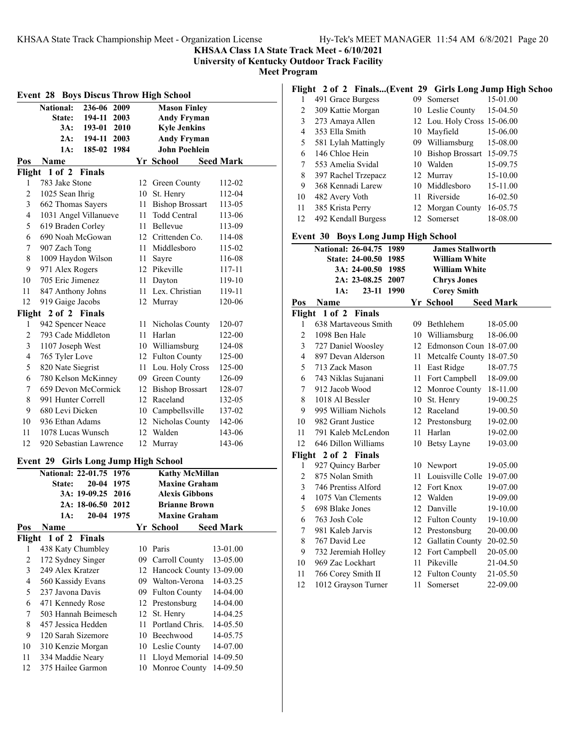# KHSAA Class 1A State Track Meet - 6/10/2021

**University of Kentucky Outdoor Track Facility**

**Meet Program**

## Event 28 Boys Discus Throw High School

| | | | |
|---|---|---|---|
| National: | 236-06 | 2009 | Mason Finley |
| State: | 194-11 | 2003 | Andy Fryman |
| 3A: | 193-01 | 2010 | Kyle Jenkins |
| 2A: | 194-11 | 2003 | Andy Fryman |
| 1A: | 185-02 | 1984 | John Poehlein |

| Pos | Name | Yr | School | Seed Mark |
|---|---|---|---|---|
| **Flight 1 of 2 Finals** | | | | |
| 1 | 783 Jake Stone | 12 | Green County | 112-02 |
| 2 | 1025 Sean Ihrig | 10 | St. Henry | 112-04 |
| 3 | 662 Thomas Sayers | 11 | Bishop Brossart | 113-05 |
| 4 | 1031 Angel Villanueve | 11 | Todd Central | 113-06 |
| 5 | 619 Braden Corley | 11 | Bellevue | 113-09 |
| 6 | 690 Noah McGowan | 12 | Crittenden Co. | 114-08 |
| 7 | 907 Zach Tong | 11 | Middlesboro | 115-02 |
| 8 | 1009 Haydon Wilson | 11 | Sayre | 116-08 |
| 9 | 971 Alex Rogers | 12 | Pikeville | 117-11 |
| 10 | 705 Eric Jimenez | 11 | Dayton | 119-10 |
| 11 | 847 Anthony Johns | 11 | Lex. Christian | 119-11 |
| 12 | 919 Gaige Jacobs | 12 | Murray | 120-06 |
| **Flight 2 of 2 Finals** | | | | |
| 1 | 942 Spencer Neace | 11 | Nicholas County | 120-07 |
| 2 | 793 Cade Middleton | 11 | Harlan | 122-00 |
| 3 | 1107 Joseph West | 10 | Williamsburg | 124-08 |
| 4 | 765 Tyler Love | 12 | Fulton County | 125-00 |
| 5 | 820 Nate Siegrist | 11 | Lou. Holy Cross | 125-00 |
| 6 | 780 Kelson McKinney | 09 | Green County | 126-09 |
| 7 | 659 Devon McCormick | 12 | Bishop Brossart | 128-07 |
| 8 | 991 Hunter Correll | 12 | Raceland | 132-05 |
| 9 | 680 Levi Dicken | 10 | Campbellsville | 137-02 |
| 10 | 936 Ethan Adams | 12 | Nicholas County | 142-06 |
| 11 | 1078 Lucas Wunsch | 12 | Walden | 143-06 |
| 12 | 920 Sebastian Lawrence | 12 | Murray | 143-06 |

## Event 29 Girls Long Jump High School

| | | | |
|---|---|---|---|
| National: | 22-01.75 | 1976 | Kathy McMillan |
| State: | 20-04 | 1975 | Maxine Graham |
| 3A: | 19-09.25 | 2016 | Alexis Gibbons |
| 2A: | 18-06.50 | 2012 | Brianne Brown |
| 1A: | 20-04 | 1975 | Maxine Graham |

| Pos | Name | Yr | School | Seed Mark |
|---|---|---|---|---|
| **Flight 1 of 2 Finals** | | | | |
| 1 | 438 Katy Chumbley | 10 | Paris | 13-01.00 |
| 2 | 172 Sydney Singer | 09 | Carroll County | 13-05.00 |
| 3 | 249 Alex Kratzer | 12 | Hancock County | 13-09.00 |
| 4 | 560 Kassidy Evans | 09 | Walton-Verona | 14-03.25 |
| 5 | 237 Javona Davis | 09 | Fulton County | 14-04.00 |
| 6 | 471 Kennedy Rose | 12 | Prestonsburg | 14-04.00 |
| 7 | 503 Hannah Beimesch | 12 | St. Henry | 14-04.25 |
| 8 | 457 Jessica Hedden | 11 | Portland Chris. | 14-05.50 |
| 9 | 120 Sarah Sizemore | 10 | Beechwood | 14-05.75 |
| 10 | 310 Kenzie Morgan | 10 | Leslie County | 14-07.00 |
| 11 | 334 Maddie Neary | 11 | Lloyd Memorial | 14-09.50 |
| 12 | 375 Hailee Garmon | 10 | Monroe County | 14-09.50 |
| **Flight 2 of 2 Finals...(Event 29 Girls Long Jump High Schoo** | | | | |
| 1 | 491 Grace Burgess | 09 | Somerset | 15-01.00 |
| 2 | 309 Kattie Morgan | 10 | Leslie County | 15-04.50 |
| 3 | 273 Amaya Allen | 12 | Lou. Holy Cross | 15-06.00 |
| 4 | 353 Ella Smith | 10 | Mayfield | 15-06.00 |
| 5 | 581 Lylah Mattingly | 09 | Williamsburg | 15-08.00 |
| 6 | 146 Chloe Hein | 10 | Bishop Brossart | 15-09.75 |
| 7 | 553 Amelia Svidal | 10 | Walden | 15-09.75 |
| 8 | 397 Rachel Trzepacz | 12 | Murray | 15-10.00 |
| 9 | 368 Kennadi Larew | 10 | Middlesboro | 15-11.00 |
| 10 | 482 Avery Voth | 11 | Riverside | 16-02.50 |
| 11 | 385 Krista Perry | 12 | Morgan County | 16-05.75 |
| 12 | 492 Kendall Burgess | 12 | Somerset | 18-08.00 |

## Event 30 Boys Long Jump High School

| | | | |
|---|---|---|---|
| National: | 26-04.75 | 1989 | James Stallworth |
| State: | 24-00.50 | 1985 | William White |
| 3A: | 24-00.50 | 1985 | William White |
| 2A: | 23-08.25 | 2007 | Chrys Jones |
| 1A: | 23-11 | 1990 | Corey Smith |

| Pos | Name | Yr | School | Seed Mark |
|---|---|---|---|---|
| **Flight 1 of 2 Finals** | | | | |
| 1 | 638 Martaveous Smith | 09 | Bethlehem | 18-05.00 |
| 2 | 1098 Ben Hale | 10 | Williamsburg | 18-06.00 |
| 3 | 727 Daniel Woosley | 12 | Edmonson Coun | 18-07.00 |
| 4 | 897 Devan Alderson | 11 | Metcalfe County | 18-07.50 |
| 5 | 713 Zack Mason | 11 | East Ridge | 18-07.75 |
| 6 | 743 Niklas Sujanani | 11 | Fort Campbell | 18-09.00 |
| 7 | 912 Jacob Wood | 12 | Monroe County | 18-11.00 |
| 8 | 1018 Al Bessler | 10 | St. Henry | 19-00.25 |
| 9 | 995 William Nichols | 12 | Raceland | 19-00.50 |
| 10 | 982 Grant Justice | 12 | Prestonsburg | 19-02.00 |
| 11 | 791 Kaleb McLendon | 11 | Harlan | 19-02.00 |
| 12 | 646 Dillon Williams | 10 | Betsy Layne | 19-03.00 |
| **Flight 2 of 2 Finals** | | | | |
| 1 | 927 Quincy Barber | 10 | Newport | 19-05.00 |
| 2 | 875 Nolan Smith | 11 | Louisville Colle | 19-07.00 |
| 3 | 746 Prentiss Alford | 12 | Fort Knox | 19-07.00 |
| 4 | 1075 Van Clements | 12 | Walden | 19-09.00 |
| 5 | 698 Blake Jones | 12 | Danville | 19-10.00 |
| 6 | 763 Josh Cole | 12 | Fulton County | 19-10.00 |
| 7 | 981 Kaleb Jarvis | 12 | Prestonsburg | 20-00.00 |
| 8 | 767 David Lee | 12 | Gallatin County | 20-02.50 |
| 9 | 732 Jeremiah Holley | 12 | Fort Campbell | 20-05.00 |
| 10 | 969 Zac Lockhart | 11 | Pikeville | 21-04.50 |
| 11 | 766 Corey Smith II | 12 | Fulton County | 21-05.50 |
| 12 | 1012 Grayson Turner | 11 | Somerset | 22-09.00 |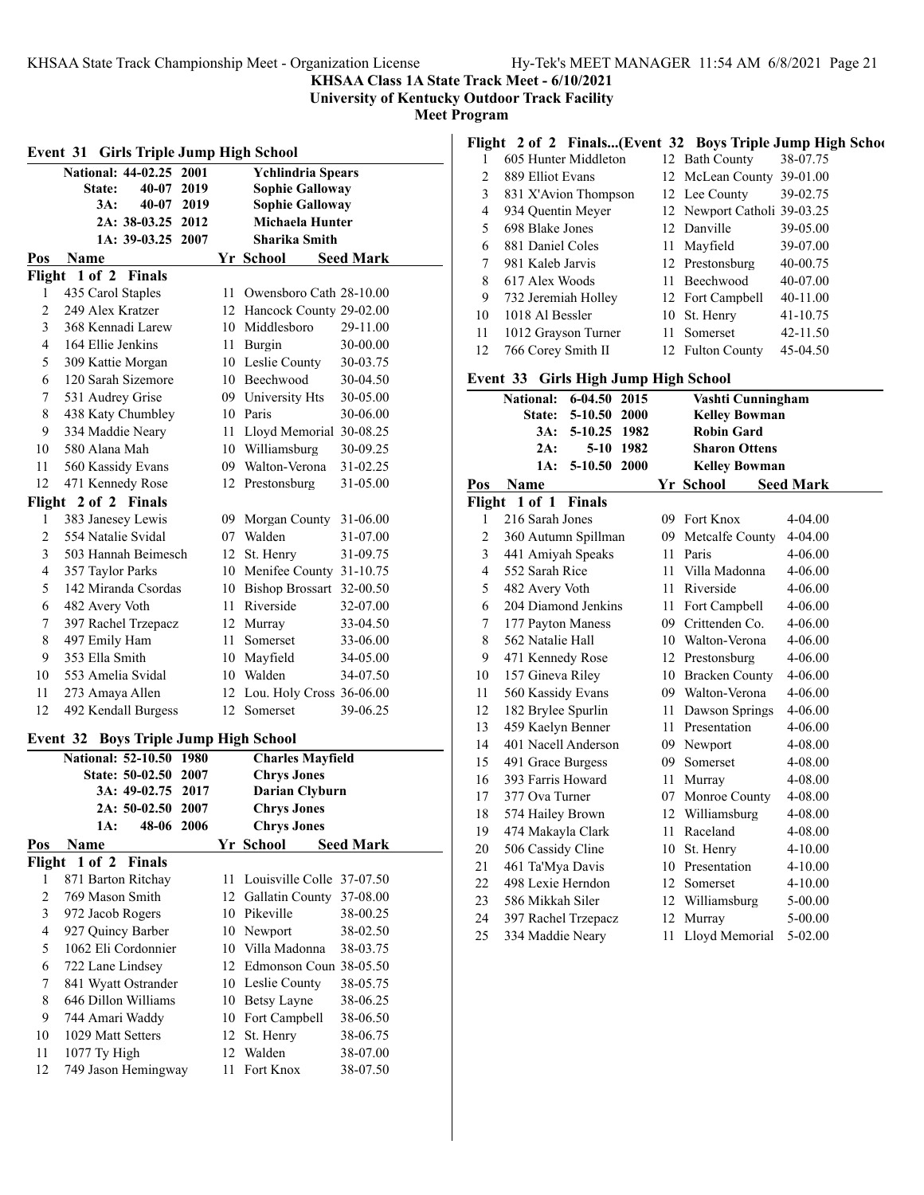**KHSAA Class 1A State Track Meet - 6/10/2021**
**University of Kentucky Outdoor Track Facility**
**Meet Program**

### Event 31 Girls Triple Jump High School

| | | | |
|---|---|---|---|
| National: | 44-02.25 | 2001 | Ychlindria Spears |
| State: | 40-07 | 2019 | Sophie Galloway |
| 3A: | 40-07 | 2019 | Sophie Galloway |
| 2A: | 38-03.25 | 2012 | Michaela Hunter |
| 1A: | 39-03.25 | 2007 | Sharika Smith |

| Pos | Name | Yr | School | Seed Mark |
|---|---|---|---|---|
| **Flight 1 of 2 Finals** | | | | |
| 1 | 435 Carol Staples | 11 | Owensboro Cath | 28-10.00 |
| 2 | 249 Alex Kratzer | 12 | Hancock County | 29-02.00 |
| 3 | 368 Kennadi Larew | 10 | Middlesboro | 29-11.00 |
| 4 | 164 Ellie Jenkins | 11 | Burgin | 30-00.00 |
| 5 | 309 Kattie Morgan | 10 | Leslie County | 30-03.75 |
| 6 | 120 Sarah Sizemore | 10 | Beechwood | 30-04.50 |
| 7 | 531 Audrey Grise | 09 | University Hts | 30-05.00 |
| 8 | 438 Katy Chumbley | 10 | Paris | 30-06.00 |
| 9 | 334 Maddie Neary | 11 | Lloyd Memorial | 30-08.25 |
| 10 | 580 Alana Mah | 10 | Williamsburg | 30-09.25 |
| 11 | 560 Kassidy Evans | 09 | Walton-Verona | 31-02.25 |
| 12 | 471 Kennedy Rose | 12 | Prestonsburg | 31-05.00 |
| **Flight 2 of 2 Finals** | | | | |
| 1 | 383 Janesey Lewis | 09 | Morgan County | 31-06.00 |
| 2 | 554 Natalie Svidal | 07 | Walden | 31-07.00 |
| 3 | 503 Hannah Beimesch | 12 | St. Henry | 31-09.75 |
| 4 | 357 Taylor Parks | 10 | Menifee County | 31-10.75 |
| 5 | 142 Miranda Csordas | 10 | Bishop Brossart | 32-00.50 |
| 6 | 482 Avery Voth | 11 | Riverside | 32-07.00 |
| 7 | 397 Rachel Trzepacz | 12 | Murray | 33-04.50 |
| 8 | 497 Emily Ham | 11 | Somerset | 33-06.00 |
| 9 | 353 Ella Smith | 10 | Mayfield | 34-05.00 |
| 10 | 553 Amelia Svidal | 10 | Walden | 34-07.50 |
| 11 | 273 Amaya Allen | 12 | Lou. Holy Cross | 36-06.00 |
| 12 | 492 Kendall Burgess | 12 | Somerset | 39-06.25 |

### Event 32 Boys Triple Jump High School

| | | | |
|---|---|---|---|
| National: | 52-10.50 | 1980 | Charles Mayfield |
| State: | 50-02.50 | 2007 | Chrys Jones |
| 3A: | 49-02.75 | 2017 | Darian Clyburn |
| 2A: | 50-02.50 | 2007 | Chrys Jones |
| 1A: | 48-06 | 2006 | Chrys Jones |

| Pos | Name | Yr | School | Seed Mark |
|---|---|---|---|---|
| **Flight 1 of 2 Finals** | | | | |
| 1 | 871 Barton Ritchay | 11 | Louisville Colle | 37-07.50 |
| 2 | 769 Mason Smith | 12 | Gallatin County | 37-08.00 |
| 3 | 972 Jacob Rogers | 10 | Pikeville | 38-00.25 |
| 4 | 927 Quincy Barber | 10 | Newport | 38-02.50 |
| 5 | 1062 Eli Cordonnier | 10 | Villa Madonna | 38-03.75 |
| 6 | 722 Lane Lindsey | 12 | Edmonson Coun | 38-05.50 |
| 7 | 841 Wyatt Ostrander | 10 | Leslie County | 38-05.75 |
| 8 | 646 Dillon Williams | 10 | Betsy Layne | 38-06.25 |
| 9 | 744 Amari Waddy | 10 | Fort Campbell | 38-06.50 |
| 10 | 1029 Matt Setters | 12 | St. Henry | 38-06.75 |
| 11 | 1077 Ty High | 12 | Walden | 38-07.00 |
| 12 | 749 Jason Hemingway | 11 | Fort Knox | 38-07.50 |
| **Flight 2 of 2 Finals...(Event 32 Boys Triple Jump High School)** | | | | |
| 1 | 605 Hunter Middleton | 12 | Bath County | 38-07.75 |
| 2 | 889 Elliot Evans | 12 | McLean County | 39-01.00 |
| 3 | 831 X'Avion Thompson | 12 | Lee County | 39-02.75 |
| 4 | 934 Quentin Meyer | 12 | Newport Catholi | 39-03.25 |
| 5 | 698 Blake Jones | 12 | Danville | 39-05.00 |
| 6 | 881 Daniel Coles | 11 | Mayfield | 39-07.00 |
| 7 | 981 Kaleb Jarvis | 12 | Prestonsburg | 40-00.75 |
| 8 | 617 Alex Woods | 11 | Beechwood | 40-07.00 |
| 9 | 732 Jeremiah Holley | 12 | Fort Campbell | 40-11.00 |
| 10 | 1018 Al Bessler | 10 | St. Henry | 41-10.75 |
| 11 | 1012 Grayson Turner | 11 | Somerset | 42-11.50 |
| 12 | 766 Corey Smith II | 12 | Fulton County | 45-04.50 |

### Event 33 Girls High Jump High School

| | | | |
|---|---|---|---|
| National: | 6-04.50 | 2015 | Vashti Cunningham |
| State: | 5-10.50 | 2000 | Kelley Bowman |
| 3A: | 5-10.25 | 1982 | Robin Gard |
| 2A: | 5-10 | 1982 | Sharon Ottens |
| 1A: | 5-10.50 | 2000 | Kelley Bowman |

| Pos | Name | Yr | School | Seed Mark |
|---|---|---|---|---|
| **Flight 1 of 1 Finals** | | | | |
| 1 | 216 Sarah Jones | 09 | Fort Knox | 4-04.00 |
| 2 | 360 Autumn Spillman | 09 | Metcalfe County | 4-04.00 |
| 3 | 441 Amiyah Speaks | 11 | Paris | 4-06.00 |
| 4 | 552 Sarah Rice | 11 | Villa Madonna | 4-06.00 |
| 5 | 482 Avery Voth | 11 | Riverside | 4-06.00 |
| 6 | 204 Diamond Jenkins | 11 | Fort Campbell | 4-06.00 |
| 7 | 177 Payton Maness | 09 | Crittenden Co. | 4-06.00 |
| 8 | 562 Natalie Hall | 10 | Walton-Verona | 4-06.00 |
| 9 | 471 Kennedy Rose | 12 | Prestonsburg | 4-06.00 |
| 10 | 157 Gineva Riley | 10 | Bracken County | 4-06.00 |
| 11 | 560 Kassidy Evans | 09 | Walton-Verona | 4-06.00 |
| 12 | 182 Brylee Spurlin | 11 | Dawson Springs | 4-06.00 |
| 13 | 459 Kaelyn Benner | 11 | Presentation | 4-06.00 |
| 14 | 401 Nacell Anderson | 09 | Newport | 4-08.00 |
| 15 | 491 Grace Burgess | 09 | Somerset | 4-08.00 |
| 16 | 393 Farris Howard | 11 | Murray | 4-08.00 |
| 17 | 377 Ova Turner | 07 | Monroe County | 4-08.00 |
| 18 | 574 Hailey Brown | 12 | Williamsburg | 4-08.00 |
| 19 | 474 Makayla Clark | 11 | Raceland | 4-08.00 |
| 20 | 506 Cassidy Cline | 10 | St. Henry | 4-10.00 |
| 21 | 461 Ta'Mya Davis | 10 | Presentation | 4-10.00 |
| 22 | 498 Lexie Herndon | 12 | Somerset | 4-10.00 |
| 23 | 586 Mikkah Siler | 12 | Williamsburg | 5-00.00 |
| 24 | 397 Rachel Trzepacz | 12 | Murray | 5-00.00 |
| 25 | 334 Maddie Neary | 11 | Lloyd Memorial | 5-02.00 |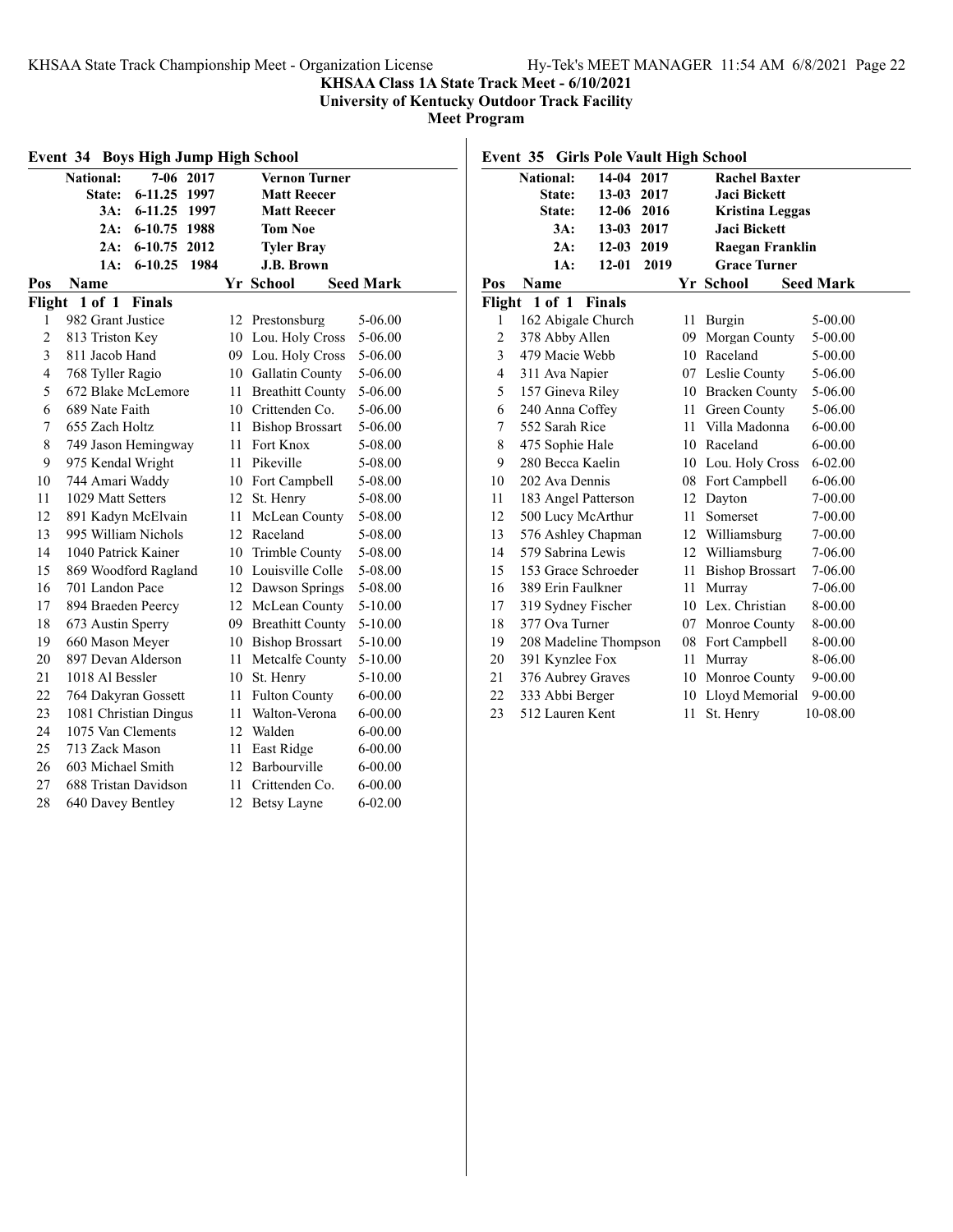**KHSAA Class 1A State Track Meet - 6/10/2021**
**University of Kentucky Outdoor Track Facility**
**Meet Program**

### Event 34 Boys High Jump High School

| Record | Mark | Year | Name |
|---|---|---|---|
| National: | 7-06 | 2017 | Vernon Turner |
| State: | 6-11.25 | 1997 | Matt Reecer |
| 3A: | 6-11.25 | 1997 | Matt Reecer |
| 2A: | 6-10.75 | 1988 | Tom Noe |
| 2A: | 6-10.75 | 2012 | Tyler Bray |
| 1A: | 6-10.25 | 1984 | J.B. Brown |

**Flight 1 of 1 Finals**

| Pos | Name | Yr | School | Seed Mark |
|---|---|---|---|---|
| 1 | 982 Grant Justice | 12 | Prestonsburg | 5-06.00 |
| 2 | 813 Triston Key | 10 | Lou. Holy Cross | 5-06.00 |
| 3 | 811 Jacob Hand | 09 | Lou. Holy Cross | 5-06.00 |
| 4 | 768 Tyller Ragio | 10 | Gallatin County | 5-06.00 |
| 5 | 672 Blake McLemore | 11 | Breathitt County | 5-06.00 |
| 6 | 689 Nate Faith | 10 | Crittenden Co. | 5-06.00 |
| 7 | 655 Zach Holtz | 11 | Bishop Brossart | 5-06.00 |
| 8 | 749 Jason Hemingway | 11 | Fort Knox | 5-08.00 |
| 9 | 975 Kendal Wright | 11 | Pikeville | 5-08.00 |
| 10 | 744 Amari Waddy | 10 | Fort Campbell | 5-08.00 |
| 11 | 1029 Matt Setters | 12 | St. Henry | 5-08.00 |
| 12 | 891 Kadyn McElvain | 11 | McLean County | 5-08.00 |
| 13 | 995 William Nichols | 12 | Raceland | 5-08.00 |
| 14 | 1040 Patrick Kainer | 10 | Trimble County | 5-08.00 |
| 15 | 869 Woodford Ragland | 10 | Louisville Colle | 5-08.00 |
| 16 | 701 Landon Pace | 12 | Dawson Springs | 5-08.00 |
| 17 | 894 Braeden Peercy | 12 | McLean County | 5-10.00 |
| 18 | 673 Austin Sperry | 09 | Breathitt County | 5-10.00 |
| 19 | 660 Mason Meyer | 10 | Bishop Brossart | 5-10.00 |
| 20 | 897 Devan Alderson | 11 | Metcalfe County | 5-10.00 |
| 21 | 1018 Al Bessler | 10 | St. Henry | 5-10.00 |
| 22 | 764 Dakyran Gossett | 11 | Fulton County | 6-00.00 |
| 23 | 1081 Christian Dingus | 11 | Walton-Verona | 6-00.00 |
| 24 | 1075 Van Clements | 12 | Walden | 6-00.00 |
| 25 | 713 Zack Mason | 11 | East Ridge | 6-00.00 |
| 26 | 603 Michael Smith | 12 | Barbourville | 6-00.00 |
| 27 | 688 Tristan Davidson | 11 | Crittenden Co. | 6-00.00 |
| 28 | 640 Davey Bentley | 12 | Betsy Layne | 6-02.00 |

### Event 35 Girls Pole Vault High School

| Record | Mark | Year | Name |
|---|---|---|---|
| National: | 14-04 | 2017 | Rachel Baxter |
| State: | 13-03 | 2017 | Jaci Bickett |
| State: | 12-06 | 2016 | Kristina Leggas |
| 3A: | 13-03 | 2017 | Jaci Bickett |
| 2A: | 12-03 | 2019 | Raegan Franklin |
| 1A: | 12-01 | 2019 | Grace Turner |

**Flight 1 of 1 Finals**

| Pos | Name | Yr | School | Seed Mark |
|---|---|---|---|---|
| 1 | 162 Abigale Church | 11 | Burgin | 5-00.00 |
| 2 | 378 Abby Allen | 09 | Morgan County | 5-00.00 |
| 3 | 479 Macie Webb | 10 | Raceland | 5-00.00 |
| 4 | 311 Ava Napier | 07 | Leslie County | 5-06.00 |
| 5 | 157 Gineva Riley | 10 | Bracken County | 5-06.00 |
| 6 | 240 Anna Coffey | 11 | Green County | 5-06.00 |
| 7 | 552 Sarah Rice | 11 | Villa Madonna | 6-00.00 |
| 8 | 475 Sophie Hale | 10 | Raceland | 6-00.00 |
| 9 | 280 Becca Kaelin | 10 | Lou. Holy Cross | 6-02.00 |
| 10 | 202 Ava Dennis | 08 | Fort Campbell | 6-06.00 |
| 11 | 183 Angel Patterson | 12 | Dayton | 7-00.00 |
| 12 | 500 Lucy McArthur | 11 | Somerset | 7-00.00 |
| 13 | 576 Ashley Chapman | 12 | Williamsburg | 7-00.00 |
| 14 | 579 Sabrina Lewis | 12 | Williamsburg | 7-06.00 |
| 15 | 153 Grace Schroeder | 11 | Bishop Brossart | 7-06.00 |
| 16 | 389 Erin Faulkner | 11 | Murray | 7-06.00 |
| 17 | 319 Sydney Fischer | 10 | Lex. Christian | 8-00.00 |
| 18 | 377 Ova Turner | 07 | Monroe County | 8-00.00 |
| 19 | 208 Madeline Thompson | 08 | Fort Campbell | 8-00.00 |
| 20 | 391 Kynzlee Fox | 11 | Murray | 8-06.00 |
| 21 | 376 Aubrey Graves | 10 | Monroe County | 9-00.00 |
| 22 | 333 Abbi Berger | 10 | Lloyd Memorial | 9-00.00 |
| 23 | 512 Lauren Kent | 11 | St. Henry | 10-08.00 |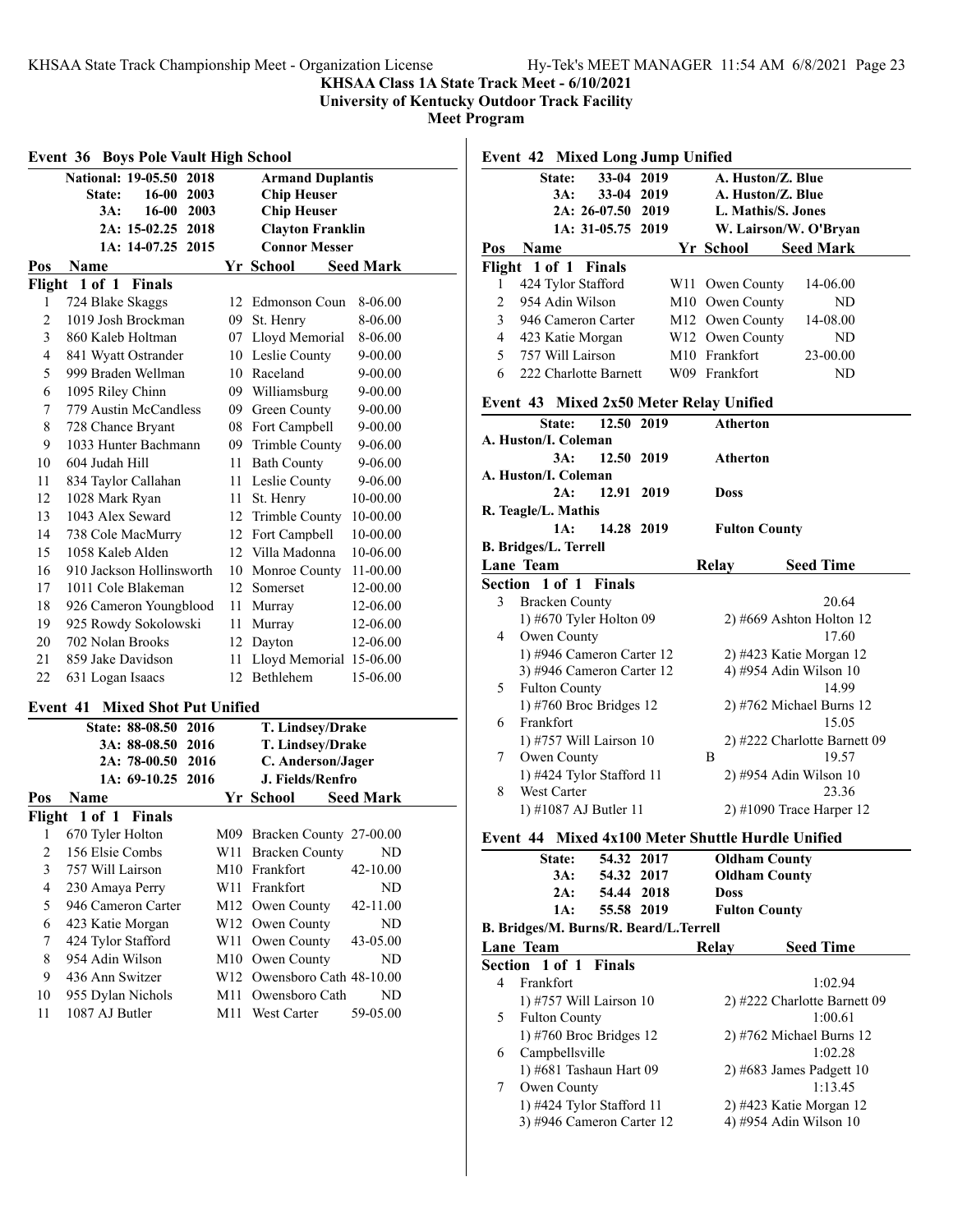**KHSAA Class 1A State Track Meet - 6/10/2021**
**University of Kentucky Outdoor Track Facility**
**Meet Program**

## Event 36 Boys Pole Vault High School

| Record | Mark | Year | Holder |
|---|---|---|---|
| National: | 19-05.50 | 2018 | Armand Duplantis |
| State: | 16-00 | 2003 | Chip Heuser |
| 3A: | 16-00 | 2003 | Chip Heuser |
| 2A: | 15-02.25 | 2018 | Clayton Franklin |
| 1A: | 14-07.25 | 2015 | Connor Messer |

**Flight 1 of 1 Finals**

| Pos | Name | Yr | School | Seed Mark |
|---|---|---|---|---|
| 1 | 724 Blake Skaggs | 12 | Edmonson Coun | 8-06.00 |
| 2 | 1019 Josh Brockman | 09 | St. Henry | 8-06.00 |
| 3 | 860 Kaleb Holtman | 07 | Lloyd Memorial | 8-06.00 |
| 4 | 841 Wyatt Ostrander | 10 | Leslie County | 9-00.00 |
| 5 | 999 Braden Wellman | 10 | Raceland | 9-00.00 |
| 6 | 1095 Riley Chinn | 09 | Williamsburg | 9-00.00 |
| 7 | 779 Austin McCandless | 09 | Green County | 9-00.00 |
| 8 | 728 Chance Bryant | 08 | Fort Campbell | 9-00.00 |
| 9 | 1033 Hunter Bachmann | 09 | Trimble County | 9-06.00 |
| 10 | 604 Judah Hill | 11 | Bath County | 9-06.00 |
| 11 | 834 Taylor Callahan | 11 | Leslie County | 9-06.00 |
| 12 | 1028 Mark Ryan | 11 | St. Henry | 10-00.00 |
| 13 | 1043 Alex Seward | 12 | Trimble County | 10-00.00 |
| 14 | 738 Cole MacMurry | 12 | Fort Campbell | 10-00.00 |
| 15 | 1058 Kaleb Alden | 12 | Villa Madonna | 10-06.00 |
| 16 | 910 Jackson Hollinsworth | 10 | Monroe County | 11-00.00 |
| 17 | 1011 Cole Blakeman | 12 | Somerset | 12-00.00 |
| 18 | 926 Cameron Youngblood | 11 | Murray | 12-06.00 |
| 19 | 925 Rowdy Sokolowski | 11 | Murray | 12-06.00 |
| 20 | 702 Nolan Brooks | 12 | Dayton | 12-06.00 |
| 21 | 859 Jake Davidson | 11 | Lloyd Memorial | 15-06.00 |
| 22 | 631 Logan Isaacs | 12 | Bethlehem | 15-06.00 |

## Event 41 Mixed Shot Put Unified

| Record | Mark | Year | Holder |
|---|---|---|---|
| State: | 88-08.50 | 2016 | T. Lindsey/Drake |
| 3A: | 88-08.50 | 2016 | T. Lindsey/Drake |
| 2A: | 78-00.50 | 2016 | C. Anderson/Jager |
| 1A: | 69-10.25 | 2016 | J. Fields/Renfro |

**Flight 1 of 1 Finals**

| Pos | Name | Yr | School | Seed Mark |
|---|---|---|---|---|
| 1 | 670 Tyler Holton | M09 | Bracken County | 27-00.00 |
| 2 | 156 Elsie Combs | W11 | Bracken County | ND |
| 3 | 757 Will Lairson | M10 | Frankfort | 42-10.00 |
| 4 | 230 Amaya Perry | W11 | Frankfort | ND |
| 5 | 946 Cameron Carter | M12 | Owen County | 42-11.00 |
| 6 | 423 Katie Morgan | W12 | Owen County | ND |
| 7 | 424 Tylor Stafford | W11 | Owen County | 43-05.00 |
| 8 | 954 Adin Wilson | M10 | Owen County | ND |
| 9 | 436 Ann Switzer | W12 | Owensboro Cath | 48-10.00 |
| 10 | 955 Dylan Nichols | M11 | Owensboro Cath | ND |
| 11 | 1087 AJ Butler | M11 | West Carter | 59-05.00 |

## Event 42 Mixed Long Jump Unified

| Record | Mark | Year | Holder |
|---|---|---|---|
| State: | 33-04 | 2019 | A. Huston/Z. Blue |
| 3A: | 33-04 | 2019 | A. Huston/Z. Blue |
| 2A: | 26-07.50 | 2019 | L. Mathis/S. Jones |
| 1A: | 31-05.75 | 2019 | W. Lairson/W. O'Bryan |

**Flight 1 of 1 Finals**

| Pos | Name | Yr | School | Seed Mark |
|---|---|---|---|---|
| 1 | 424 Tylor Stafford | W11 | Owen County | 14-06.00 |
| 2 | 954 Adin Wilson | M10 | Owen County | ND |
| 3 | 946 Cameron Carter | M12 | Owen County | 14-08.00 |
| 4 | 423 Katie Morgan | W12 | Owen County | ND |
| 5 | 757 Will Lairson | M10 | Frankfort | 23-00.00 |
| 6 | 222 Charlotte Barnett | W09 | Frankfort | ND |

## Event 43 Mixed 2x50 Meter Relay Unified

| Record | Mark | Year | Holder |
|---|---|---|---|
| State: | 12.50 | 2019 | Atherton — A. Huston/I. Coleman |
| 3A: | 12.50 | 2019 | Atherton — A. Huston/I. Coleman |
| 2A: | 12.91 | 2019 | Doss — R. Teagle/L. Mathis |
| 1A: | 14.28 | 2019 | Fulton County — B. Bridges/L. Terrell |

**Section 1 of 1 Finals**

| Lane | Team | Relay | Seed Time |
|---|---|---|---|
| 3 | Bracken County | | 20.64 |
| | 1) #670 Tyler Holton 09 | 2) #669 Ashton Holton 12 | |
| 4 | Owen County | | 17.60 |
| | 1) #946 Cameron Carter 12 | 2) #423 Katie Morgan 12 | |
| | 3) #946 Cameron Carter 12 | 4) #954 Adin Wilson 10 | |
| 5 | Fulton County | | 14.99 |
| | 1) #760 Broc Bridges 12 | 2) #762 Michael Burns 12 | |
| 6 | Frankfort | | 15.05 |
| | 1) #757 Will Lairson 10 | 2) #222 Charlotte Barnett 09 | |
| 7 | Owen County | B | 19.57 |
| | 1) #424 Tylor Stafford 11 | 2) #954 Adin Wilson 10 | |
| 8 | West Carter | | 23.36 |
| | 1) #1087 AJ Butler 11 | 2) #1090 Trace Harper 12 | |

## Event 44 Mixed 4x100 Meter Shuttle Hurdle Unified

| Record | Mark | Year | Holder |
|---|---|---|---|
| State: | 54.32 | 2017 | Oldham County |
| 3A: | 54.32 | 2017 | Oldham County |
| 2A: | 54.44 | 2018 | Doss |
| 1A: | 55.58 | 2019 | Fulton County — B. Bridges/M. Burns/R. Beard/L.Terrell |

**Section 1 of 1 Finals**

| Lane | Team | Relay | Seed Time |
|---|---|---|---|
| 4 | Frankfort | | 1:02.94 |
| | 1) #757 Will Lairson 10 | 2) #222 Charlotte Barnett 09 | |
| 5 | Fulton County | | 1:00.61 |
| | 1) #760 Broc Bridges 12 | 2) #762 Michael Burns 12 | |
| 6 | Campbellsville | | 1:02.28 |
| | 1) #681 Tashaun Hart 09 | 2) #683 James Padgett 10 | |
| 7 | Owen County | | 1:13.45 |
| | 1) #424 Tylor Stafford 11 | 2) #423 Katie Morgan 12 | |
| | 3) #946 Cameron Carter 12 | 4) #954 Adin Wilson 10 | |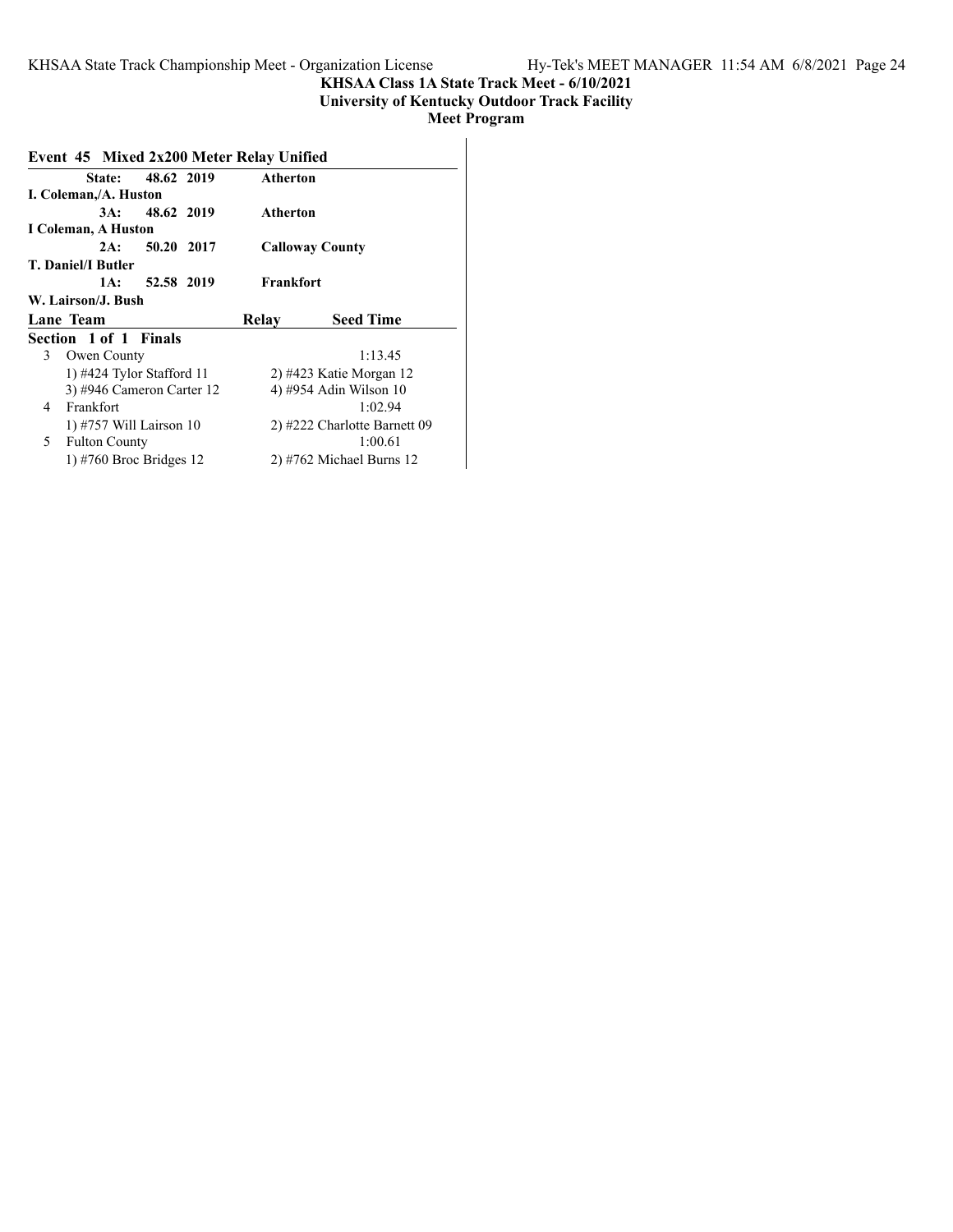**KHSAA Class 1A State Track Meet - 6/10/2021**
**University of Kentucky Outdoor Track Facility**
**Meet Program**

## Event 45 Mixed 2x200 Meter Relay Unified

| | | | |
|---|---|---|---|
| **State:** | **48.62** | **2019** | **Atherton** |
| **I. Coleman,/A. Huston** | | | |
| **3A:** | **48.62** | **2019** | **Atherton** |
| **I Coleman, A Huston** | | | |
| **2A:** | **50.20** | **2017** | **Calloway County** |
| **T. Daniel/I Butler** | | | |
| **1A:** | **52.58** | **2019** | **Frankfort** |
| **W. Lairson/J. Bush** | | | |

| Lane | Team | Relay | Seed Time |
|---|---|---|---|
| **Section 1 of 1 Finals** | | | |
| 3 | Owen County | | 1:13.45 |
| | 1) #424 Tylor Stafford 11 | 2) #423 Katie Morgan 12 | |
| | 3) #946 Cameron Carter 12 | 4) #954 Adin Wilson 10 | |
| 4 | Frankfort | | 1:02.94 |
| | 1) #757 Will Lairson 10 | 2) #222 Charlotte Barnett 09 | |
| 5 | Fulton County | | 1:00.61 |
| | 1) #760 Broc Bridges 12 | 2) #762 Michael Burns 12 | |